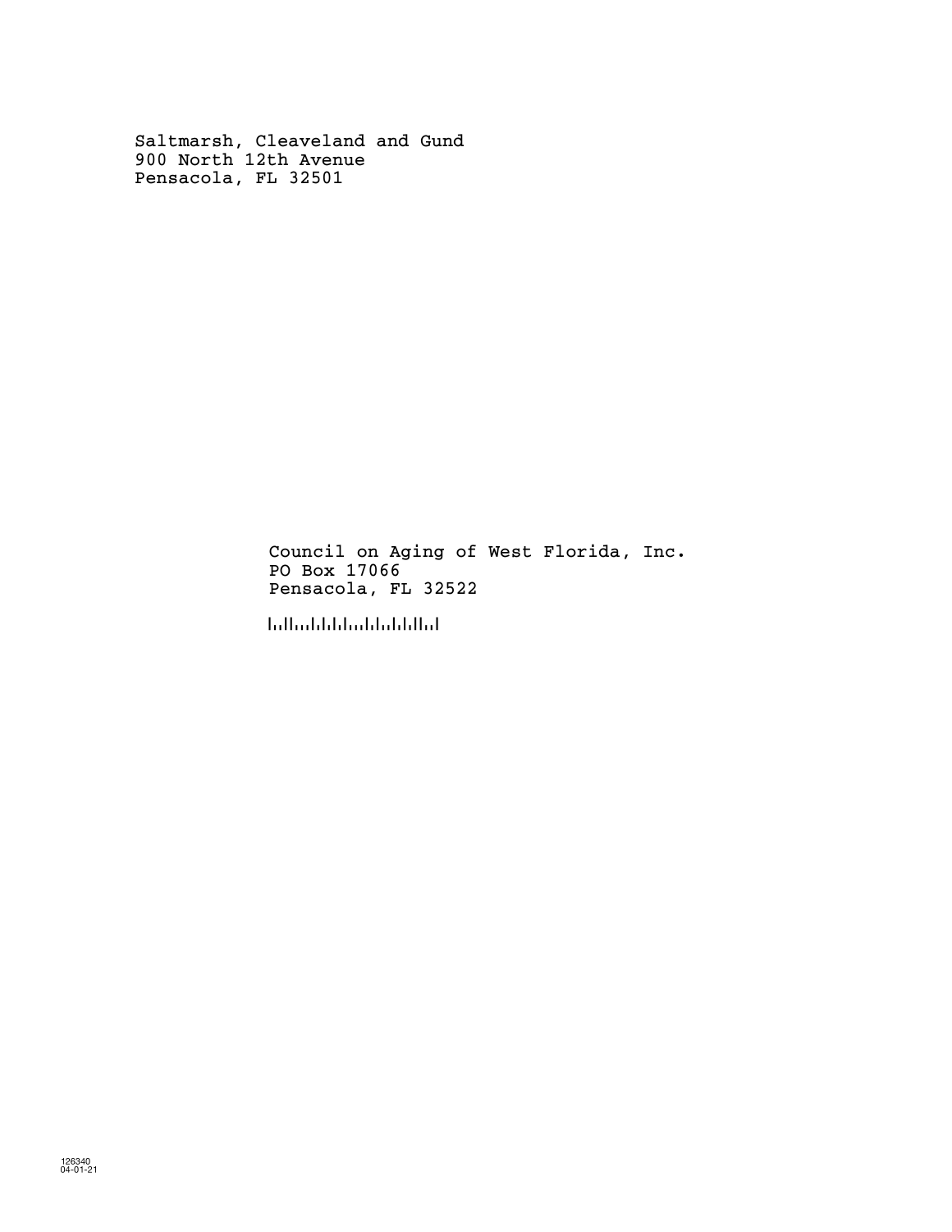Saltmarsh, Cleaveland and Gund
900 North 12th Avenue
Pensacola, FL 32501

Council on Aging of West Florida, Inc.
PO Box 17066
Pensacola, FL 32522

126340
04-01-21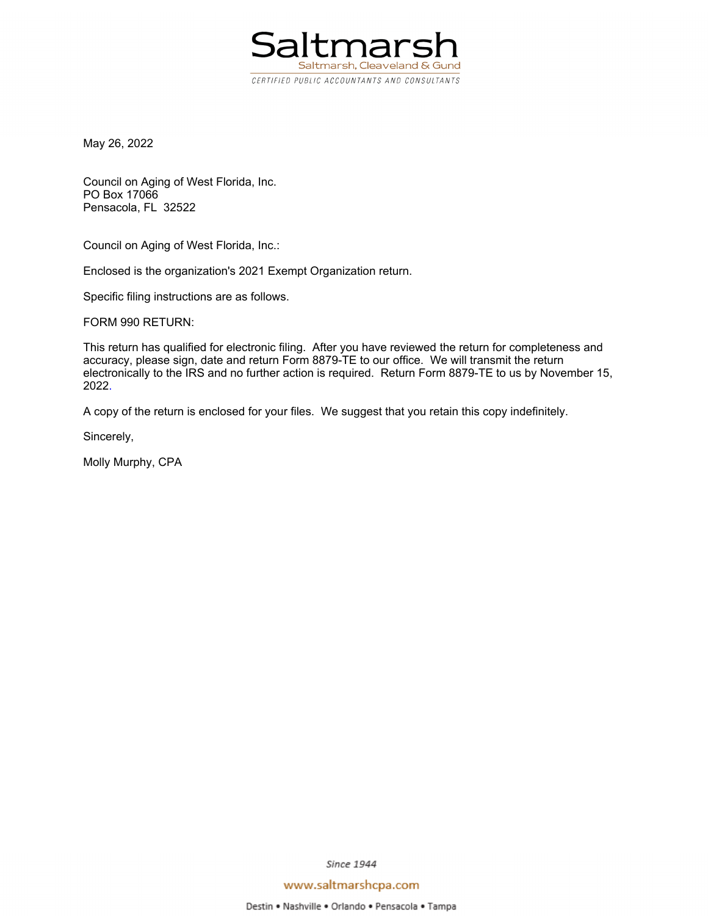Saltmarsh

Saltmarsh, Cleaveland & Gund

CERTIFIED PUBLIC ACCOUNTANTS AND CONSULTANTS

May 26, 2022

Council on Aging of West Florida, Inc.
PO Box 17066
Pensacola, FL 32522

Council on Aging of West Florida, Inc.:

Enclosed is the organization's 2021 Exempt Organization return.

Specific filing instructions are as follows.

FORM 990 RETURN:

This return has qualified for electronic filing. After you have reviewed the return for completeness and accuracy, please sign, date and return Form 8879-TE to our office. We will transmit the return electronically to the IRS and no further action is required. Return Form 8879-TE to us by November 15, 2022.

A copy of the return is enclosed for your files. We suggest that you retain this copy indefinitely.

Sincerely,

Molly Murphy, CPA

*Since 1944*

www.saltmarshcpa.com

Destin • Nashville • Orlando • Pensacola • Tampa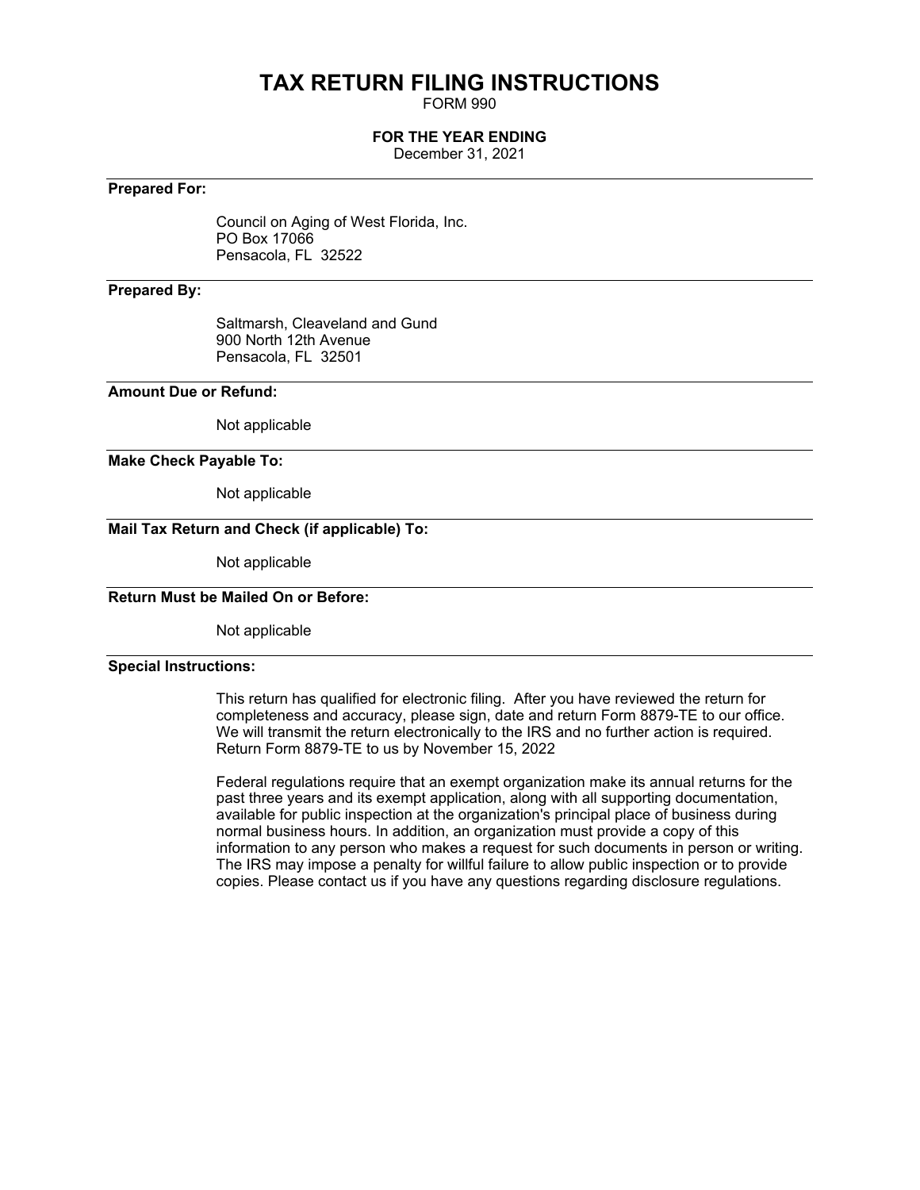# TAX RETURN FILING INSTRUCTIONS

FORM 990

**FOR THE YEAR ENDING**

December 31, 2021

---

**Prepared For:**

Council on Aging of West Florida, Inc.
PO Box 17066
Pensacola, FL 32522

---

**Prepared By:**

Saltmarsh, Cleaveland and Gund
900 North 12th Avenue
Pensacola, FL 32501

---

**Amount Due or Refund:**

Not applicable

---

**Make Check Payable To:**

Not applicable

---

**Mail Tax Return and Check (if applicable) To:**

Not applicable

---

**Return Must be Mailed On or Before:**

Not applicable

---

**Special Instructions:**

This return has qualified for electronic filing. After you have reviewed the return for completeness and accuracy, please sign, date and return Form 8879-TE to our office. We will transmit the return electronically to the IRS and no further action is required. Return Form 8879-TE to us by November 15, 2022

Federal regulations require that an exempt organization make its annual returns for the past three years and its exempt application, along with all supporting documentation, available for public inspection at the organization's principal place of business during normal business hours. In addition, an organization must provide a copy of this information to any person who makes a request for such documents in person or writing. The IRS may impose a penalty for willful failure to allow public inspection or to provide copies. Please contact us if you have any questions regarding disclosure regulations.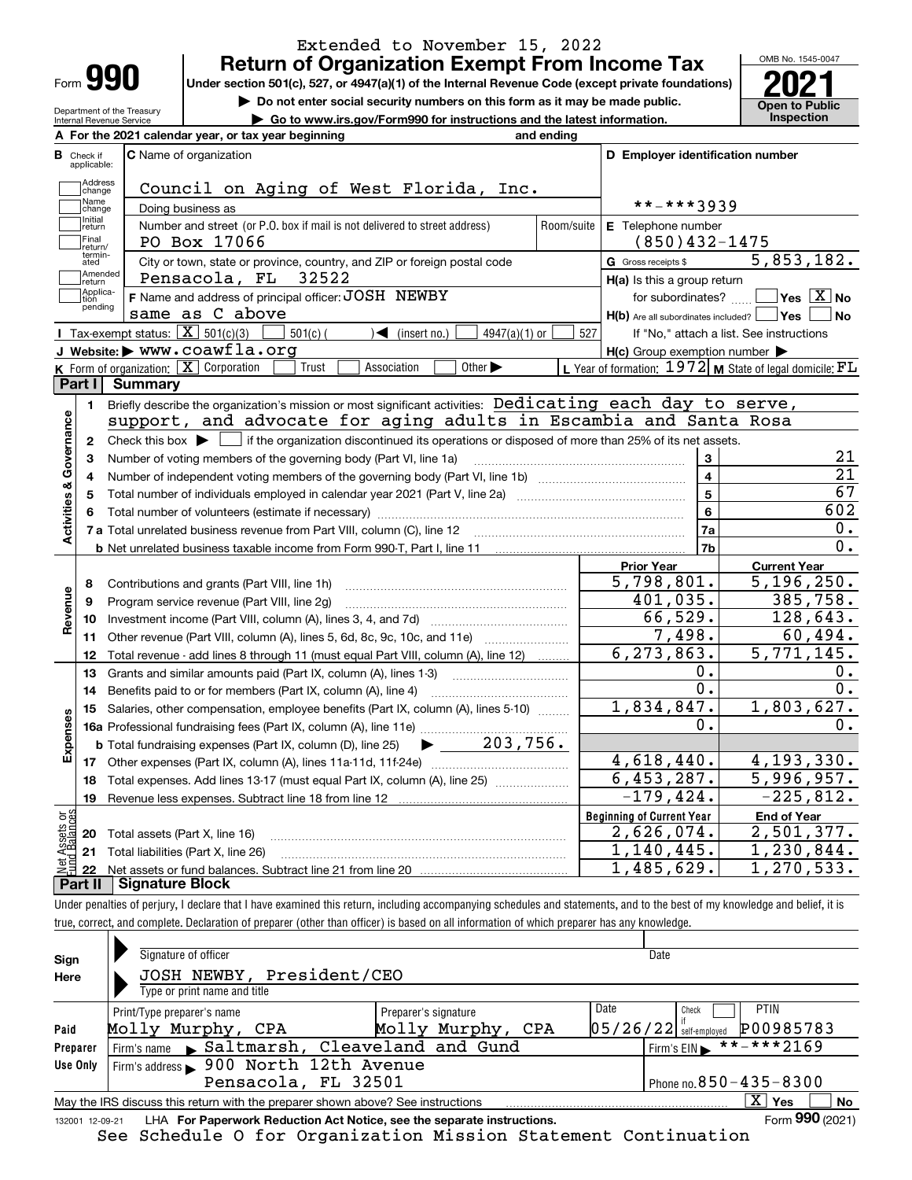Extended to November 15, 2022

# Form 990 Return of Organization Exempt From Income Tax

**Under section 501(c), 527, or 4947(a)(1) of the Internal Revenue Code (except private foundations)**

▶ Do not enter social security numbers on this form as it may be made public.

▶ Go to www.irs.gov/Form990 for instructions and the latest information.

Department of the Treasury
Internal Revenue Service

OMB No. 1545-0047

**2021**

**Open to Public Inspection**

**A** For the 2021 calendar year, or tax year beginning and ending

**B** Check if applicable: Address change, Name change, Initial return, Final return/terminated, Amended return, Application pending

**C** Name of organization: Council on Aging of West Florida, Inc.

Doing business as

Number and street (or P.O. box if mail is not delivered to street address): PO Box 17066 | Room/suite

City or town, state or province, country, and ZIP or foreign postal code: Pensacola, FL 32522

**D** Employer identification number: **-***3939

**E** Telephone number: (850)432-1475

**G** Gross receipts $ 5,853,182.

**F** Name and address of principal officer: JOSH NEWBY
same as C above

**H(a)** Is this a group return for subordinates? ☐ Yes ☒ No

**H(b)** Are all subordinates included? ☐ Yes ☐ No
If "No," attach a list. See instructions

**H(c)** Group exemption number ▶

**I** Tax-exempt status: ☒ 501(c)(3) ☐ 501(c) ( ) ◀ (insert no.) ☐ 4947(a)(1) or ☐ 527

**J** Website: ▶ www.coawfla.org

**K** Form of organization: ☒ Corporation ☐ Trust ☐ Association ☐ Other ▶

**L** Year of formation: 1972 **M** State of legal domicile: FL

## Part I Summary

### Activities & Governance

1 Briefly describe the organization's mission or most significant activities: Dedicating each day to serve, support, and advocate for aging adults in Escambia and Santa Rosa

2 Check this box ▶ ☐ if the organization discontinued its operations or disposed of more than 25% of its net assets.

| | | | |
|---|---|---|---|
| 3 | Number of voting members of the governing body (Part VI, line 1a) | 3 | 21 |
| 4 | Number of independent voting members of the governing body (Part VI, line 1b) | 4 | 21 |
| 5 | Total number of individuals employed in calendar year 2021 (Part V, line 2a) | 5 | 67 |
| 6 | Total number of volunteers (estimate if necessary) | 6 | 602 |
| 7a | Total unrelated business revenue from Part VIII, column (C), line 12 | 7a | 0. |
| b | Net unrelated business taxable income from Form 990-T, Part I, line 11 | 7b | 0. |

### Revenue, Expenses, and Net Assets

| | | Prior Year | Current Year |
|---|---|---|---|
| **Revenue** | | | |
| 8 | Contributions and grants (Part VIII, line 1h) | 5,798,801. | 5,196,250. |
| 9 | Program service revenue (Part VIII, line 2g) | 401,035. | 385,758. |
| 10 | Investment income (Part VIII, column (A), lines 3, 4, and 7d) | 66,529. | 128,643. |
| 11 | Other revenue (Part VIII, column (A), lines 5, 6d, 8c, 9c, 10c, and 11e) | 7,498. | 60,494. |
| 12 | Total revenue - add lines 8 through 11 (must equal Part VIII, column (A), line 12) | 6,273,863. | 5,771,145. |
| **Expenses** | | | |
| 13 | Grants and similar amounts paid (Part IX, column (A), lines 1-3) | 0. | 0. |
| 14 | Benefits paid to or for members (Part IX, column (A), line 4) | 0. | 0. |
| 15 | Salaries, other compensation, employee benefits (Part IX, column (A), lines 5-10) | 1,834,847. | 1,803,627. |
| 16a | Professional fundraising fees (Part IX, column (A), line 11e) | 0. | 0. |
| b | Total fundraising expenses (Part IX, column (D), line 25) ▶ 203,756. | | |
| 17 | Other expenses (Part IX, column (A), lines 11a-11d, 11f-24e) | 4,618,440. | 4,193,330. |
| 18 | Total expenses. Add lines 13-17 (must equal Part IX, column (A), line 25) | 6,453,287. | 5,996,957. |
| 19 | Revenue less expenses. Subtract line 18 from line 12 | -179,424. | -225,812. |
| **Net Assets or Fund Balances** | | **Beginning of Current Year** | **End of Year** |
| 20 | Total assets (Part X, line 16) | 2,626,074. | 2,501,377. |
| 21 | Total liabilities (Part X, line 26) | 1,140,445. | 1,230,844. |
| 22 | Net assets or fund balances. Subtract line 21 from line 20 | 1,485,629. | 1,270,533. |

## Part II Signature Block

Under penalties of perjury, I declare that I have examined this return, including accompanying schedules and statements, and to the best of my knowledge and belief, it is true, correct, and complete. Declaration of preparer (other than officer) is based on all information of which preparer has any knowledge.

**Sign Here**

Signature of officer | Date

JOSH NEWBY, President/CEO
Type or print name and title

**Paid Preparer Use Only**

| Print/Type preparer's name | Preparer's signature | Date | Check if self-employed | PTIN |
|---|---|---|---|---|
| Molly Murphy, CPA | Molly Murphy, CPA | 05/26/22 | ☐ | P00985783 |

Firm's name ▶ Saltmarsh, Cleaveland and Gund | Firm's EIN ▶ **-***2169

Firm's address ▶ 900 North 12th Avenue, Pensacola, FL 32501 | Phone no. 850-435-8300

May the IRS discuss this return with the preparer shown above? See instructions ☒ Yes ☐ No

132001 12-09-21 LHA For Paperwork Reduction Act Notice, see the separate instructions. Form **990** (2021)

See Schedule O for Organization Mission Statement Continuation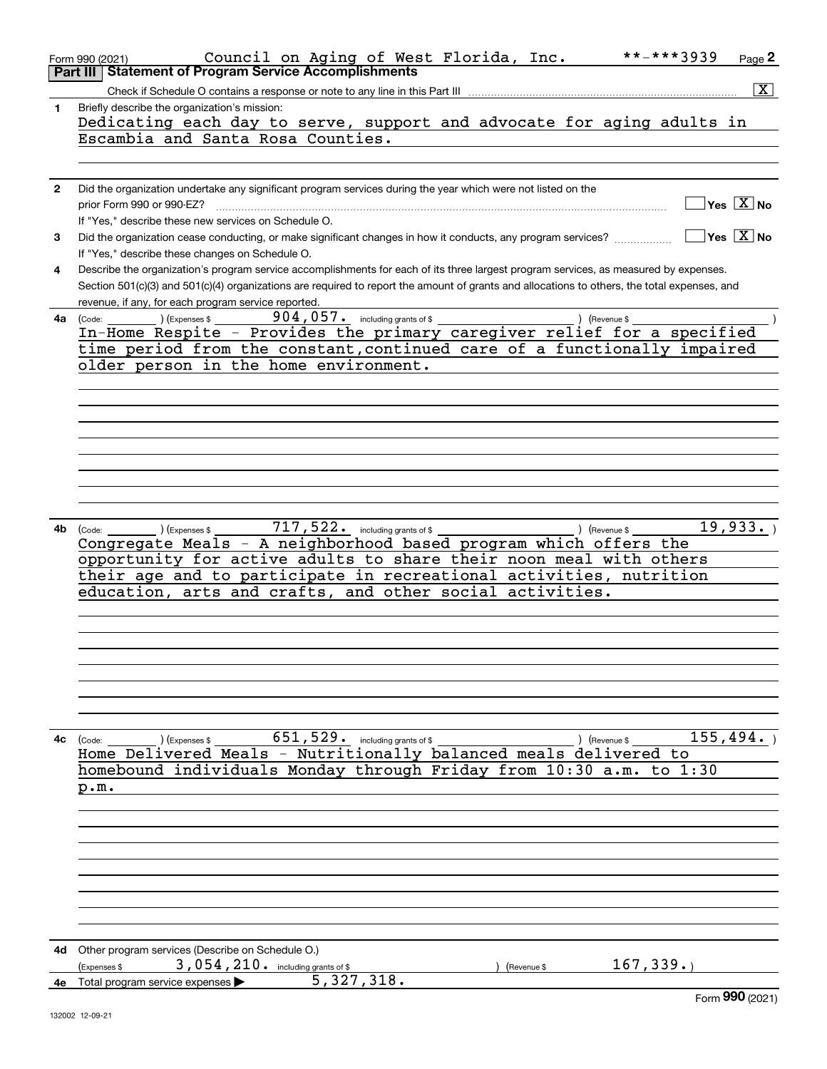Form 990 (2021) Council on Aging of West Florida, Inc. **-***3939 Page 2

## Part III Statement of Program Service Accomplishments

Check if Schedule O contains a response or note to any line in this Part III .......... [X]

**1** Briefly describe the organization's mission:

Dedicating each day to serve, support and advocate for aging adults in Escambia and Santa Rosa Counties.

**2** Did the organization undertake any significant program services during the year which were not listed on the prior Form 990 or 990-EZ? .......... [ ] Yes [X] No

If "Yes," describe these new services on Schedule O.

**3** Did the organization cease conducting, or make significant changes in how it conducts, any program services? .......... [ ] Yes [X] No

If "Yes," describe these changes on Schedule O.

**4** Describe the organization's program service accomplishments for each of its three largest program services, as measured by expenses. Section 501(c)(3) and 501(c)(4) organizations are required to report the amount of grants and allocations to others, the total expenses, and revenue, if any, for each program service reported.

**4a** (Code: ) (Expenses $ 904,057. including grants of $ ) (Revenue $ )

In-Home Respite - Provides the primary caregiver relief for a specified time period from the constant,continued care of a functionally impaired older person in the home environment.

**4b** (Code: ) (Expenses $ 717,522. including grants of $ ) (Revenue $ 19,933. )

Congregate Meals - A neighborhood based program which offers the opportunity for active adults to share their noon meal with others their age and to participate in recreational activities, nutrition education, arts and crafts, and other social activities.

**4c** (Code: ) (Expenses $ 651,529. including grants of $ ) (Revenue $ 155,494. )

Home Delivered Meals - Nutritionally balanced meals delivered to homebound individuals Monday through Friday from 10:30 a.m. to 1:30 p.m.

**4d** Other program services (Describe on Schedule O.)

(Expenses $ 3,054,210. including grants of $ ) (Revenue $ 167,339.)

**4e** Total program service expenses ▶ 5,327,318.

Form **990** (2021)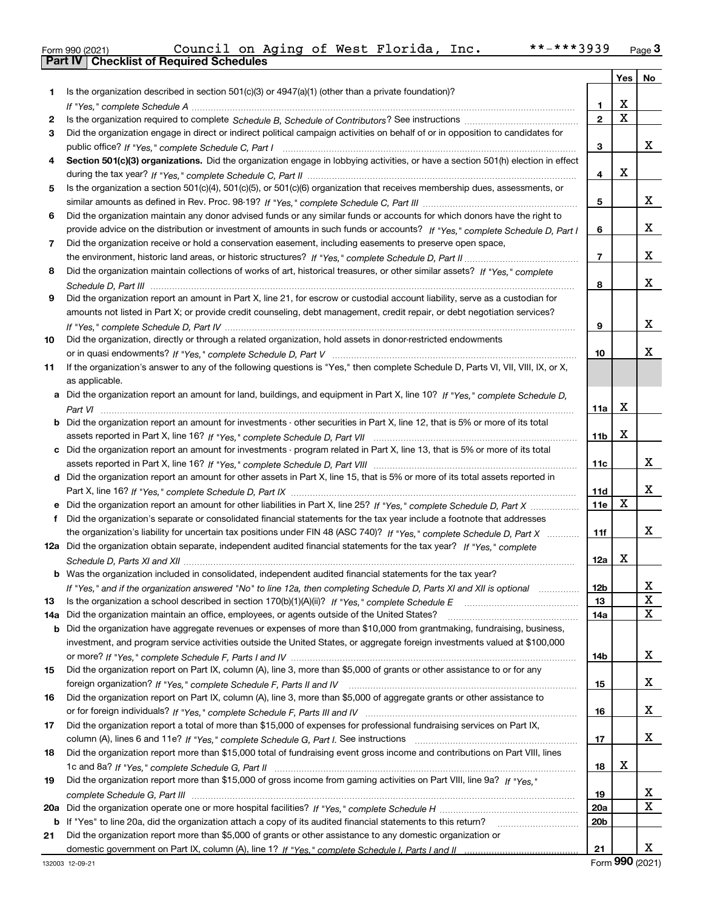Form 990 (2021) Council on Aging of West Florida, Inc. **-***3939 Page 3

## Part IV Checklist of Required Schedules

| | | | Yes | No |
|---|---|---|---|---|
| 1 | Is the organization described in section 501(c)(3) or 4947(a)(1) (other than a private foundation)? *If "Yes," complete Schedule A* | 1 | X | |
| 2 | Is the organization required to complete *Schedule B, Schedule of Contributors*? See instructions | 2 | X | |
| 3 | Did the organization engage in direct or indirect political campaign activities on behalf of or in opposition to candidates for public office? *If "Yes," complete Schedule C, Part I* | 3 | | X |
| 4 | **Section 501(c)(3) organizations.** Did the organization engage in lobbying activities, or have a section 501(h) election in effect during the tax year? *If "Yes," complete Schedule C, Part II* | 4 | X | |
| 5 | Is the organization a section 501(c)(4), 501(c)(5), or 501(c)(6) organization that receives membership dues, assessments, or similar amounts as defined in Rev. Proc. 98-19? *If "Yes," complete Schedule C, Part III* | 5 | | X |
| 6 | Did the organization maintain any donor advised funds or any similar funds or accounts for which donors have the right to provide advice on the distribution or investment of amounts in such funds or accounts? *If "Yes," complete Schedule D, Part I* | 6 | | X |
| 7 | Did the organization receive or hold a conservation easement, including easements to preserve open space, the environment, historic land areas, or historic structures? *If "Yes," complete Schedule D, Part II* | 7 | | X |
| 8 | Did the organization maintain collections of works of art, historical treasures, or other similar assets? *If "Yes," complete Schedule D, Part III* | 8 | | X |
| 9 | Did the organization report an amount in Part X, line 21, for escrow or custodial account liability, serve as a custodian for amounts not listed in Part X; or provide credit counseling, debt management, credit repair, or debt negotiation services? *If "Yes," complete Schedule D, Part IV* | 9 | | X |
| 10 | Did the organization, directly or through a related organization, hold assets in donor-restricted endowments or in quasi endowments? *If "Yes," complete Schedule D, Part V* | 10 | | X |
| 11 | If the organization's answer to any of the following questions is "Yes," then complete Schedule D, Parts VI, VII, VIII, IX, or X, as applicable. | | | |
| a | Did the organization report an amount for land, buildings, and equipment in Part X, line 10? *If "Yes," complete Schedule D, Part VI* | 11a | X | |
| b | Did the organization report an amount for investments - other securities in Part X, line 12, that is 5% or more of its total assets reported in Part X, line 16? *If "Yes," complete Schedule D, Part VII* | 11b | X | |
| c | Did the organization report an amount for investments - program related in Part X, line 13, that is 5% or more of its total assets reported in Part X, line 16? *If "Yes," complete Schedule D, Part VIII* | 11c | | X |
| d | Did the organization report an amount for other assets in Part X, line 15, that is 5% or more of its total assets reported in Part X, line 16? *If "Yes," complete Schedule D, Part IX* | 11d | | X |
| e | Did the organization report an amount for other liabilities in Part X, line 25? *If "Yes," complete Schedule D, Part X* | 11e | X | |
| f | Did the organization's separate or consolidated financial statements for the tax year include a footnote that addresses the organization's liability for uncertain tax positions under FIN 48 (ASC 740)? *If "Yes," complete Schedule D, Part X* | 11f | | X |
| 12a | Did the organization obtain separate, independent audited financial statements for the tax year? *If "Yes," complete Schedule D, Parts XI and XII* | 12a | X | |
| b | Was the organization included in consolidated, independent audited financial statements for the tax year? *If "Yes," and if the organization answered "No" to line 12a, then completing Schedule D, Parts XI and XII is optional* | 12b | | X |
| 13 | Is the organization a school described in section 170(b)(1)(A)(ii)? *If "Yes," complete Schedule E* | 13 | | X |
| 14a | Did the organization maintain an office, employees, or agents outside of the United States? | 14a | | X |
| b | Did the organization have aggregate revenues or expenses of more than $10,000 from grantmaking, fundraising, business, investment, and program service activities outside the United States, or aggregate foreign investments valued at $100,000 or more? *If "Yes," complete Schedule F, Parts I and IV* | 14b | | X |
| 15 | Did the organization report on Part IX, column (A), line 3, more than $5,000 of grants or other assistance to or for any foreign organization? *If "Yes," complete Schedule F, Parts II and IV* | 15 | | X |
| 16 | Did the organization report on Part IX, column (A), line 3, more than $5,000 of aggregate grants or other assistance to or for foreign individuals? *If "Yes," complete Schedule F, Parts III and IV* | 16 | | X |
| 17 | Did the organization report a total of more than $15,000 of expenses for professional fundraising services on Part IX, column (A), lines 6 and 11e? *If "Yes," complete Schedule G, Part I.* See instructions | 17 | | X |
| 18 | Did the organization report more than $15,000 total of fundraising event gross income and contributions on Part VIII, lines 1c and 8a? *If "Yes," complete Schedule G, Part II* | 18 | X | |
| 19 | Did the organization report more than $15,000 of gross income from gaming activities on Part VIII, line 9a? *If "Yes," complete Schedule G, Part III* | 19 | | X |
| 20a | Did the organization operate one or more hospital facilities? *If "Yes," complete Schedule H* | 20a | | X |
| b | If "Yes" to line 20a, did the organization attach a copy of its audited financial statements to this return? | 20b | | |
| 21 | Did the organization report more than $5,000 of grants or other assistance to any domestic organization or domestic government on Part IX, column (A), line 1? *If "Yes," complete Schedule I, Parts I and II* | 21 | | X |

132003 12-09-21 Form **990** (2021)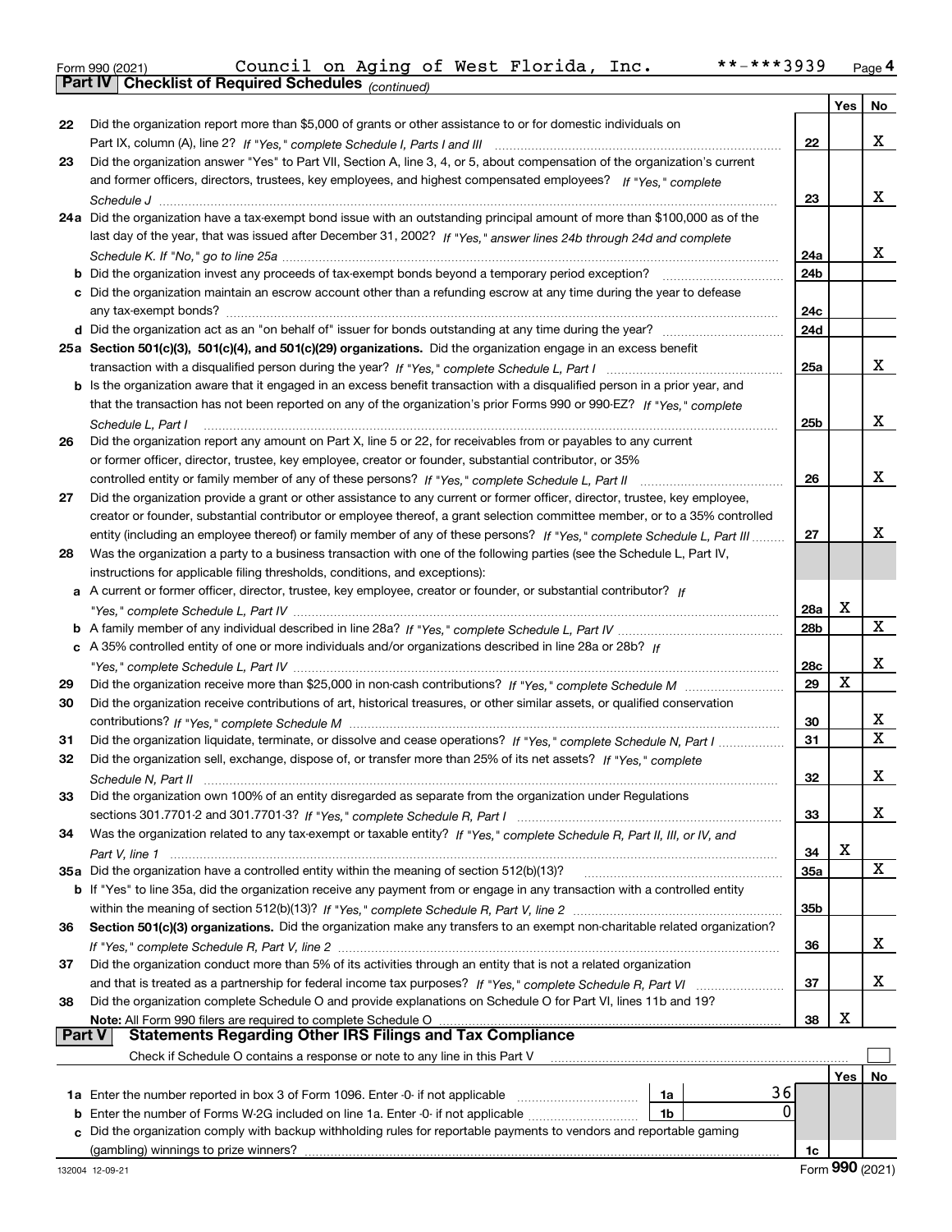Form 990 (2021) Council on Aging of West Florida, Inc. **-***3939 Page 4

## Part IV Checklist of Required Schedules *(continued)*

| | | | Yes | No |
|---|---|---|---|---|
| 22 | Did the organization report more than $5,000 of grants or other assistance to or for domestic individuals on Part IX, column (A), line 2? *If "Yes," complete Schedule I, Parts I and III* | 22 | | X |
| 23 | Did the organization answer "Yes" to Part VII, Section A, line 3, 4, or 5, about compensation of the organization's current and former officers, directors, trustees, key employees, and highest compensated employees? *If "Yes," complete Schedule J* | 23 | | X |
| 24a | Did the organization have a tax-exempt bond issue with an outstanding principal amount of more than $100,000 as of the last day of the year, that was issued after December 31, 2002? *If "Yes," answer lines 24b through 24d and complete Schedule K. If "No," go to line 25a* | 24a | | X |
| b | Did the organization invest any proceeds of tax-exempt bonds beyond a temporary period exception? | 24b | | |
| c | Did the organization maintain an escrow account other than a refunding escrow at any time during the year to defease any tax-exempt bonds? | 24c | | |
| d | Did the organization act as an "on behalf of" issuer for bonds outstanding at any time during the year? | 24d | | |
| 25a | **Section 501(c)(3), 501(c)(4), and 501(c)(29) organizations.** Did the organization engage in an excess benefit transaction with a disqualified person during the year? *If "Yes," complete Schedule L, Part I* | 25a | | X |
| b | Is the organization aware that it engaged in an excess benefit transaction with a disqualified person in a prior year, and that the transaction has not been reported on any of the organization's prior Forms 990 or 990-EZ? *If "Yes," complete Schedule L, Part I* | 25b | | X |
| 26 | Did the organization report any amount on Part X, line 5 or 22, for receivables from or payables to any current or former officer, director, trustee, key employee, creator or founder, substantial contributor, or 35% controlled entity or family member of any of these persons? *If "Yes," complete Schedule L, Part II* | 26 | | X |
| 27 | Did the organization provide a grant or other assistance to any current or former officer, director, trustee, key employee, creator or founder, substantial contributor or employee thereof, a grant selection committee member, or to a 35% controlled entity (including an employee thereof) or family member of any of these persons? *If "Yes," complete Schedule L, Part III* | 27 | | X |
| 28 | Was the organization a party to a business transaction with one of the following parties (see the Schedule L, Part IV, instructions for applicable filing thresholds, conditions, and exceptions): | | | |
| a | A current or former officer, director, trustee, key employee, creator or founder, or substantial contributor? *If "Yes," complete Schedule L, Part IV* | 28a | X | |
| b | A family member of any individual described in line 28a? *If "Yes," complete Schedule L, Part IV* | 28b | | X |
| c | A 35% controlled entity of one or more individuals and/or organizations described in line 28a or 28b? *If "Yes," complete Schedule L, Part IV* | 28c | | X |
| 29 | Did the organization receive more than $25,000 in non-cash contributions? *If "Yes," complete Schedule M* | 29 | X | |
| 30 | Did the organization receive contributions of art, historical treasures, or other similar assets, or qualified conservation contributions? *If "Yes," complete Schedule M* | 30 | | X |
| 31 | Did the organization liquidate, terminate, or dissolve and cease operations? *If "Yes," complete Schedule N, Part I* | 31 | | X |
| 32 | Did the organization sell, exchange, dispose of, or transfer more than 25% of its net assets? *If "Yes," complete Schedule N, Part II* | 32 | | X |
| 33 | Did the organization own 100% of an entity disregarded as separate from the organization under Regulations sections 301.7701-2 and 301.7701-3? *If "Yes," complete Schedule R, Part I* | 33 | | X |
| 34 | Was the organization related to any tax-exempt or taxable entity? *If "Yes," complete Schedule R, Part II, III, or IV, and Part V, line 1* | 34 | X | |
| 35a | Did the organization have a controlled entity within the meaning of section 512(b)(13)? | 35a | | X |
| b | If "Yes" to line 35a, did the organization receive any payment from or engage in any transaction with a controlled entity within the meaning of section 512(b)(13)? *If "Yes," complete Schedule R, Part V, line 2* | 35b | | |
| 36 | **Section 501(c)(3) organizations.** Did the organization make any transfers to an exempt non-charitable related organization? *If "Yes," complete Schedule R, Part V, line 2* | 36 | | X |
| 37 | Did the organization conduct more than 5% of its activities through an entity that is not a related organization and that is treated as a partnership for federal income tax purposes? *If "Yes," complete Schedule R, Part VI* | 37 | | X |
| 38 | Did the organization complete Schedule O and provide explanations on Schedule O for Part VI, lines 11b and 19? **Note:** All Form 990 filers are required to complete Schedule O | 38 | X | |

## Part V Statements Regarding Other IRS Filings and Tax Compliance

Check if Schedule O contains a response or note to any line in this Part V ☐

| | | | | | Yes | No |
|---|---|---|---|---|---|---|
| 1a | Enter the number reported in box 3 of Form 1096. Enter -0- if not applicable | 1a | 36 | | | |
| b | Enter the number of Forms W-2G included on line 1a. Enter -0- if not applicable | 1b | 0 | | | |
| c | Did the organization comply with backup withholding rules for reportable payments to vendors and reportable gaming (gambling) winnings to prize winners? | | | 1c | | |

132004 12-09-21 Form 990 (2021)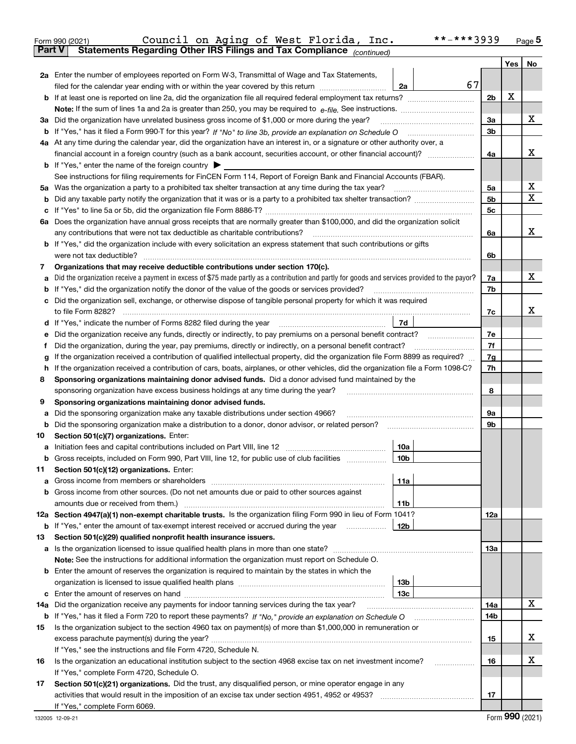Form 990 (2021) Council on Aging of West Florida, Inc. **-***3939 Page 5

**Part V Statements Regarding Other IRS Filings and Tax Compliance** *(continued)*

| | | | | | Yes | No |
|---|---|---|---|---|---|---|
| **2a** | Enter the number of employees reported on Form W-3, Transmittal of Wage and Tax Statements, filed for the calendar year ending with or within the year covered by this return | 2a | 67 | | | |
| **b** | If at least one is reported on line 2a, did the organization file all required federal employment tax returns? | | | 2b | X | |
| | **Note:** If the sum of lines 1a and 2a is greater than 250, you may be required to *e-file*. See instructions. | | | | | |
| **3a** | Did the organization have unrelated business gross income of $1,000 or more during the year? | | | 3a | | X |
| **b** | If "Yes," has it filed a Form 990-T for this year? *If "No" to line 3b, provide an explanation on Schedule O* | | | 3b | | |
| **4a** | At any time during the calendar year, did the organization have an interest in, or a signature or other authority over, a financial account in a foreign country (such as a bank account, securities account, or other financial account)? | | | 4a | | X |
| **b** | If "Yes," enter the name of the foreign country ▶ | | | | | |
| | See instructions for filing requirements for FinCEN Form 114, Report of Foreign Bank and Financial Accounts (FBAR). | | | | | |
| **5a** | Was the organization a party to a prohibited tax shelter transaction at any time during the tax year? | | | 5a | | X |
| **b** | Did any taxable party notify the organization that it was or is a party to a prohibited tax shelter transaction? | | | 5b | | X |
| **c** | If "Yes" to line 5a or 5b, did the organization file Form 8886-T? | | | 5c | | |
| **6a** | Does the organization have annual gross receipts that are normally greater than $100,000, and did the organization solicit any contributions that were not tax deductible as charitable contributions? | | | 6a | | X |
| **b** | If "Yes," did the organization include with every solicitation an express statement that such contributions or gifts were not tax deductible? | | | 6b | | |
| **7** | **Organizations that may receive deductible contributions under section 170(c).** | | | | | |
| **a** | Did the organization receive a payment in excess of $75 made partly as a contribution and partly for goods and services provided to the payor? | | | 7a | | X |
| **b** | If "Yes," did the organization notify the donor of the value of the goods or services provided? | | | 7b | | |
| **c** | Did the organization sell, exchange, or otherwise dispose of tangible personal property for which it was required to file Form 8282? | | | 7c | | X |
| **d** | If "Yes," indicate the number of Forms 8282 filed during the year | 7d | | | | |
| **e** | Did the organization receive any funds, directly or indirectly, to pay premiums on a personal benefit contract? | | | 7e | | |
| **f** | Did the organization, during the year, pay premiums, directly or indirectly, on a personal benefit contract? | | | 7f | | |
| **g** | If the organization received a contribution of qualified intellectual property, did the organization file Form 8899 as required? | | | 7g | | |
| **h** | If the organization received a contribution of cars, boats, airplanes, or other vehicles, did the organization file a Form 1098-C? | | | 7h | | |
| **8** | **Sponsoring organizations maintaining donor advised funds.** Did a donor advised fund maintained by the sponsoring organization have excess business holdings at any time during the year? | | | 8 | | |
| **9** | **Sponsoring organizations maintaining donor advised funds.** | | | | | |
| **a** | Did the sponsoring organization make any taxable distributions under section 4966? | | | 9a | | |
| **b** | Did the sponsoring organization make a distribution to a donor, donor advisor, or related person? | | | 9b | | |
| **10** | **Section 501(c)(7) organizations.** Enter: | | | | | |
| **a** | Initiation fees and capital contributions included on Part VIII, line 12 | 10a | | | | |
| **b** | Gross receipts, included on Form 990, Part VIII, line 12, for public use of club facilities | 10b | | | | |
| **11** | **Section 501(c)(12) organizations.** Enter: | | | | | |
| **a** | Gross income from members or shareholders | 11a | | | | |
| **b** | Gross income from other sources. (Do not net amounts due or paid to other sources against amounts due or received from them.) | 11b | | | | |
| **12a** | **Section 4947(a)(1) non-exempt charitable trusts.** Is the organization filing Form 990 in lieu of Form 1041? | | | 12a | | |
| **b** | If "Yes," enter the amount of tax-exempt interest received or accrued during the year | 12b | | | | |
| **13** | **Section 501(c)(29) qualified nonprofit health insurance issuers.** | | | | | |
| **a** | Is the organization licensed to issue qualified health plans in more than one state? | | | 13a | | |
| | **Note:** See the instructions for additional information the organization must report on Schedule O. | | | | | |
| **b** | Enter the amount of reserves the organization is required to maintain by the states in which the organization is licensed to issue qualified health plans | 13b | | | | |
| **c** | Enter the amount of reserves on hand | 13c | | | | |
| **14a** | Did the organization receive any payments for indoor tanning services during the tax year? | | | 14a | | X |
| **b** | If "Yes," has it filed a Form 720 to report these payments? *If "No," provide an explanation on Schedule O* | | | 14b | | |
| **15** | Is the organization subject to the section 4960 tax on payment(s) of more than $1,000,000 in remuneration or excess parachute payment(s) during the year? | | | 15 | | X |
| | If "Yes," see the instructions and file Form 4720, Schedule N. | | | | | |
| **16** | Is the organization an educational institution subject to the section 4968 excise tax on net investment income? | | | 16 | | X |
| | If "Yes," complete Form 4720, Schedule O. | | | | | |
| **17** | **Section 501(c)(21) organizations.** Did the trust, any disqualified person, or mine operator engage in any activities that would result in the imposition of an excise tax under section 4951, 4952 or 4953? | | | 17 | | |
| | If "Yes," complete Form 6069. | | | | | |

132005 12-09-21 Form **990** (2021)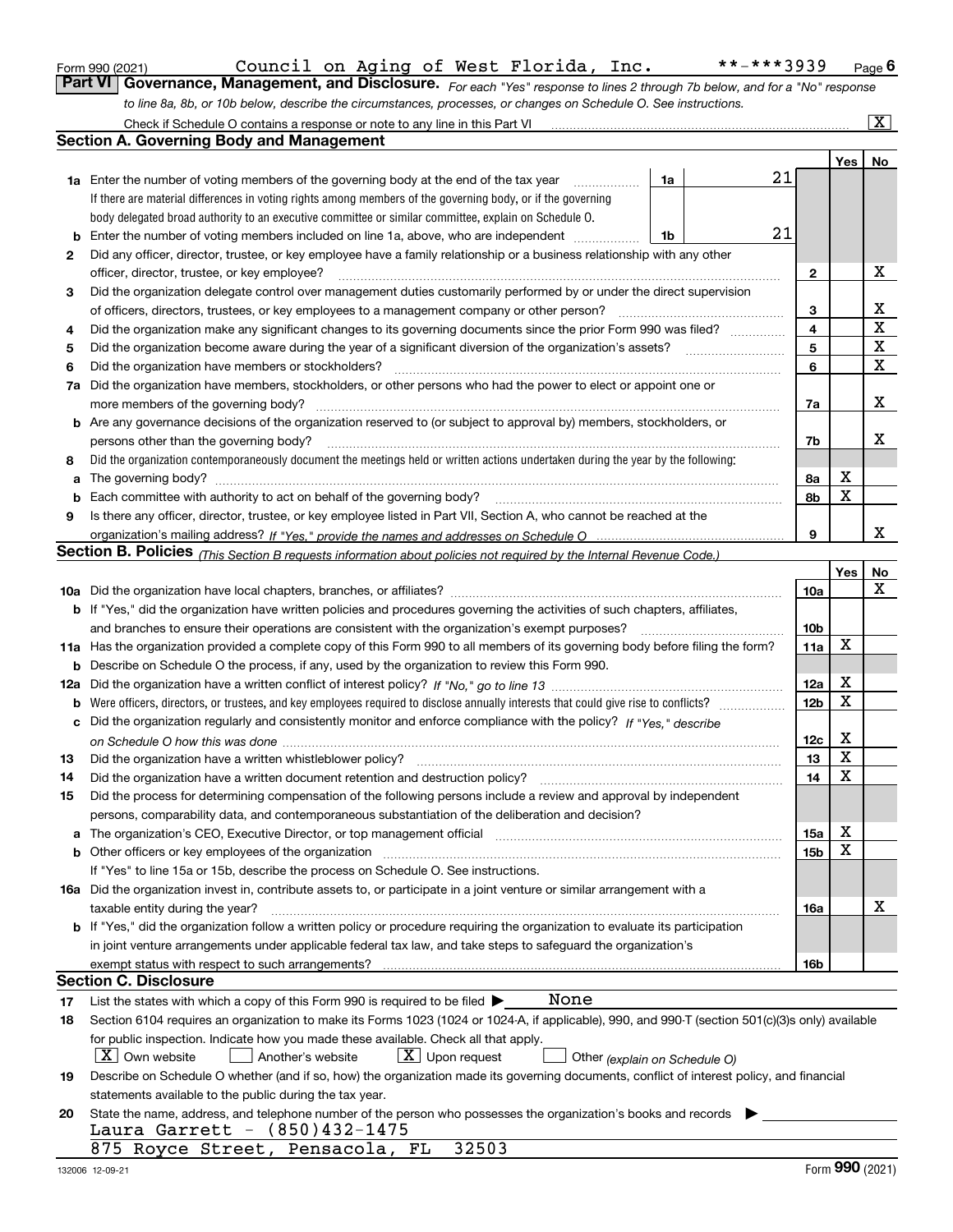Form 990 (2021) Council on Aging of West Florida, Inc. **-***3939 Page 6

**Part VI Governance, Management, and Disclosure.** *For each "Yes" response to lines 2 through 7b below, and for a "No" response to line 8a, 8b, or 10b below, describe the circumstances, processes, or changes on Schedule O. See instructions.*

Check if Schedule O contains a response or note to any line in this Part VI [X]

## Section A. Governing Body and Management

| | | | | Yes | No |
|---|---|---|---|---|---|
| 1a | Enter the number of voting members of the governing body at the end of the tax year | 1a | 21 | | |
| | If there are material differences in voting rights among members of the governing body, or if the governing body delegated broad authority to an executive committee or similar committee, explain on Schedule O. | | | | |
| b | Enter the number of voting members included on line 1a, above, who are independent | 1b | 21 | | |
| 2 | Did any officer, director, trustee, or key employee have a family relationship or a business relationship with any other officer, director, trustee, or key employee? | 2 | | | X |
| 3 | Did the organization delegate control over management duties customarily performed by or under the direct supervision of officers, directors, trustees, or key employees to a management company or other person? | 3 | | | X |
| 4 | Did the organization make any significant changes to its governing documents since the prior Form 990 was filed? | 4 | | | X |
| 5 | Did the organization become aware during the year of a significant diversion of the organization's assets? | 5 | | | X |
| 6 | Did the organization have members or stockholders? | 6 | | | X |
| 7a | Did the organization have members, stockholders, or other persons who had the power to elect or appoint one or more members of the governing body? | 7a | | | X |
| b | Are any governance decisions of the organization reserved to (or subject to approval by) members, stockholders, or persons other than the governing body? | 7b | | | X |
| 8 | Did the organization contemporaneously document the meetings held or written actions undertaken during the year by the following: | | | | |
| a | The governing body? | 8a | | X | |
| b | Each committee with authority to act on behalf of the governing body? | 8b | | X | |
| 9 | Is there any officer, director, trustee, or key employee listed in Part VII, Section A, who cannot be reached at the organization's mailing address? *If "Yes," provide the names and addresses on Schedule O* | 9 | | | X |

## Section B. Policies *(This Section B requests information about policies not required by the Internal Revenue Code.)*

| | | | Yes | No |
|---|---|---|---|---|
| 10a | Did the organization have local chapters, branches, or affiliates? | 10a | | X |
| b | If "Yes," did the organization have written policies and procedures governing the activities of such chapters, affiliates, and branches to ensure their operations are consistent with the organization's exempt purposes? | 10b | | |
| 11a | Has the organization provided a complete copy of this Form 990 to all members of its governing body before filing the form? | 11a | X | |
| b | Describe on Schedule O the process, if any, used by the organization to review this Form 990. | | | |
| 12a | Did the organization have a written conflict of interest policy? *If "No," go to line 13* | 12a | X | |
| b | Were officers, directors, or trustees, and key employees required to disclose annually interests that could give rise to conflicts? | 12b | X | |
| c | Did the organization regularly and consistently monitor and enforce compliance with the policy? *If "Yes," describe on Schedule O how this was done* | 12c | X | |
| 13 | Did the organization have a written whistleblower policy? | 13 | X | |
| 14 | Did the organization have a written document retention and destruction policy? | 14 | X | |
| 15 | Did the process for determining compensation of the following persons include a review and approval by independent persons, comparability data, and contemporaneous substantiation of the deliberation and decision? | | | |
| a | The organization's CEO, Executive Director, or top management official | 15a | X | |
| b | Other officers or key employees of the organization | 15b | X | |
| | If "Yes" to line 15a or 15b, describe the process on Schedule O. See instructions. | | | |
| 16a | Did the organization invest in, contribute assets to, or participate in a joint venture or similar arrangement with a taxable entity during the year? | 16a | | X |
| b | If "Yes," did the organization follow a written policy or procedure requiring the organization to evaluate its participation in joint venture arrangements under applicable federal tax law, and take steps to safeguard the organization's exempt status with respect to such arrangements? | 16b | | |

## Section C. Disclosure

17 List the states with which a copy of this Form 990 is required to be filed ▶ None

18 Section 6104 requires an organization to make its Forms 1023 (1024 or 1024-A, if applicable), 990, and 990-T (section 501(c)(3)s only) available for public inspection. Indicate how you made these available. Check all that apply.

[X] Own website [ ] Another's website [X] Upon request [ ] Other *(explain on Schedule O)*

19 Describe on Schedule O whether (and if so, how) the organization made its governing documents, conflict of interest policy, and financial statements available to the public during the tax year.

20 State the name, address, and telephone number of the person who possesses the organization's books and records ▶

Laura Garrett - (850)432-1475
875 Royce Street, Pensacola, FL 32503

132006 12-09-21 Form **990** (2021)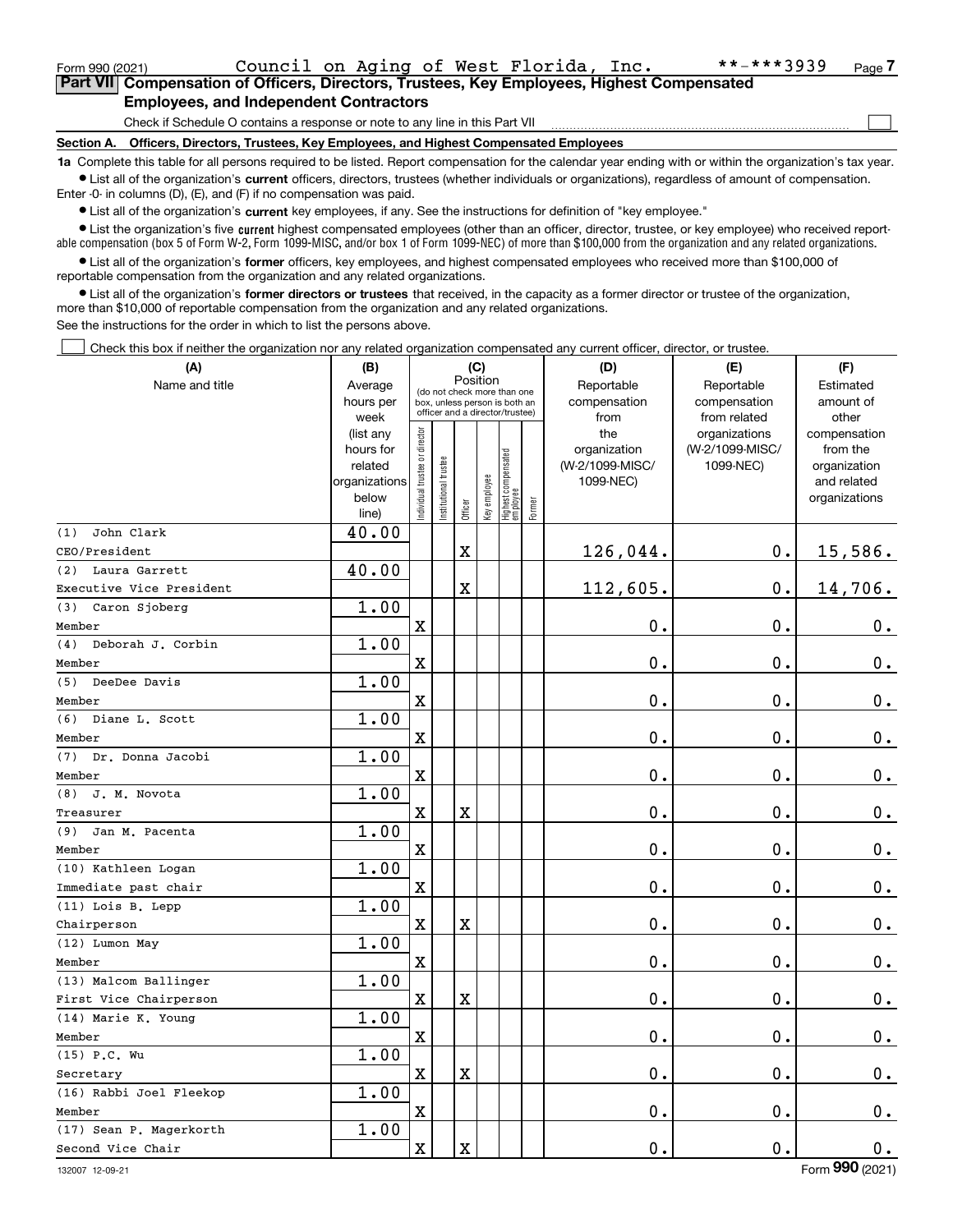Form 990 (2021) Council on Aging of West Florida, Inc. **-***3939 Page 7

## Part VII Compensation of Officers, Directors, Trustees, Key Employees, Highest Compensated Employees, and Independent Contractors

Check if Schedule O contains a response or note to any line in this Part VII ☐

### Section A. Officers, Directors, Trustees, Key Employees, and Highest Compensated Employees

**1a** Complete this table for all persons required to be listed. Report compensation for the calendar year ending with or within the organization's tax year.

- List all of the organization's **current** officers, directors, trustees (whether individuals or organizations), regardless of amount of compensation. Enter -0- in columns (D), (E), and (F) if no compensation was paid.
- List all of the organization's **current** key employees, if any. See the instructions for definition of "key employee."
- List the organization's five **current** highest compensated employees (other than an officer, director, trustee, or key employee) who received reportable compensation (box 5 of Form W-2, Form 1099-MISC, and/or box 1 of Form 1099-NEC) of more than $100,000 from the organization and any related organizations.
- List all of the organization's **former** officers, key employees, and highest compensated employees who received more than $100,000 of reportable compensation from the organization and any related organizations.
- List all of the organization's **former directors or trustees** that received, in the capacity as a former director or trustee of the organization, more than $10,000 of reportable compensation from the organization and any related organizations.

See the instructions for the order in which to list the persons above.

☐ Check this box if neither the organization nor any related organization compensated any current officer, director, or trustee.

| (A) Name and title | (B) Average hours per week (list any hours for related organizations below line) | (C) Position: Individual trustee or director | Institutional trustee | Officer | Key employee | Highest compensated employee | Former | (D) Reportable compensation from the organization (W-2/1099-MISC/ 1099-NEC) | (E) Reportable compensation from related organizations (W-2/1099-MISC/ 1099-NEC) | (F) Estimated amount of other compensation from the organization and related organizations |
|---|---|---|---|---|---|---|---|---|---|---|
| (1) John Clark<br>CEO/President | 40.00 | | | X | | | | 126,044. | 0. | 15,586. |
| (2) Laura Garrett<br>Executive Vice President | 40.00 | | | X | | | | 112,605. | 0. | 14,706. |
| (3) Caron Sjoberg<br>Member | 1.00 | X | | | | | | 0. | 0. | 0. |
| (4) Deborah J. Corbin<br>Member | 1.00 | X | | | | | | 0. | 0. | 0. |
| (5) DeeDee Davis<br>Member | 1.00 | X | | | | | | 0. | 0. | 0. |
| (6) Diane L. Scott<br>Member | 1.00 | X | | | | | | 0. | 0. | 0. |
| (7) Dr. Donna Jacobi<br>Member | 1.00 | X | | | | | | 0. | 0. | 0. |
| (8) J. M. Novota<br>Treasurer | 1.00 | X | | X | | | | 0. | 0. | 0. |
| (9) Jan M. Pacenta<br>Member | 1.00 | X | | | | | | 0. | 0. | 0. |
| (10) Kathleen Logan<br>Immediate past chair | 1.00 | X | | | | | | 0. | 0. | 0. |
| (11) Lois B. Lepp<br>Chairperson | 1.00 | X | | X | | | | 0. | 0. | 0. |
| (12) Lumon May<br>Member | 1.00 | X | | | | | | 0. | 0. | 0. |
| (13) Malcom Ballinger<br>First Vice Chairperson | 1.00 | X | | X | | | | 0. | 0. | 0. |
| (14) Marie K. Young<br>Member | 1.00 | X | | | | | | 0. | 0. | 0. |
| (15) P.C. Wu<br>Secretary | 1.00 | X | | X | | | | 0. | 0. | 0. |
| (16) Rabbi Joel Fleekop<br>Member | 1.00 | X | | | | | | 0. | 0. | 0. |
| (17) Sean P. Magerkorth<br>Second Vice Chair | 1.00 | X | | X | | | | 0. | 0. | 0. |

132007 12-09-21 Form **990** (2021)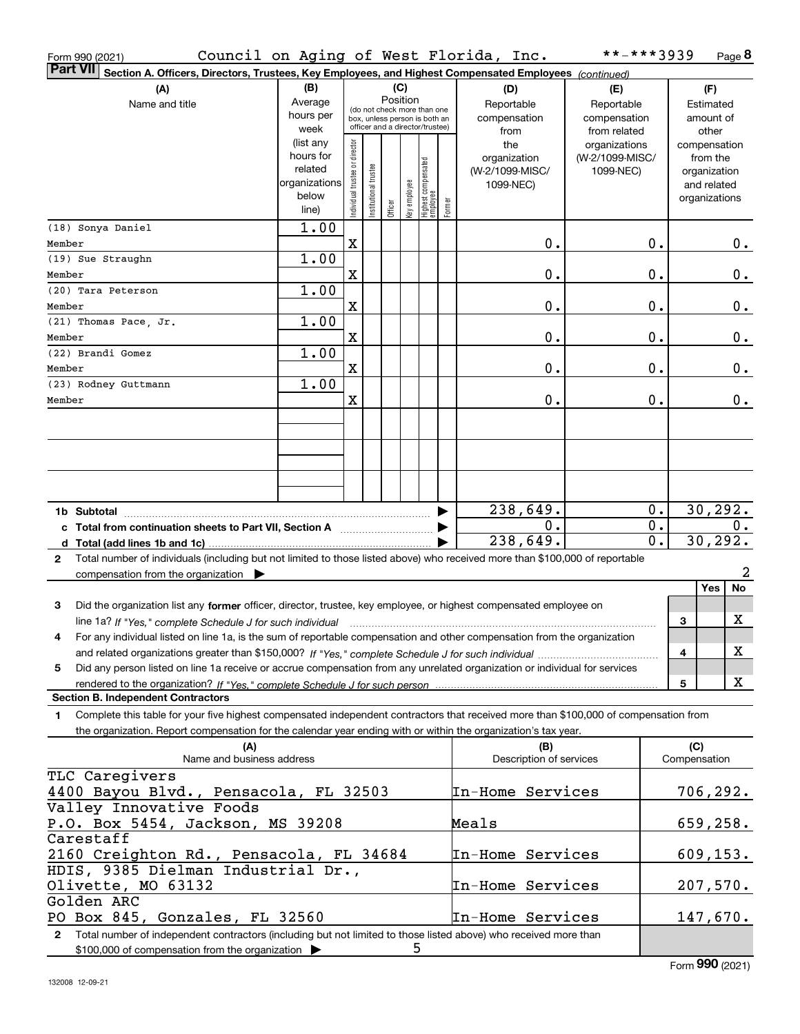Form 990 (2021) Council on Aging of West Florida, Inc. **-***3939 Page 8

## Part VII Section A. Officers, Directors, Trustees, Key Employees, and Highest Compensated Employees *(continued)*

| (A) Name and title | (B) Average hours per week (list any hours for related organizations below line) | (C) Position: Individual trustee or director | Institutional trustee | Officer | Key employee | Highest compensated employee | Former | (D) Reportable compensation from the organization (W-2/1099-MISC/1099-NEC) | (E) Reportable compensation from related organizations (W-2/1099-MISC/1099-NEC) | (F) Estimated amount of other compensation from the organization and related organizations |
|---|---|---|---|---|---|---|---|---|---|---|
| (18) Sonya Daniel<br>Member | 1.00 | X | | | | | | 0. | 0. | 0. |
| (19) Sue Straughn<br>Member | 1.00 | X | | | | | | 0. | 0. | 0. |
| (20) Tara Peterson<br>Member | 1.00 | X | | | | | | 0. | 0. | 0. |
| (21) Thomas Pace, Jr.<br>Member | 1.00 | X | | | | | | 0. | 0. | 0. |
| (22) Brandi Gomez<br>Member | 1.00 | X | | | | | | 0. | 0. | 0. |
| (23) Rodney Guttmann<br>Member | 1.00 | X | | | | | | 0. | 0. | 0. |
| **1b Subtotal** | | | | | | | | 238,649. | 0. | 30,292. |
| **c Total from continuation sheets to Part VII, Section A** | | | | | | | | 0. | 0. | 0. |
| **d Total (add lines 1b and 1c)** | | | | | | | | 238,649. | 0. | 30,292. |

**2** Total number of individuals (including but not limited to those listed above) who received more than $100,000 of reportable compensation from the organization ▶ 2

| | | Yes | No |
|---|---|---|---|
| **3** Did the organization list any **former** officer, director, trustee, key employee, or highest compensated employee on line 1a? *If "Yes," complete Schedule J for such individual* | 3 | | X |
| **4** For any individual listed on line 1a, is the sum of reportable compensation and other compensation from the organization and related organizations greater than $150,000? *If "Yes," complete Schedule J for such individual* | 4 | | X |
| **5** Did any person listed on line 1a receive or accrue compensation from any unrelated organization or individual for services rendered to the organization? *If "Yes," complete Schedule J for such person* | 5 | | X |

### Section B. Independent Contractors

**1** Complete this table for your five highest compensated independent contractors that received more than $100,000 of compensation from the organization. Report compensation for the calendar year ending with or within the organization's tax year.

| (A) Name and business address | (B) Description of services | (C) Compensation |
|---|---|---|
| TLC Caregivers<br>4400 Bayou Blvd., Pensacola, FL 32503 | In-Home Services | 706,292. |
| Valley Innovative Foods<br>P.O. Box 5454, Jackson, MS 39208 | Meals | 659,258. |
| Carestaff<br>2160 Creighton Rd., Pensacola, FL 34684 | In-Home Services | 609,153. |
| HDIS, 9385 Dielman Industrial Dr.,<br>Olivette, MO 63132 | In-Home Services | 207,570. |
| Golden ARC<br>PO Box 845, Gonzales, FL 32560 | In-Home Services | 147,670. |

**2** Total number of independent contractors (including but not limited to those listed above) who received more than $100,000 of compensation from the organization ▶ 5

Form **990** (2021)

132008 12-09-21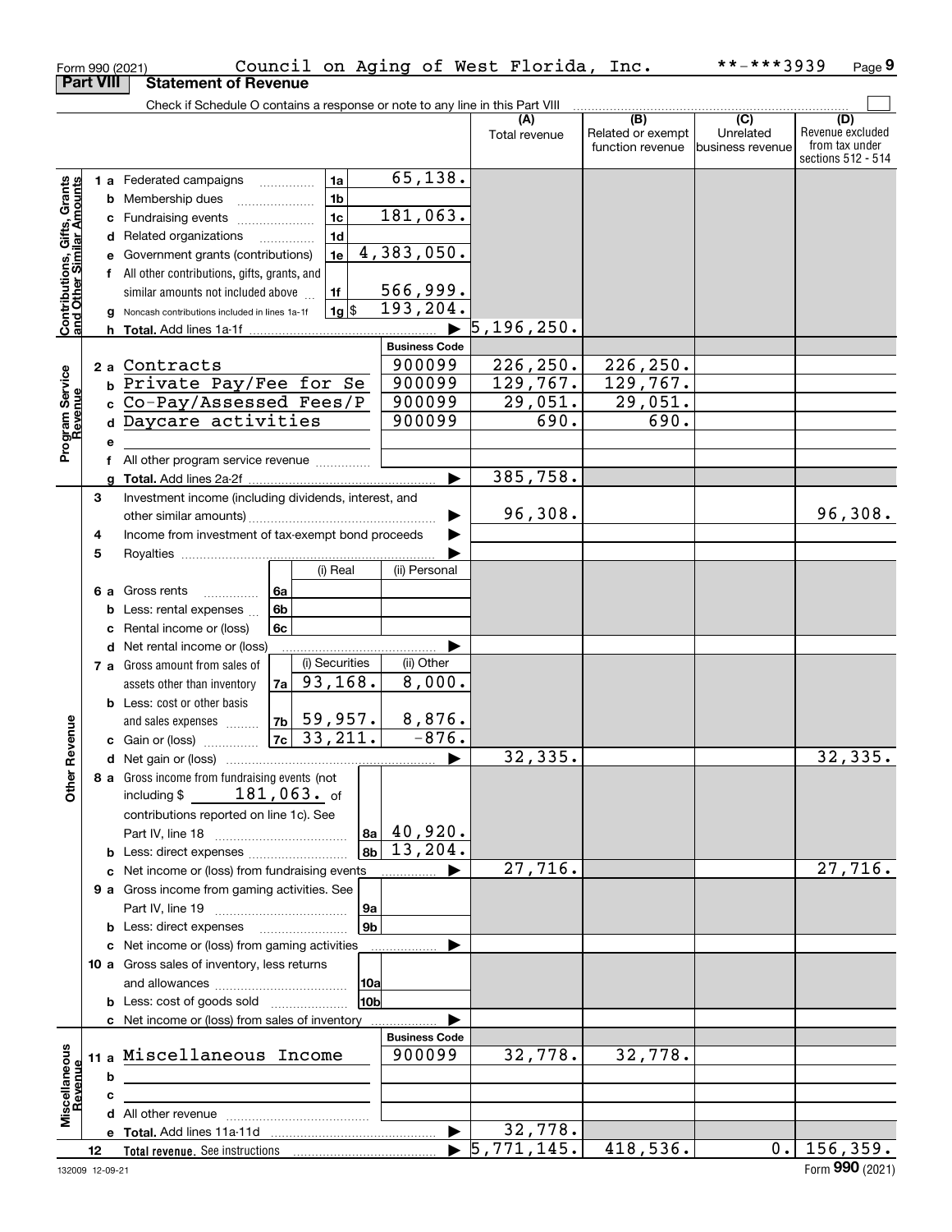Form 990 (2021) Council on Aging of West Florida, Inc. **-***3939 Page 9

## Part VIII Statement of Revenue

Check if Schedule O contains a response or note to any line in this Part VIII

| | | | | (A) Total revenue | (B) Related or exempt function revenue | (C) Unrelated business revenue | (D) Revenue excluded from tax under sections 512 - 514 |
|---|---|---|---|---|---|---|---|
| **Contributions, Gifts, Grants and Other Similar Amounts** | 1a Federated campaigns | 1a | 65,138. | | | | |
| | b Membership dues | 1b | | | | | |
| | c Fundraising events | 1c | 181,063. | | | | |
| | d Related organizations | 1d | | | | | |
| | e Government grants (contributions) | 1e | 4,383,050. | | | | |
| | f All other contributions, gifts, grants, and similar amounts not included above | 1f | 566,999. | | | | |
| | g Noncash contributions included in lines 1a-1f | 1g $ | 193,204. | | | | |
| | h Total. Add lines 1a-1f | | | 5,196,250. | | | |
| **Program Service Revenue** | | | Business Code | | | | |
| | 2a Contracts | | 900099 | 226,250. | 226,250. | | |
| | b Private Pay/Fee for Se | | 900099 | 129,767. | 129,767. | | |
| | c Co-Pay/Assessed Fees/P | | 900099 | 29,051. | 29,051. | | |
| | d Daycare activities | | 900099 | 690. | 690. | | |
| | e | | | | | | |
| | f All other program service revenue | | | | | | |
| | g Total. Add lines 2a-2f | | | 385,758. | | | |
| **Other Revenue** | 3 Investment income (including dividends, interest, and other similar amounts) | | | 96,308. | | | 96,308. |
| | 4 Income from investment of tax-exempt bond proceeds | | | | | | |
| | 5 Royalties | | | | | | |
| | | (i) Real | (ii) Personal | | | | |
| | 6a Gross rents | 6a | | | | | |
| | b Less: rental expenses | 6b | | | | | |
| | c Rental income or (loss) | 6c | | | | | |
| | d Net rental income or (loss) | | | | | | |
| | | (i) Securities | (ii) Other | | | | |
| | 7a Gross amount from sales of assets other than inventory | 7a 93,168. | 8,000. | | | | |
| | b Less: cost or other basis and sales expenses | 7b 59,957. | 8,876. | | | | |
| | c Gain or (loss) | 7c 33,211. | -876. | | | | |
| | d Net gain or (loss) | | | 32,335. | | | 32,335. |
| | 8a Gross income from fundraising events (not including $ 181,063. of contributions reported on line 1c). See Part IV, line 18 | 8a | 40,920. | | | | |
| | b Less: direct expenses | 8b | 13,204. | | | | |
| | c Net income or (loss) from fundraising events | | | 27,716. | | | 27,716. |
| | 9a Gross income from gaming activities. See Part IV, line 19 | 9a | | | | | |
| | b Less: direct expenses | 9b | | | | | |
| | c Net income or (loss) from gaming activities | | | | | | |
| | 10a Gross sales of inventory, less returns and allowances | 10a | | | | | |
| | b Less: cost of goods sold | 10b | | | | | |
| | c Net income or (loss) from sales of inventory | | | | | | |
| **Miscellaneous Revenue** | | | Business Code | | | | |
| | 11a Miscellaneous Income | | 900099 | 32,778. | 32,778. | | |
| | b | | | | | | |
| | c | | | | | | |
| | d All other revenue | | | | | | |
| | e Total. Add lines 11a-11d | | | 32,778. | | | |
| | 12 Total revenue. See instructions | | | 5,771,145. | 418,536. | 0. | 156,359. |

132009 12-09-21 Form 990 (2021)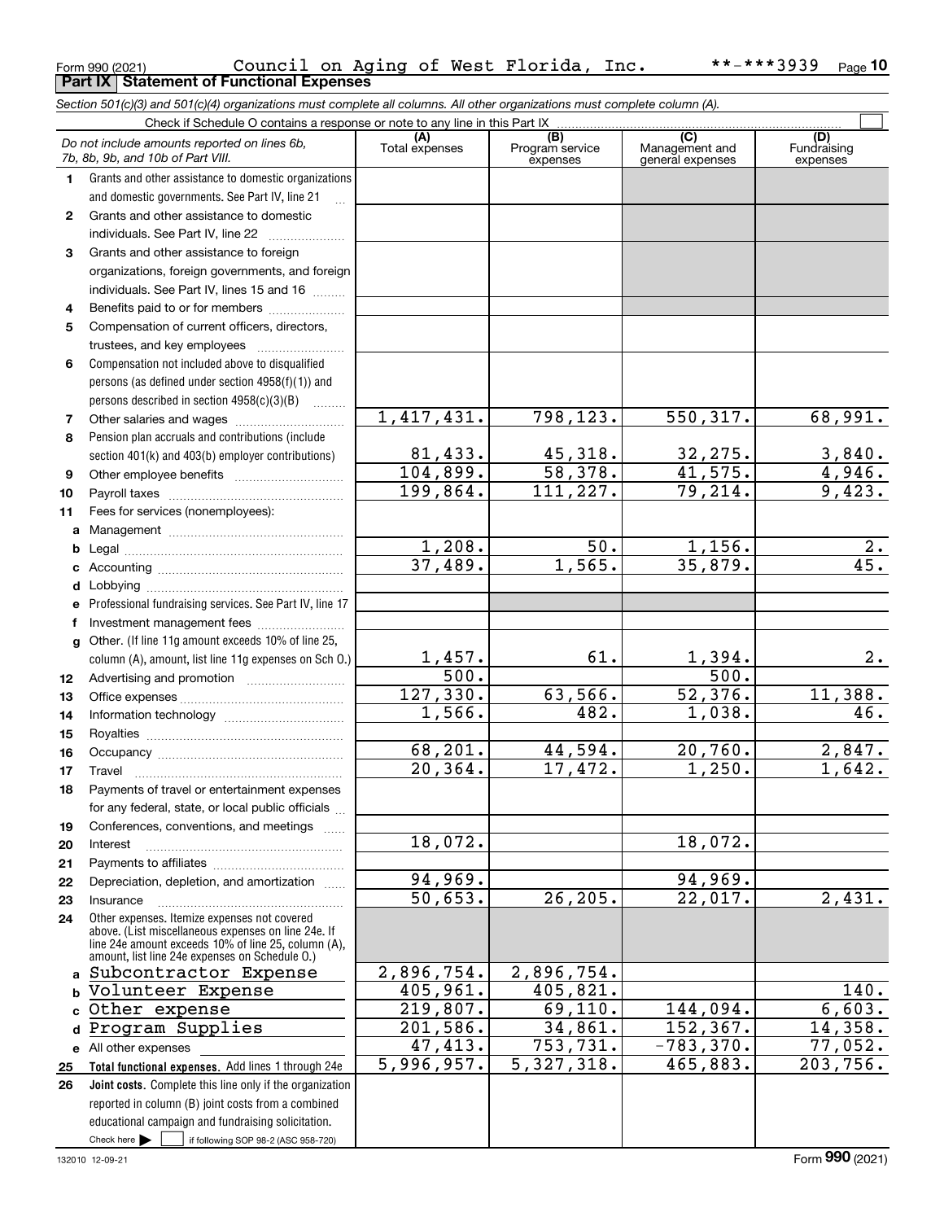Form 990 (2021) Council on Aging of West Florida, Inc. **-***3939 Page 10

**Part IX Statement of Functional Expenses**

*Section 501(c)(3) and 501(c)(4) organizations must complete all columns. All other organizations must complete column (A).*

Check if Schedule O contains a response or note to any line in this Part IX

| *Do not include amounts reported on lines 6b, 7b, 8b, 9b, and 10b of Part VIII.* | (A) Total expenses | (B) Program service expenses | (C) Management and general expenses | (D) Fundraising expenses |
|---|---|---|---|---|
| 1 Grants and other assistance to domestic organizations and domestic governments. See Part IV, line 21 | | | | |
| 2 Grants and other assistance to domestic individuals. See Part IV, line 22 | | | | |
| 3 Grants and other assistance to foreign organizations, foreign governments, and foreign individuals. See Part IV, lines 15 and 16 | | | | |
| 4 Benefits paid to or for members | | | | |
| 5 Compensation of current officers, directors, trustees, and key employees | | | | |
| 6 Compensation not included above to disqualified persons (as defined under section 4958(f)(1)) and persons described in section 4958(c)(3)(B) | | | | |
| 7 Other salaries and wages | 1,417,431. | 798,123. | 550,317. | 68,991. |
| 8 Pension plan accruals and contributions (include section 401(k) and 403(b) employer contributions) | 81,433. | 45,318. | 32,275. | 3,840. |
| 9 Other employee benefits | 104,899. | 58,378. | 41,575. | 4,946. |
| 10 Payroll taxes | 199,864. | 111,227. | 79,214. | 9,423. |
| 11 Fees for services (nonemployees): | | | | |
| a Management | | | | |
| b Legal | 1,208. | 50. | 1,156. | 2. |
| c Accounting | 37,489. | 1,565. | 35,879. | 45. |
| d Lobbying | | | | |
| e Professional fundraising services. See Part IV, line 17 | | | | |
| f Investment management fees | | | | |
| g Other. (If line 11g amount exceeds 10% of line 25, column (A), amount, list line 11g expenses on Sch O.) | 1,457. | 61. | 1,394. | 2. |
| 12 Advertising and promotion | 500. | | 500. | |
| 13 Office expenses | 127,330. | 63,566. | 52,376. | 11,388. |
| 14 Information technology | 1,566. | 482. | 1,038. | 46. |
| 15 Royalties | | | | |
| 16 Occupancy | 68,201. | 44,594. | 20,760. | 2,847. |
| 17 Travel | 20,364. | 17,472. | 1,250. | 1,642. |
| 18 Payments of travel or entertainment expenses for any federal, state, or local public officials | | | | |
| 19 Conferences, conventions, and meetings | | | | |
| 20 Interest | 18,072. | | 18,072. | |
| 21 Payments to affiliates | | | | |
| 22 Depreciation, depletion, and amortization | 94,969. | | 94,969. | |
| 23 Insurance | 50,653. | 26,205. | 22,017. | 2,431. |
| 24 Other expenses. Itemize expenses not covered above. (List miscellaneous expenses on line 24e. If line 24e amount exceeds 10% of line 25, column (A), amount, list line 24e expenses on Schedule O.) | | | | |
| a Subcontractor Expense | 2,896,754. | 2,896,754. | | |
| b Volunteer Expense | 405,961. | 405,821. | | 140. |
| c Other expense | 219,807. | 69,110. | 144,094. | 6,603. |
| d Program Supplies | 201,586. | 34,861. | 152,367. | 14,358. |
| e All other expenses | 47,413. | 753,731. | -783,370. | 77,052. |
| 25 **Total functional expenses.** Add lines 1 through 24e | 5,996,957. | 5,327,318. | 465,883. | 203,756. |
| 26 **Joint costs.** Complete this line only if the organization reported in column (B) joint costs from a combined educational campaign and fundraising solicitation. Check here ☐ if following SOP 98-2 (ASC 958-720) | | | | |

132010 12-09-21 Form **990** (2021)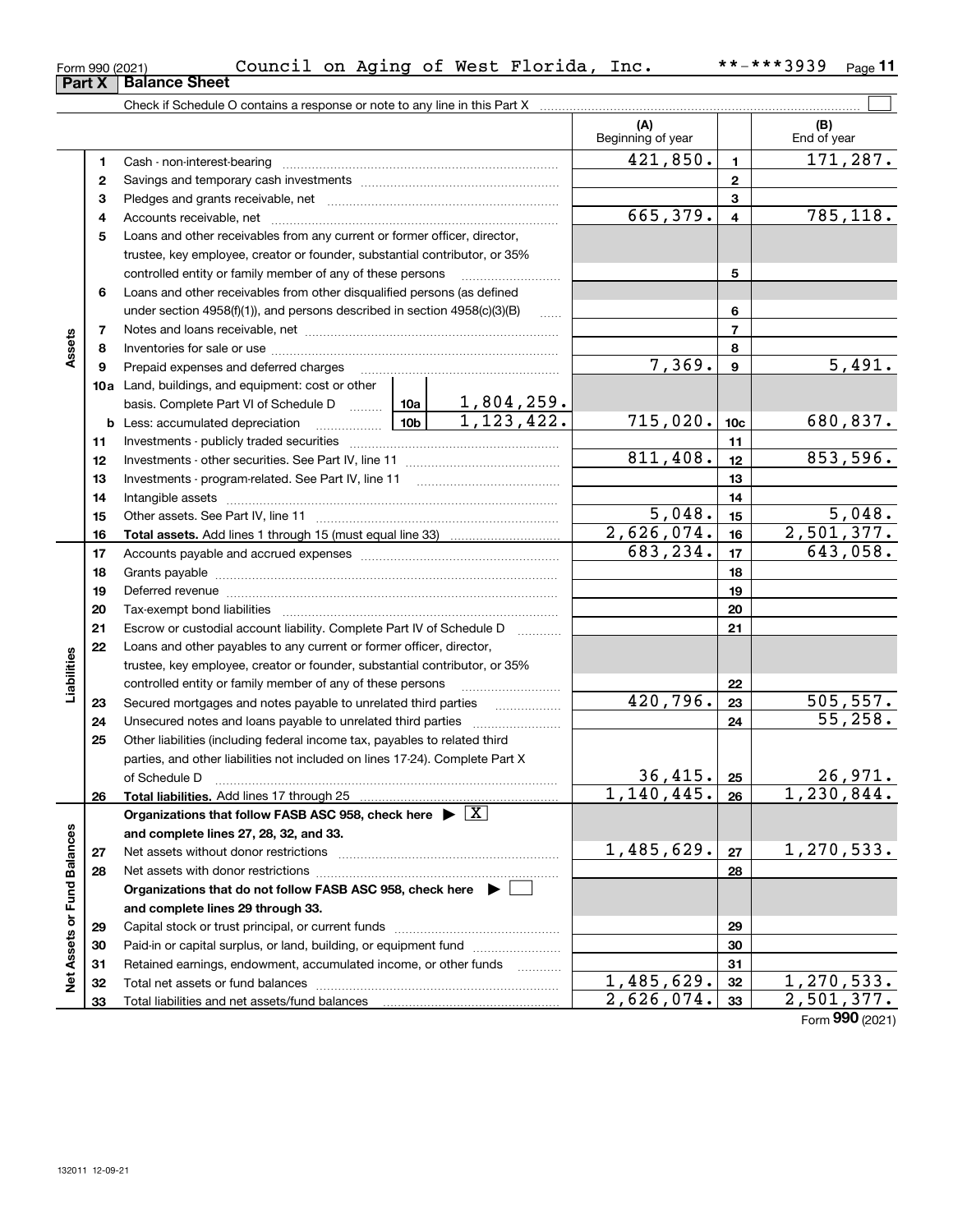Form 990 (2021) Council on Aging of West Florida, Inc. **-***3939

## Part X Balance Sheet

Check if Schedule O contains a response or note to any line in this Part X ☐

| | | Description | | | (A) Beginning of year | | (B) End of year |
|---|---|---|---|---|---|---|---|
| Assets | 1 | Cash - non-interest-bearing | | | 421,850. | 1 | 171,287. |
| | 2 | Savings and temporary cash investments | | | | 2 | |
| | 3 | Pledges and grants receivable, net | | | | 3 | |
| | 4 | Accounts receivable, net | | | 665,379. | 4 | 785,118. |
| | 5 | Loans and other receivables from any current or former officer, director, trustee, key employee, creator or founder, substantial contributor, or 35% controlled entity or family member of any of these persons | | | | 5 | |
| | 6 | Loans and other receivables from other disqualified persons (as defined under section 4958(f)(1)), and persons described in section 4958(c)(3)(B) | | | | 6 | |
| | 7 | Notes and loans receivable, net | | | | 7 | |
| | 8 | Inventories for sale or use | | | | 8 | |
| | 9 | Prepaid expenses and deferred charges | | | 7,369. | 9 | 5,491. |
| | 10a | Land, buildings, and equipment: cost or other basis. Complete Part VI of Schedule D | 10a | 1,804,259. | | | |
| | b | Less: accumulated depreciation | 10b | 1,123,422. | 715,020. | 10c | 680,837. |
| | 11 | Investments - publicly traded securities | | | | 11 | |
| | 12 | Investments - other securities. See Part IV, line 11 | | | 811,408. | 12 | 853,596. |
| | 13 | Investments - program-related. See Part IV, line 11 | | | | 13 | |
| | 14 | Intangible assets | | | | 14 | |
| | 15 | Other assets. See Part IV, line 11 | | | 5,048. | 15 | 5,048. |
| | 16 | **Total assets.** Add lines 1 through 15 (must equal line 33) | | | 2,626,074. | 16 | 2,501,377. |
| Liabilities | 17 | Accounts payable and accrued expenses | | | 683,234. | 17 | 643,058. |
| | 18 | Grants payable | | | | 18 | |
| | 19 | Deferred revenue | | | | 19 | |
| | 20 | Tax-exempt bond liabilities | | | | 20 | |
| | 21 | Escrow or custodial account liability. Complete Part IV of Schedule D | | | | 21 | |
| | 22 | Loans and other payables to any current or former officer, director, trustee, key employee, creator or founder, substantial contributor, or 35% controlled entity or family member of any of these persons | | | | 22 | |
| | 23 | Secured mortgages and notes payable to unrelated third parties | | | 420,796. | 23 | 505,557. |
| | 24 | Unsecured notes and loans payable to unrelated third parties | | | | 24 | 55,258. |
| | 25 | Other liabilities (including federal income tax, payables to related third parties, and other liabilities not included on lines 17-24). Complete Part X of Schedule D | | | 36,415. | 25 | 26,971. |
| | 26 | **Total liabilities.** Add lines 17 through 25 | | | 1,140,445. | 26 | 1,230,844. |
| Net Assets or Fund Balances | | **Organizations that follow FASB ASC 958, check here ▶ ☒ and complete lines 27, 28, 32, and 33.** | | | | | |
| | 27 | Net assets without donor restrictions | | | 1,485,629. | 27 | 1,270,533. |
| | 28 | Net assets with donor restrictions | | | | 28 | |
| | | **Organizations that do not follow FASB ASC 958, check here ▶ ☐ and complete lines 29 through 33.** | | | | | |
| | 29 | Capital stock or trust principal, or current funds | | | | 29 | |
| | 30 | Paid-in or capital surplus, or land, building, or equipment fund | | | | 30 | |
| | 31 | Retained earnings, endowment, accumulated income, or other funds | | | | 31 | |
| | 32 | Total net assets or fund balances | | | 1,485,629. | 32 | 1,270,533. |
| | 33 | Total liabilities and net assets/fund balances | | | 2,626,074. | 33 | 2,501,377. |

Form **990** (2021)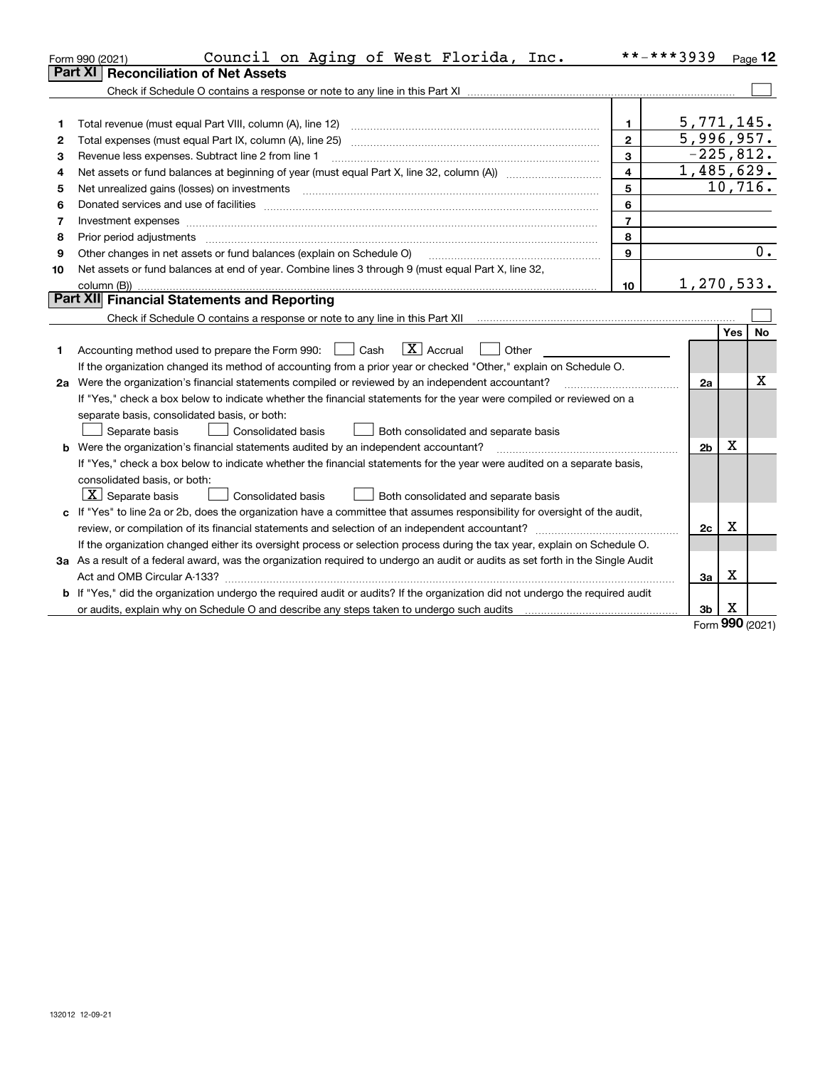Form 990 (2021) Council on Aging of West Florida, Inc. **-***3939 Page 12

## Part XI Reconciliation of Net Assets

Check if Schedule O contains a response or note to any line in this Part XI ☐

| | | | |
|---|---|---|---|
| 1 | Total revenue (must equal Part VIII, column (A), line 12) | 1 | 5,771,145. |
| 2 | Total expenses (must equal Part IX, column (A), line 25) | 2 | 5,996,957. |
| 3 | Revenue less expenses. Subtract line 2 from line 1 | 3 | -225,812. |
| 4 | Net assets or fund balances at beginning of year (must equal Part X, line 32, column (A)) | 4 | 1,485,629. |
| 5 | Net unrealized gains (losses) on investments | 5 | 10,716. |
| 6 | Donated services and use of facilities | 6 | |
| 7 | Investment expenses | 7 | |
| 8 | Prior period adjustments | 8 | |
| 9 | Other changes in net assets or fund balances (explain on Schedule O) | 9 | 0. |
| 10 | Net assets or fund balances at end of year. Combine lines 3 through 9 (must equal Part X, line 32, column (B)) | 10 | 1,270,533. |

## Part XII Financial Statements and Reporting

Check if Schedule O contains a response or note to any line in this Part XII ☐

| | | | Yes | No |
|---|---|---|---|---|
| 1 | Accounting method used to prepare the Form 990: ☐ Cash ☒ Accrual ☐ Other | | | |
| | If the organization changed its method of accounting from a prior year or checked "Other," explain on Schedule O. | | | |
| 2a | Were the organization's financial statements compiled or reviewed by an independent accountant? | 2a | | X |
| | If "Yes," check a box below to indicate whether the financial statements for the year were compiled or reviewed on a separate basis, consolidated basis, or both: ☐ Separate basis ☐ Consolidated basis ☐ Both consolidated and separate basis | | | |
| b | Were the organization's financial statements audited by an independent accountant? | 2b | X | |
| | If "Yes," check a box below to indicate whether the financial statements for the year were audited on a separate basis, consolidated basis, or both: ☒ Separate basis ☐ Consolidated basis ☐ Both consolidated and separate basis | | | |
| c | If "Yes" to line 2a or 2b, does the organization have a committee that assumes responsibility for oversight of the audit, review, or compilation of its financial statements and selection of an independent accountant? | 2c | X | |
| | If the organization changed either its oversight process or selection process during the tax year, explain on Schedule O. | | | |
| 3a | As a result of a federal award, was the organization required to undergo an audit or audits as set forth in the Single Audit Act and OMB Circular A-133? | 3a | X | |
| b | If "Yes," did the organization undergo the required audit or audits? If the organization did not undergo the required audit or audits, explain why on Schedule O and describe any steps taken to undergo such audits | 3b | X | |

Form 990 (2021)

132012 12-09-21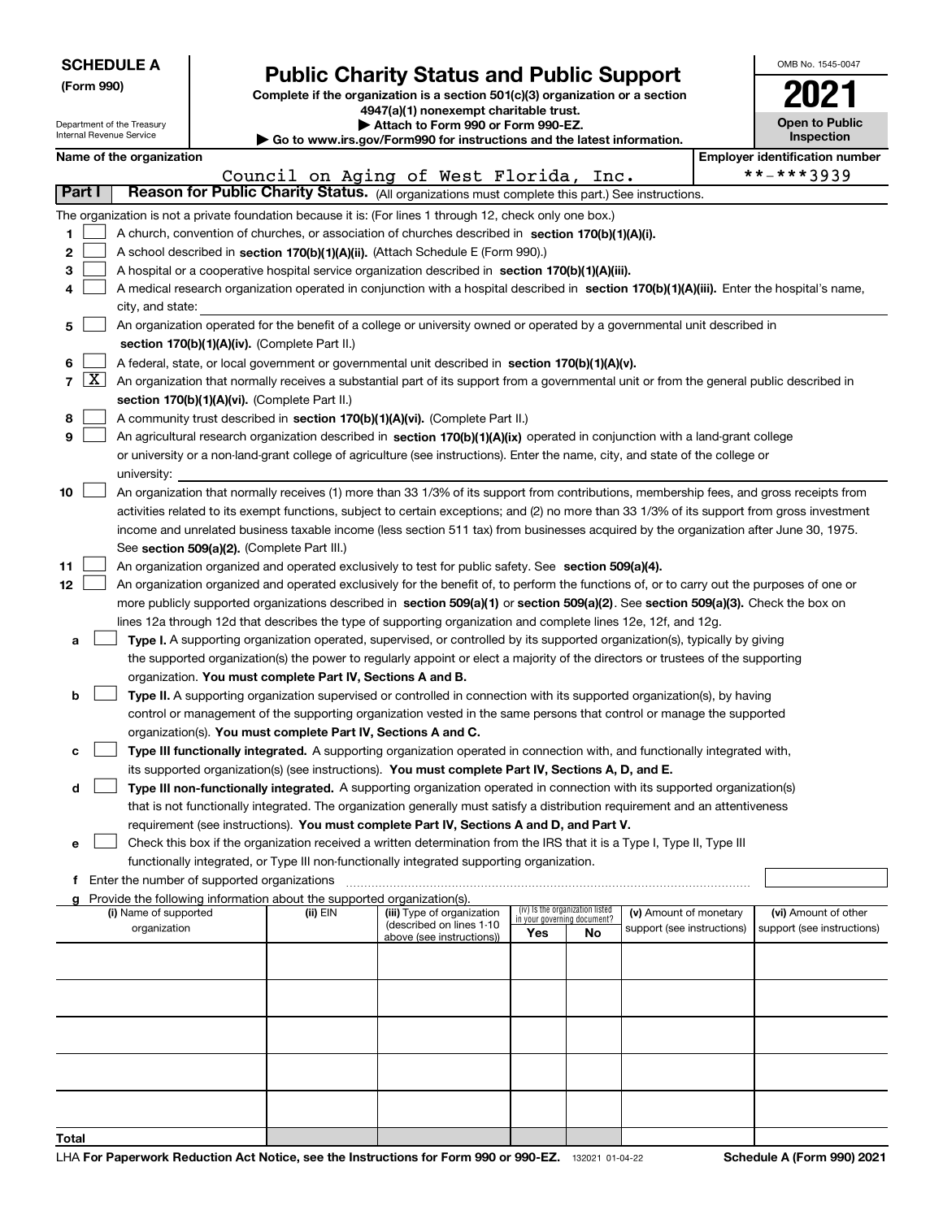**SCHEDULE A**
**(Form 990)**

Department of the Treasury
Internal Revenue Service

# Public Charity Status and Public Support

**Complete if the organization is a section 501(c)(3) organization or a section 4947(a)(1) nonexempt charitable trust.**
**▶ Attach to Form 990 or Form 990-EZ.**
**▶ Go to www.irs.gov/Form990 for instructions and the latest information.**

OMB No. 1545-0047

**2021**

**Open to Public Inspection**

**Name of the organization:** Council on Aging of West Florida, Inc.
**Employer identification number:** **-***3939

**Part I — Reason for Public Charity Status.** (All organizations must complete this part.) See instructions.

The organization is not a private foundation because it is: (For lines 1 through 12, check only one box.)

1. [ ] A church, convention of churches, or association of churches described in **section 170(b)(1)(A)(i).**
2. [ ] A school described in **section 170(b)(1)(A)(ii).** (Attach Schedule E (Form 990).)
3. [ ] A hospital or a cooperative hospital service organization described in **section 170(b)(1)(A)(iii).**
4. [ ] A medical research organization operated in conjunction with a hospital described in **section 170(b)(1)(A)(iii).** Enter the hospital's name, city, and state:
5. [ ] An organization operated for the benefit of a college or university owned or operated by a governmental unit described in **section 170(b)(1)(A)(iv).** (Complete Part II.)
6. [ ] A federal, state, or local government or governmental unit described in **section 170(b)(1)(A)(v).**
7. [X] An organization that normally receives a substantial part of its support from a governmental unit or from the general public described in **section 170(b)(1)(A)(vi).** (Complete Part II.)
8. [ ] A community trust described in **section 170(b)(1)(A)(vi).** (Complete Part II.)
9. [ ] An agricultural research organization described in **section 170(b)(1)(A)(ix)** operated in conjunction with a land-grant college or university or a non-land-grant college of agriculture (see instructions). Enter the name, city, and state of the college or university:
10. [ ] An organization that normally receives (1) more than 33 1/3% of its support from contributions, membership fees, and gross receipts from activities related to its exempt functions, subject to certain exceptions; and (2) no more than 33 1/3% of its support from gross investment income and unrelated business taxable income (less section 511 tax) from businesses acquired by the organization after June 30, 1975. See **section 509(a)(2).** (Complete Part III.)
11. [ ] An organization organized and operated exclusively to test for public safety. See **section 509(a)(4).**
12. [ ] An organization organized and operated exclusively for the benefit of, to perform the functions of, or to carry out the purposes of one or more publicly supported organizations described in **section 509(a)(1)** or **section 509(a)(2).** See **section 509(a)(3).** Check the box on lines 12a through 12d that describes the type of supporting organization and complete lines 12e, 12f, and 12g.
   - **a** [ ] **Type I.** A supporting organization operated, supervised, or controlled by its supported organization(s), typically by giving the supported organization(s) the power to regularly appoint or elect a majority of the directors or trustees of the supporting organization. **You must complete Part IV, Sections A and B.**
   - **b** [ ] **Type II.** A supporting organization supervised or controlled in connection with its supported organization(s), by having control or management of the supporting organization vested in the same persons that control or manage the supported organization(s). **You must complete Part IV, Sections A and C.**
   - **c** [ ] **Type III functionally integrated.** A supporting organization operated in connection with, and functionally integrated with, its supported organization(s) (see instructions). **You must complete Part IV, Sections A, D, and E.**
   - **d** [ ] **Type III non-functionally integrated.** A supporting organization operated in connection with its supported organization(s) that is not functionally integrated. The organization generally must satisfy a distribution requirement and an attentiveness requirement (see instructions). **You must complete Part IV, Sections A and D, and Part V.**
   - **e** [ ] Check this box if the organization received a written determination from the IRS that it is a Type I, Type II, Type III functionally integrated, or Type III non-functionally integrated supporting organization.
   - **f** Enter the number of supported organizations
   - **g** Provide the following information about the supported organization(s).

| (i) Name of supported organization | (ii) EIN | (iii) Type of organization (described on lines 1-10 above (see instructions)) | (iv) Is the organization listed in your governing document? Yes | No | (v) Amount of monetary support (see instructions) | (vi) Amount of other support (see instructions) |
|---|---|---|---|---|---|---|
| | | | | | | |
| | | | | | | |
| | | | | | | |
| | | | | | | |
| | | | | | | |
| **Total** | | | | | | |

LHA **For Paperwork Reduction Act Notice, see the Instructions for Form 990 or 990-EZ.** 132021 01-04-22 **Schedule A (Form 990) 2021**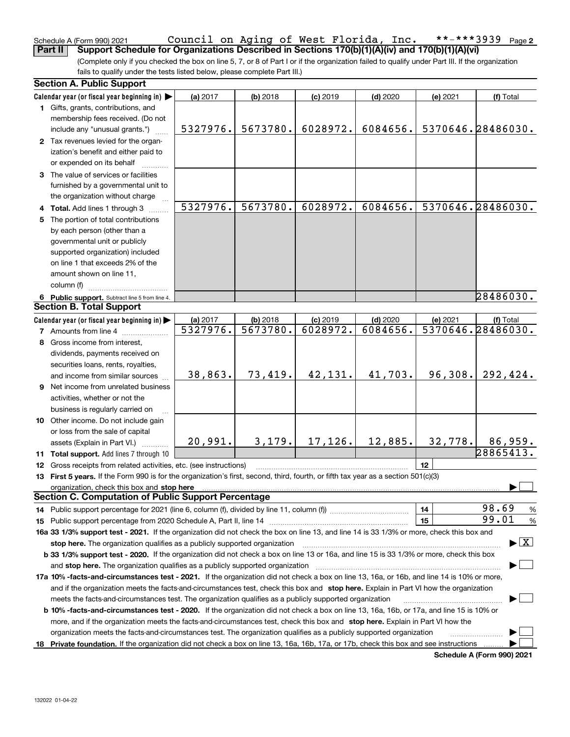Schedule A (Form 990) 2021 Council on Aging of West Florida, Inc. **-***3939 Page 2

**Part II Support Schedule for Organizations Described in Sections 170(b)(1)(A)(iv) and 170(b)(1)(A)(vi)**

(Complete only if you checked the box on line 5, 7, or 8 of Part I or if the organization failed to qualify under Part III. If the organization fails to qualify under the tests listed below, please complete Part III.)

**Section A. Public Support**

| Calendar year (or fiscal year beginning in) | (a) 2017 | (b) 2018 | (c) 2019 | (d) 2020 | (e) 2021 | (f) Total |
|---|---|---|---|---|---|---|
| **1** Gifts, grants, contributions, and membership fees received. (Do not include any "unusual grants.") | 5327976. | 5673780. | 6028972. | 6084656. | 5370646. | 28486030. |
| **2** Tax revenues levied for the organization's benefit and either paid to or expended on its behalf | | | | | | |
| **3** The value of services or facilities furnished by a governmental unit to the organization without charge | | | | | | |
| **4 Total.** Add lines 1 through 3 | 5327976. | 5673780. | 6028972. | 6084656. | 5370646. | 28486030. |
| **5** The portion of total contributions by each person (other than a governmental unit or publicly supported organization) included on line 1 that exceeds 2% of the amount shown on line 11, column (f) | | | | | | |
| **6 Public support.** Subtract line 5 from line 4. | | | | | | 28486030. |

**Section B. Total Support**

| Calendar year (or fiscal year beginning in) | (a) 2017 | (b) 2018 | (c) 2019 | (d) 2020 | (e) 2021 | (f) Total |
|---|---|---|---|---|---|---|
| **7** Amounts from line 4 | 5327976. | 5673780. | 6028972. | 6084656. | 5370646. | 28486030. |
| **8** Gross income from interest, dividends, payments received on securities loans, rents, royalties, and income from similar sources | 38,863. | 73,419. | 42,131. | 41,703. | 96,308. | 292,424. |
| **9** Net income from unrelated business activities, whether or not the business is regularly carried on | | | | | | |
| **10** Other income. Do not include gain or loss from the sale of capital assets (Explain in Part VI.) | 20,991. | 3,179. | 17,126. | 12,885. | 32,778. | 86,959. |
| **11 Total support.** Add lines 7 through 10 | | | | | | 28865413. |

**12** Gross receipts from related activities, etc. (see instructions) | **12** |

**13 First 5 years.** If the Form 990 is for the organization's first, second, third, fourth, or fifth tax year as a section 501(c)(3) organization, check this box and **stop here** ☐

**Section C. Computation of Public Support Percentage**

**14** Public support percentage for 2021 (line 6, column (f), divided by line 11, column (f)) | **14** | 98.69 %

**15** Public support percentage from 2020 Schedule A, Part II, line 14 | **15** | 99.01 %

**16a 33 1/3% support test - 2021.** If the organization did not check the box on line 13, and line 14 is 33 1/3% or more, check this box and **stop here.** The organization qualifies as a publicly supported organization ☒

**b 33 1/3% support test - 2020.** If the organization did not check a box on line 13 or 16a, and line 15 is 33 1/3% or more, check this box and **stop here.** The organization qualifies as a publicly supported organization ☐

**17a 10% -facts-and-circumstances test - 2021.** If the organization did not check a box on line 13, 16a, or 16b, and line 14 is 10% or more, and if the organization meets the facts-and-circumstances test, check this box and **stop here.** Explain in Part VI how the organization meets the facts-and-circumstances test. The organization qualifies as a publicly supported organization ☐

**b 10% -facts-and-circumstances test - 2020.** If the organization did not check a box on line 13, 16a, 16b, or 17a, and line 15 is 10% or more, and if the organization meets the facts-and-circumstances test, check this box and **stop here.** Explain in Part VI how the organization meets the facts-and-circumstances test. The organization qualifies as a publicly supported organization ☐

**18 Private foundation.** If the organization did not check a box on line 13, 16a, 16b, 17a, or 17b, check this box and see instructions ☐

**Schedule A (Form 990) 2021**

132022 01-04-22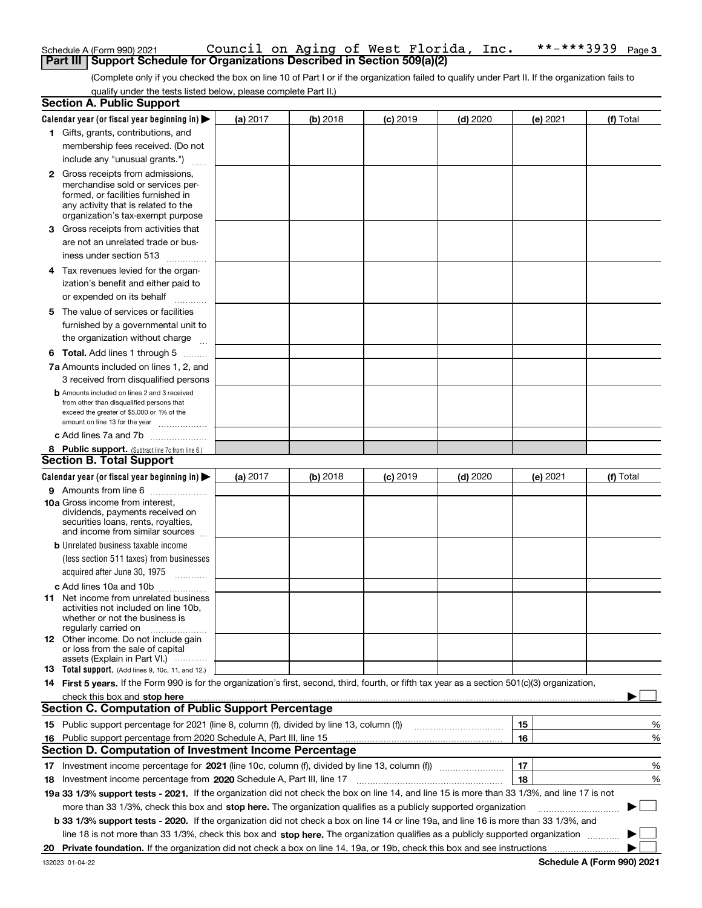Schedule A (Form 990) 2021 Council on Aging of West Florida, Inc. **-***3939 Page 3

## Part III Support Schedule for Organizations Described in Section 509(a)(2)

(Complete only if you checked the box on line 10 of Part I or if the organization failed to qualify under Part II. If the organization fails to qualify under the tests listed below, please complete Part II.)

### Section A. Public Support

| Calendar year (or fiscal year beginning in) ▶ | (a) 2017 | (b) 2018 | (c) 2019 | (d) 2020 | (e) 2021 | (f) Total |
|---|---|---|---|---|---|---|
| 1 Gifts, grants, contributions, and membership fees received. (Do not include any "unusual grants.") | | | | | | |
| 2 Gross receipts from admissions, merchandise sold or services performed, or facilities furnished in any activity that is related to the organization's tax-exempt purpose | | | | | | |
| 3 Gross receipts from activities that are not an unrelated trade or business under section 513 | | | | | | |
| 4 Tax revenues levied for the organization's benefit and either paid to or expended on its behalf | | | | | | |
| 5 The value of services or facilities furnished by a governmental unit to the organization without charge | | | | | | |
| 6 Total. Add lines 1 through 5 | | | | | | |
| 7a Amounts included on lines 1, 2, and 3 received from disqualified persons | | | | | | |
| b Amounts included on lines 2 and 3 received from other than disqualified persons that exceed the greater of $5,000 or 1% of the amount on line 13 for the year | | | | | | |
| c Add lines 7a and 7b | | | | | | |
| 8 Public support. (Subtract line 7c from line 6.) | | | | | | |

### Section B. Total Support

| Calendar year (or fiscal year beginning in) ▶ | (a) 2017 | (b) 2018 | (c) 2019 | (d) 2020 | (e) 2021 | (f) Total |
|---|---|---|---|---|---|---|
| 9 Amounts from line 6 | | | | | | |
| 10a Gross income from interest, dividends, payments received on securities loans, rents, royalties, and income from similar sources | | | | | | |
| b Unrelated business taxable income (less section 511 taxes) from businesses acquired after June 30, 1975 | | | | | | |
| c Add lines 10a and 10b | | | | | | |
| 11 Net income from unrelated business activities not included on line 10b, whether or not the business is regularly carried on | | | | | | |
| 12 Other income. Do not include gain or loss from the sale of capital assets (Explain in Part VI.) | | | | | | |
| 13 Total support. (Add lines 9, 10c, 11, and 12.) | | | | | | |

14 **First 5 years.** If the Form 990 is for the organization's first, second, third, fourth, or fifth tax year as a section 501(c)(3) organization, check this box and **stop here** ▶ ☐

### Section C. Computation of Public Support Percentage

| | | | |
|---|---|---|---|
| 15 | Public support percentage for 2021 (line 8, column (f), divided by line 13, column (f)) | 15 | % |
| 16 | Public support percentage from 2020 Schedule A, Part III, line 15 | 16 | % |

### Section D. Computation of Investment Income Percentage

| | | | |
|---|---|---|---|
| 17 | Investment income percentage for **2021** (line 10c, column (f), divided by line 13, column (f)) | 17 | % |
| 18 | Investment income percentage from **2020** Schedule A, Part III, line 17 | 18 | % |

**19a 33 1/3% support tests - 2021.** If the organization did not check the box on line 14, and line 15 is more than 33 1/3%, and line 17 is not more than 33 1/3%, check this box and **stop here.** The organization qualifies as a publicly supported organization ▶ ☐

**b 33 1/3% support tests - 2020.** If the organization did not check a box on line 14 or line 19a, and line 16 is more than 33 1/3%, and line 18 is not more than 33 1/3%, check this box and **stop here.** The organization qualifies as a publicly supported organization ▶ ☐

**20 Private foundation.** If the organization did not check a box on line 14, 19a, or 19b, check this box and see instructions ▶ ☐

132023 01-04-22 **Schedule A (Form 990) 2021**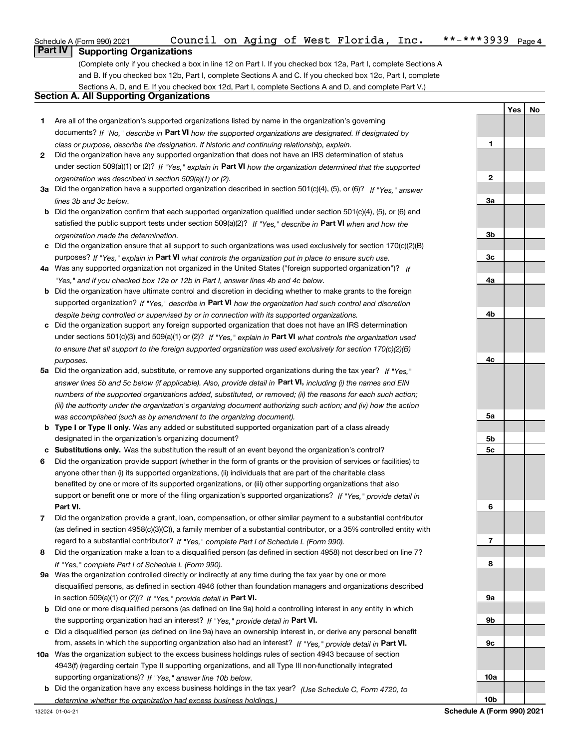Schedule A (Form 990) 2021 Council on Aging of West Florida, Inc. **-***3939 Page 4

## Part IV Supporting Organizations

(Complete only if you checked a box in line 12 on Part I. If you checked box 12a, Part I, complete Sections A and B. If you checked box 12b, Part I, complete Sections A and C. If you checked box 12c, Part I, complete Sections A, D, and E. If you checked box 12d, Part I, complete Sections A and D, and complete Part V.)

### Section A. All Supporting Organizations

| | | Line | Yes | No |
|---|---|---|---|---|
| **1** | Are all of the organization's supported organizations listed by name in the organization's governing documents? *If "No," describe in* **Part VI** *how the supported organizations are designated. If designated by class or purpose, describe the designation. If historic and continuing relationship, explain.* | 1 | | |
| **2** | Did the organization have any supported organization that does not have an IRS determination of status under section 509(a)(1) or (2)? *If "Yes," explain in* **Part VI** *how the organization determined that the supported organization was described in section 509(a)(1) or (2).* | 2 | | |
| **3a** | Did the organization have a supported organization described in section 501(c)(4), (5), or (6)? *If "Yes," answer lines 3b and 3c below.* | 3a | | |
| **b** | Did the organization confirm that each supported organization qualified under section 501(c)(4), (5), or (6) and satisfied the public support tests under section 509(a)(2)? *If "Yes," describe in* **Part VI** *when and how the organization made the determination.* | 3b | | |
| **c** | Did the organization ensure that all support to such organizations was used exclusively for section 170(c)(2)(B) purposes? *If "Yes," explain in* **Part VI** *what controls the organization put in place to ensure such use.* | 3c | | |
| **4a** | Was any supported organization not organized in the United States ("foreign supported organization")? *If "Yes," and if you checked box 12a or 12b in Part I, answer lines 4b and 4c below.* | 4a | | |
| **b** | Did the organization have ultimate control and discretion in deciding whether to make grants to the foreign supported organization? *If "Yes," describe in* **Part VI** *how the organization had such control and discretion despite being controlled or supervised by or in connection with its supported organizations.* | 4b | | |
| **c** | Did the organization support any foreign supported organization that does not have an IRS determination under sections 501(c)(3) and 509(a)(1) or (2)? *If "Yes," explain in* **Part VI** *what controls the organization used to ensure that all support to the foreign supported organization was used exclusively for section 170(c)(2)(B) purposes.* | 4c | | |
| **5a** | Did the organization add, substitute, or remove any supported organizations during the tax year? *If "Yes," answer lines 5b and 5c below (if applicable). Also, provide detail in* **Part VI,** *including (i) the names and EIN numbers of the supported organizations added, substituted, or removed; (ii) the reasons for each such action; (iii) the authority under the organization's organizing document authorizing such action; and (iv) how the action was accomplished (such as by amendment to the organizing document).* | 5a | | |
| **b** | **Type I or Type II only.** Was any added or substituted supported organization part of a class already designated in the organization's organizing document? | 5b | | |
| **c** | **Substitutions only.** Was the substitution the result of an event beyond the organization's control? | 5c | | |
| **6** | Did the organization provide support (whether in the form of grants or the provision of services or facilities) to anyone other than (i) its supported organizations, (ii) individuals that are part of the charitable class benefited by one or more of its supported organizations, or (iii) other supporting organizations that also support or benefit one or more of the filing organization's supported organizations? *If "Yes," provide detail in* **Part VI.** | 6 | | |
| **7** | Did the organization provide a grant, loan, compensation, or other similar payment to a substantial contributor (as defined in section 4958(c)(3)(C)), a family member of a substantial contributor, or a 35% controlled entity with regard to a substantial contributor? *If "Yes," complete Part I of Schedule L (Form 990).* | 7 | | |
| **8** | Did the organization make a loan to a disqualified person (as defined in section 4958) not described on line 7? *If "Yes," complete Part I of Schedule L (Form 990).* | 8 | | |
| **9a** | Was the organization controlled directly or indirectly at any time during the tax year by one or more disqualified persons, as defined in section 4946 (other than foundation managers and organizations described in section 509(a)(1) or (2))? *If "Yes," provide detail in* **Part VI.** | 9a | | |
| **b** | Did one or more disqualified persons (as defined on line 9a) hold a controlling interest in any entity in which the supporting organization had an interest? *If "Yes," provide detail in* **Part VI.** | 9b | | |
| **c** | Did a disqualified person (as defined on line 9a) have an ownership interest in, or derive any personal benefit from, assets in which the supporting organization also had an interest? *If "Yes," provide detail in* **Part VI.** | 9c | | |
| **10a** | Was the organization subject to the excess business holdings rules of section 4943 because of section 4943(f) (regarding certain Type II supporting organizations, and all Type III non-functionally integrated supporting organizations)? *If "Yes," answer line 10b below.* | 10a | | |
| **b** | Did the organization have any excess business holdings in the tax year? *(Use Schedule C, Form 4720, to determine whether the organization had excess business holdings.)* | 10b | | |

132024 01-04-21 **Schedule A (Form 990) 2021**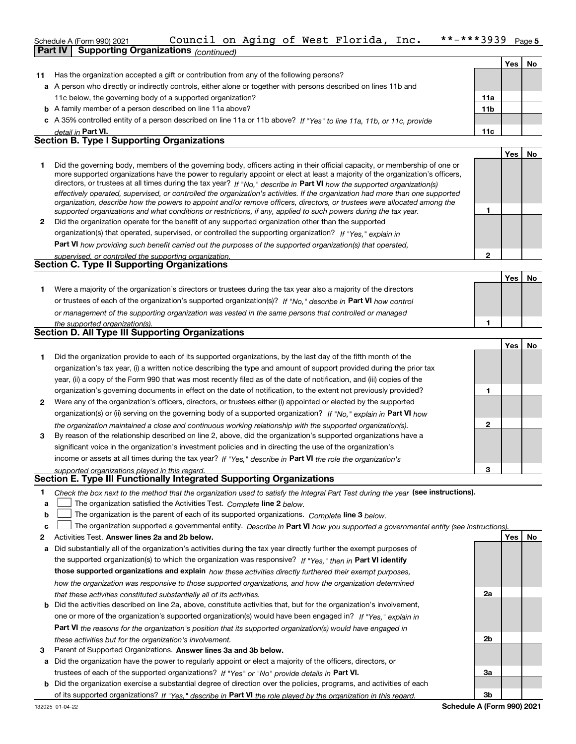Schedule A (Form 990) 2021 Council on Aging of West Florida, Inc. **-***3939 Page 5

**Part IV Supporting Organizations** *(continued)*

| | | | Yes | No |
|---|---|---|---|---|
| **11** | Has the organization accepted a gift or contribution from any of the following persons? | | | |
| **a** | A person who directly or indirectly controls, either alone or together with persons described on lines 11b and 11c below, the governing body of a supported organization? | **11a** | | |
| **b** | A family member of a person described on line 11a above? | **11b** | | |
| **c** | A 35% controlled entity of a person described on line 11a or 11b above? *If "Yes" to line 11a, 11b, or 11c, provide detail in* **Part VI.** | **11c** | | |

## Section B. Type I Supporting Organizations

| | | | Yes | No |
|---|---|---|---|---|
| **1** | Did the governing body, members of the governing body, officers acting in their official capacity, or membership of one or more supported organizations have the power to regularly appoint or elect at least a majority of the organization's officers, directors, or trustees at all times during the tax year? *If "No," describe in* **Part VI** *how the supported organization(s) effectively operated, supervised, or controlled the organization's activities. If the organization had more than one supported organization, describe how the powers to appoint and/or remove officers, directors, or trustees were allocated among the supported organizations and what conditions or restrictions, if any, applied to such powers during the tax year.* | **1** | | |
| **2** | Did the organization operate for the benefit of any supported organization other than the supported organization(s) that operated, supervised, or controlled the supporting organization? *If "Yes," explain in* **Part VI** *how providing such benefit carried out the purposes of the supported organization(s) that operated, supervised, or controlled the supporting organization.* | **2** | | |

## Section C. Type II Supporting Organizations

| | | | Yes | No |
|---|---|---|---|---|
| **1** | Were a majority of the organization's directors or trustees during the tax year also a majority of the directors or trustees of each of the organization's supported organization(s)? *If "No," describe in* **Part VI** *how control or management of the supporting organization was vested in the same persons that controlled or managed the supported organization(s).* | **1** | | |

## Section D. All Type III Supporting Organizations

| | | | Yes | No |
|---|---|---|---|---|
| **1** | Did the organization provide to each of its supported organizations, by the last day of the fifth month of the organization's tax year, (i) a written notice describing the type and amount of support provided during the prior tax year, (ii) a copy of the Form 990 that was most recently filed as of the date of notification, and (iii) copies of the organization's governing documents in effect on the date of notification, to the extent not previously provided? | **1** | | |
| **2** | Were any of the organization's officers, directors, or trustees either (i) appointed or elected by the supported organization(s) or (ii) serving on the governing body of a supported organization? *If "No," explain in* **Part VI** *how the organization maintained a close and continuous working relationship with the supported organization(s).* | **2** | | |
| **3** | By reason of the relationship described on line 2, above, did the organization's supported organizations have a significant voice in the organization's investment policies and in directing the use of the organization's income or assets at all times during the tax year? *If "Yes," describe in* **Part VI** *the role the organization's supported organizations played in this regard.* | **3** | | |

## Section E. Type III Functionally Integrated Supporting Organizations

**1** *Check the box next to the method that the organization used to satisfy the Integral Part Test during the year* **(see instructions).**

- **a** ☐ The organization satisfied the Activities Test. *Complete* **line 2** *below.*
- **b** ☐ The organization is the parent of each of its supported organizations. *Complete* **line 3** *below.*
- **c** ☐ The organization supported a governmental entity. *Describe in* **Part VI** *how you supported a governmental entity (see instructions).*

| | | | Yes | No |
|---|---|---|---|---|
| **2** | Activities Test. **Answer lines 2a and 2b below.** | | | |
| **a** | Did substantially all of the organization's activities during the tax year directly further the exempt purposes of the supported organization(s) to which the organization was responsive? *If "Yes," then in* **Part VI identify those supported organizations and explain** *how these activities directly furthered their exempt purposes, how the organization was responsive to those supported organizations, and how the organization determined that these activities constituted substantially all of its activities.* | **2a** | | |
| **b** | Did the activities described on line 2a, above, constitute activities that, but for the organization's involvement, one or more of the organization's supported organization(s) would have been engaged in? *If "Yes," explain in* **Part VI** *the reasons for the organization's position that its supported organization(s) would have engaged in these activities but for the organization's involvement.* | **2b** | | |
| **3** | Parent of Supported Organizations. **Answer lines 3a and 3b below.** | | | |
| **a** | Did the organization have the power to regularly appoint or elect a majority of the officers, directors, or trustees of each of the supported organizations? *If "Yes" or "No" provide details in* **Part VI.** | **3a** | | |
| **b** | Did the organization exercise a substantial degree of direction over the policies, programs, and activities of each of its supported organizations? *If "Yes," describe in* **Part VI** *the role played by the organization in this regard.* | **3b** | | |

132025 01-04-22 **Schedule A (Form 990) 2021**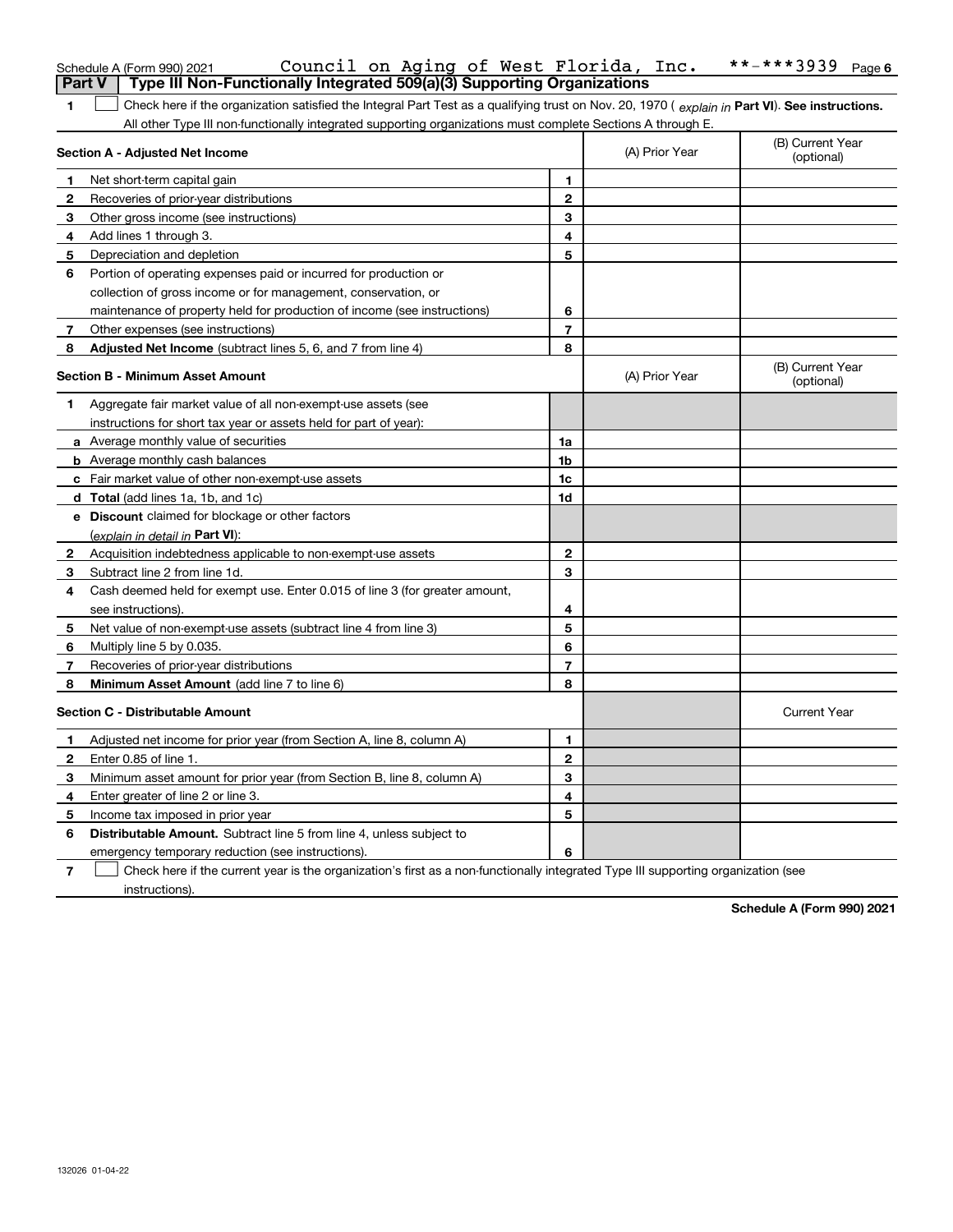Schedule A (Form 990) 2021    Council on Aging of West Florida, Inc.    **-***3939

## Part V | Type III Non-Functionally Integrated 509(a)(3) Supporting Organizations

**1** ☐ Check here if the organization satisfied the Integral Part Test as a qualifying trust on Nov. 20, 1970 ( *explain in* **Part VI**). **See instructions.** All other Type III non-functionally integrated supporting organizations must complete Sections A through E.

| | **Section A - Adjusted Net Income** | | (A) Prior Year | (B) Current Year (optional) |
|---|---|---|---|---|
| **1** | Net short-term capital gain | **1** | | |
| **2** | Recoveries of prior-year distributions | **2** | | |
| **3** | Other gross income (see instructions) | **3** | | |
| **4** | Add lines 1 through 3. | **4** | | |
| **5** | Depreciation and depletion | **5** | | |
| **6** | Portion of operating expenses paid or incurred for production or collection of gross income or for management, conservation, or maintenance of property held for production of income (see instructions) | **6** | | |
| **7** | Other expenses (see instructions) | **7** | | |
| **8** | **Adjusted Net Income** (subtract lines 5, 6, and 7 from line 4) | **8** | | |

| | **Section B - Minimum Asset Amount** | | (A) Prior Year | (B) Current Year (optional) |
|---|---|---|---|---|
| **1** | Aggregate fair market value of all non-exempt-use assets (see instructions for short tax year or assets held for part of year): | | | |
| **a** | Average monthly value of securities | **1a** | | |
| **b** | Average monthly cash balances | **1b** | | |
| **c** | Fair market value of other non-exempt-use assets | **1c** | | |
| **d** | **Total** (add lines 1a, 1b, and 1c) | **1d** | | |
| **e** | **Discount** claimed for blockage or other factors (*explain in detail in* **Part VI**): | | | |
| **2** | Acquisition indebtedness applicable to non-exempt-use assets | **2** | | |
| **3** | Subtract line 2 from line 1d. | **3** | | |
| **4** | Cash deemed held for exempt use. Enter 0.015 of line 3 (for greater amount, see instructions). | **4** | | |
| **5** | Net value of non-exempt-use assets (subtract line 4 from line 3) | **5** | | |
| **6** | Multiply line 5 by 0.035. | **6** | | |
| **7** | Recoveries of prior-year distributions | **7** | | |
| **8** | **Minimum Asset Amount** (add line 7 to line 6) | **8** | | |

| | **Section C - Distributable Amount** | | | Current Year |
|---|---|---|---|---|
| **1** | Adjusted net income for prior year (from Section A, line 8, column A) | **1** | | |
| **2** | Enter 0.85 of line 1. | **2** | | |
| **3** | Minimum asset amount for prior year (from Section B, line 8, column A) | **3** | | |
| **4** | Enter greater of line 2 or line 3. | **4** | | |
| **5** | Income tax imposed in prior year | **5** | | |
| **6** | **Distributable Amount.** Subtract line 5 from line 4, unless subject to emergency temporary reduction (see instructions). | **6** | | |

**7** ☐ Check here if the current year is the organization's first as a non-functionally integrated Type III supporting organization (see instructions).

**Schedule A (Form 990) 2021**

132026 01-04-22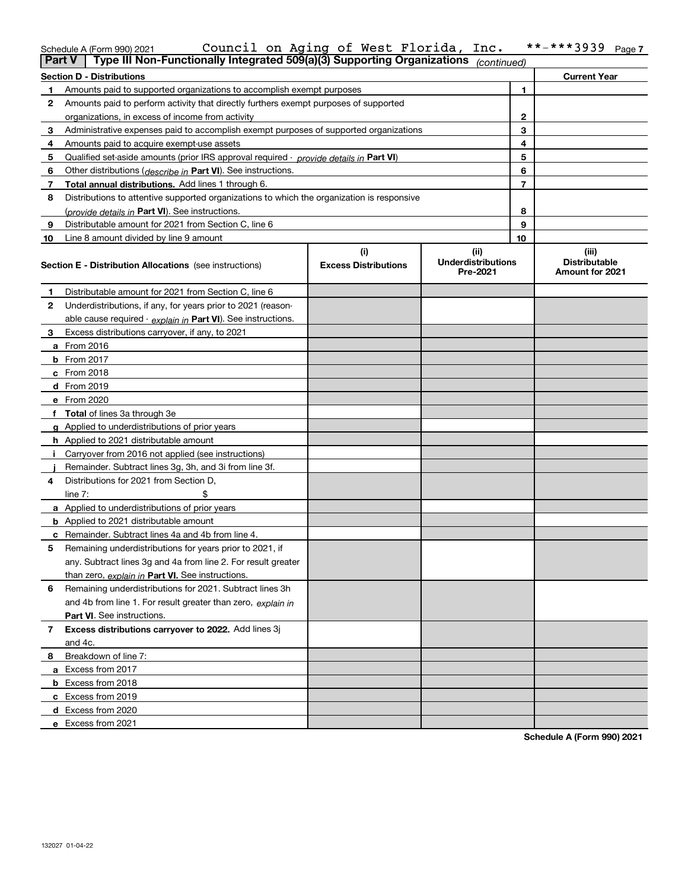Schedule A (Form 990) 2021 Council on Aging of West Florida, Inc. **-***3939 Page 7

**Part V | Type III Non-Functionally Integrated 509(a)(3) Supporting Organizations** *(continued)*

| **Section D - Distributions** | | **Current Year** |
|---|---|---|
| **1** Amounts paid to supported organizations to accomplish exempt purposes | 1 | |
| **2** Amounts paid to perform activity that directly furthers exempt purposes of supported organizations, in excess of income from activity | 2 | |
| **3** Administrative expenses paid to accomplish exempt purposes of supported organizations | 3 | |
| **4** Amounts paid to acquire exempt-use assets | 4 | |
| **5** Qualified set-aside amounts (prior IRS approval required - *provide details in* **Part VI**) | 5 | |
| **6** Other distributions (*describe in* **Part VI**). See instructions. | 6 | |
| **7** **Total annual distributions.** Add lines 1 through 6. | 7 | |
| **8** Distributions to attentive supported organizations to which the organization is responsive (*provide details in* **Part VI**). See instructions. | 8 | |
| **9** Distributable amount for 2021 from Section C, line 6 | 9 | |
| **10** Line 8 amount divided by line 9 amount | 10 | |

| **Section E - Distribution Allocations** (see instructions) | (i) Excess Distributions | (ii) Underdistributions Pre-2021 | (iii) Distributable Amount for 2021 |
|---|---|---|---|
| **1** Distributable amount for 2021 from Section C, line 6 | | | |
| **2** Underdistributions, if any, for years prior to 2021 (reasonable cause required - *explain in* **Part VI**). See instructions. | | | |
| **3** Excess distributions carryover, if any, to 2021 | | | |
| **a** From 2016 | | | |
| **b** From 2017 | | | |
| **c** From 2018 | | | |
| **d** From 2019 | | | |
| **e** From 2020 | | | |
| **f** **Total** of lines 3a through 3e | | | |
| **g** Applied to underdistributions of prior years | | | |
| **h** Applied to 2021 distributable amount | | | |
| **i** Carryover from 2016 not applied (see instructions) | | | |
| **j** Remainder. Subtract lines 3g, 3h, and 3i from line 3f. | | | |
| **4** Distributions for 2021 from Section D, line 7: $ | | | |
| **a** Applied to underdistributions of prior years | | | |
| **b** Applied to 2021 distributable amount | | | |
| **c** Remainder. Subtract lines 4a and 4b from line 4. | | | |
| **5** Remaining underdistributions for years prior to 2021, if any. Subtract lines 3g and 4a from line 2. For result greater than zero, *explain in* **Part VI.** See instructions. | | | |
| **6** Remaining underdistributions for 2021. Subtract lines 3h and 4b from line 1. For result greater than zero, *explain in* **Part VI**. See instructions. | | | |
| **7** **Excess distributions carryover to 2022.** Add lines 3j and 4c. | | | |
| **8** Breakdown of line 7: | | | |
| **a** Excess from 2017 | | | |
| **b** Excess from 2018 | | | |
| **c** Excess from 2019 | | | |
| **d** Excess from 2020 | | | |
| **e** Excess from 2021 | | | |

**Schedule A (Form 990) 2021**

132027 01-04-22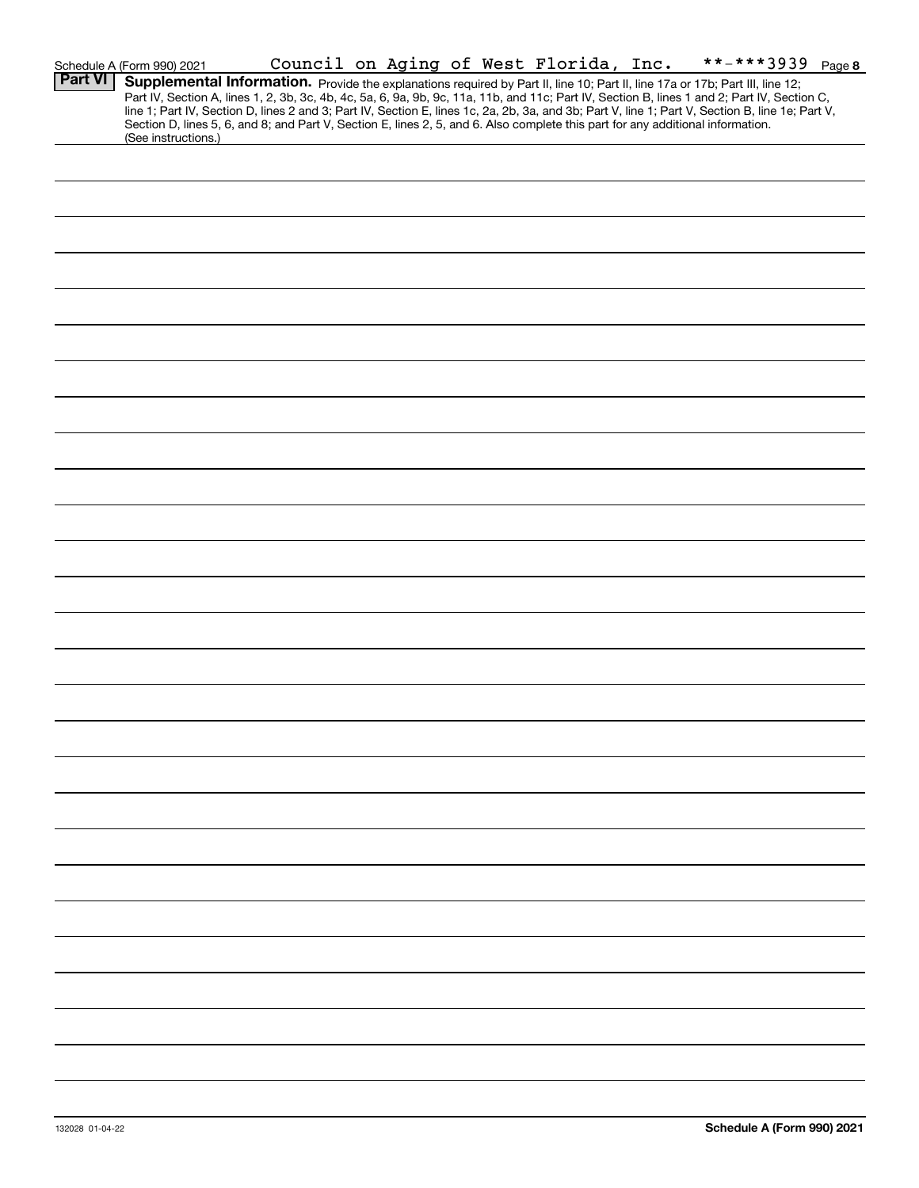## Part VI Supplemental Information.

**Supplemental Information.** Provide the explanations required by Part II, line 10; Part II, line 17a or 17b; Part III, line 12; Part IV, Section A, lines 1, 2, 3b, 3c, 4b, 4c, 5a, 6, 9a, 9b, 9c, 11a, 11b, and 11c; Part IV, Section B, lines 1 and 2; Part IV, Section C, line 1; Part IV, Section D, lines 2 and 3; Part IV, Section E, lines 1c, 2a, 2b, 3a, and 3b; Part V, line 1; Part V, Section B, line 1e; Part V, Section D, lines 5, 6, and 8; and Part V, Section E, lines 2, 5, and 6. Also complete this part for any additional information. (See instructions.)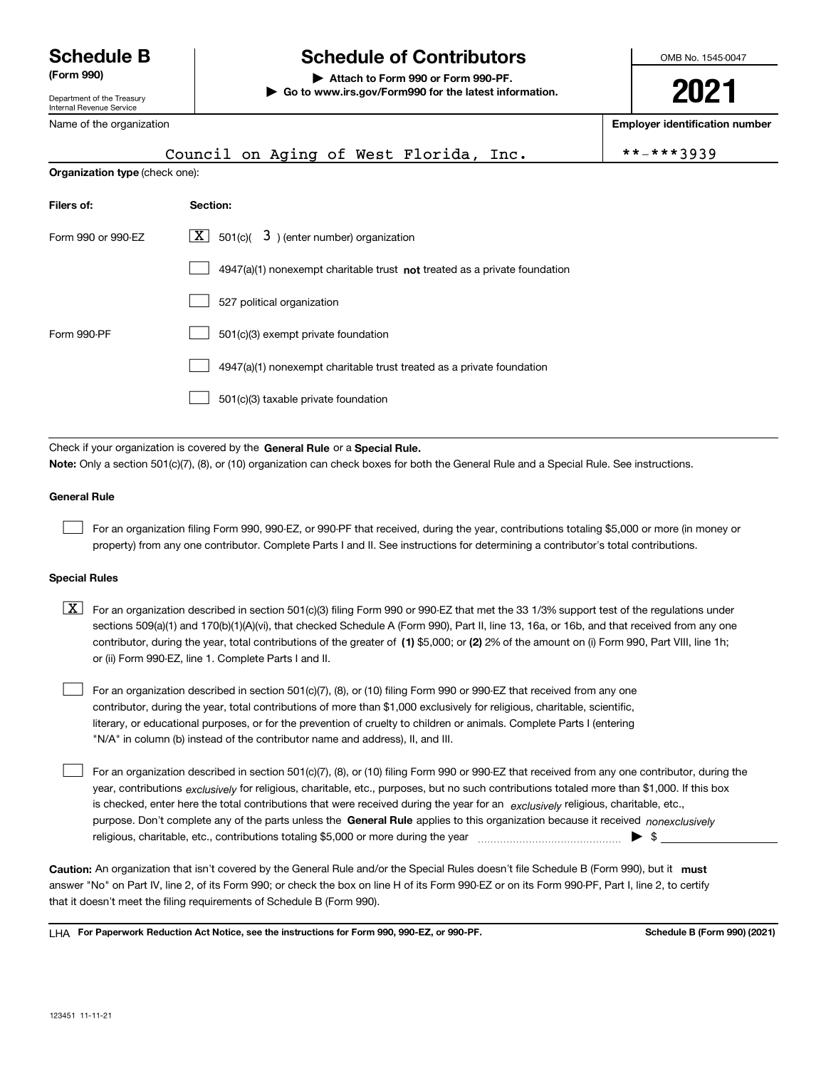# Schedule B (Form 990)

**(Form 990)**

Department of the Treasury
Internal Revenue Service

## Schedule of Contributors

▶ **Attach to Form 990 or Form 990-PF.**

▶ **Go to www.irs.gov/Form990 for the latest information.**

OMB No. 1545-0047

**2021**

Name of the organization: Council on Aging of West Florida, Inc.

**Employer identification number**: **-***3939

**Organization type** (check one):

| Filers of: | Section: |
|---|---|
| Form 990 or 990-EZ | [X] 501(c)( 3 ) (enter number) organization |
| | [ ] 4947(a)(1) nonexempt charitable trust **not** treated as a private foundation |
| | [ ] 527 political organization |
| Form 990-PF | [ ] 501(c)(3) exempt private foundation |
| | [ ] 4947(a)(1) nonexempt charitable trust treated as a private foundation |
| | [ ] 501(c)(3) taxable private foundation |

Check if your organization is covered by the **General Rule** or a **Special Rule.**

**Note:** Only a section 501(c)(7), (8), or (10) organization can check boxes for both the General Rule and a Special Rule. See instructions.

### General Rule

[ ] For an organization filing Form 990, 990-EZ, or 990-PF that received, during the year, contributions totaling $5,000 or more (in money or property) from any one contributor. Complete Parts I and II. See instructions for determining a contributor's total contributions.

### Special Rules

[X] For an organization described in section 501(c)(3) filing Form 990 or 990-EZ that met the 33 1/3% support test of the regulations under sections 509(a)(1) and 170(b)(1)(A)(vi), that checked Schedule A (Form 990), Part II, line 13, 16a, or 16b, and that received from any one contributor, during the year, total contributions of the greater of **(1)** $5,000; or **(2)** 2% of the amount on (i) Form 990, Part VIII, line 1h; or (ii) Form 990-EZ, line 1. Complete Parts I and II.

[ ] For an organization described in section 501(c)(7), (8), or (10) filing Form 990 or 990-EZ that received from any one contributor, during the year, total contributions of more than $1,000 exclusively for religious, charitable, scientific, literary, or educational purposes, or for the prevention of cruelty to children or animals. Complete Parts I (entering "N/A" in column (b) instead of the contributor name and address), II, and III.

[ ] For an organization described in section 501(c)(7), (8), or (10) filing Form 990 or 990-EZ that received from any one contributor, during the year, contributions *exclusively* for religious, charitable, etc., purposes, but no such contributions totaled more than $1,000. If this box is checked, enter here the total contributions that were received during the year for an *exclusively* religious, charitable, etc., purpose. Don't complete any of the parts unless the **General Rule** applies to this organization because it received *nonexclusively* religious, charitable, etc., contributions totaling $5,000 or more during the year ▶ $

**Caution:** An organization that isn't covered by the General Rule and/or the Special Rules doesn't file Schedule B (Form 990), but it **must** answer "No" on Part IV, line 2, of its Form 990; or check the box on line H of its Form 990-EZ or on its Form 990-PF, Part I, line 2, to certify that it doesn't meet the filing requirements of Schedule B (Form 990).

LHA **For Paperwork Reduction Act Notice, see the instructions for Form 990, 990-EZ, or 990-PF.** **Schedule B (Form 990) (2021)**

123451 11-11-21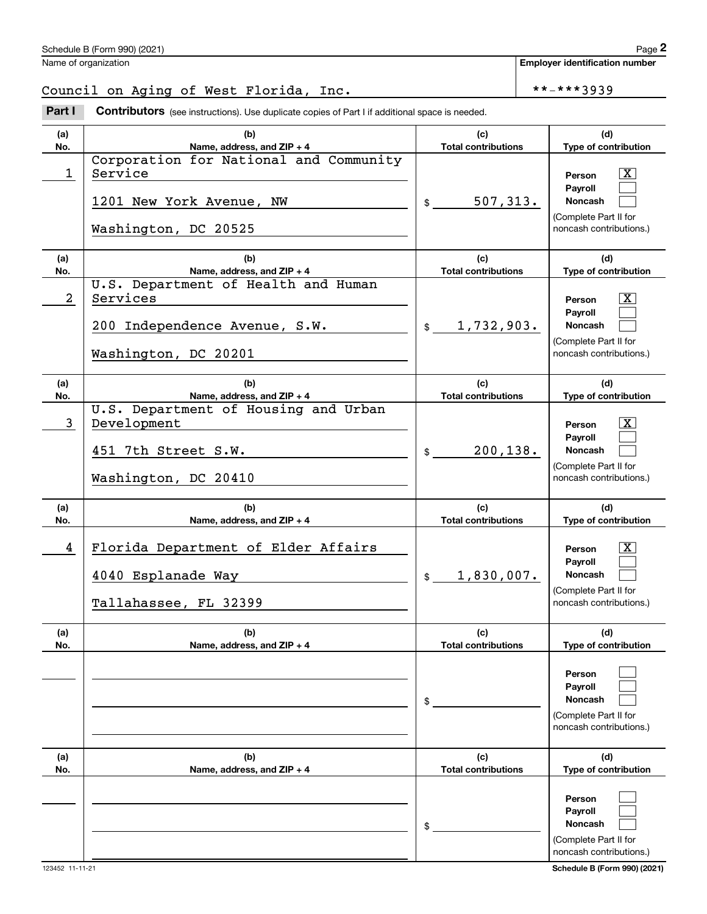Schedule B (Form 990) (2021)

Name of organization: Council on Aging of West Florida, Inc.

Employer identification number: **-***3939

**Part I** **Contributors** (see instructions). Use duplicate copies of Part I if additional space is needed.

| (a) No. | (b) Name, address, and ZIP + 4 | (c) Total contributions | (d) Type of contribution |
|---|---|---|---|
| 1 | Corporation for National and Community Service<br>1201 New York Avenue, NW<br>Washington, DC 20525 | $ 507,313. | Person [X]<br>Payroll [ ]<br>Noncash [ ]<br>(Complete Part II for noncash contributions.) |
| 2 | U.S. Department of Health and Human Services<br>200 Independence Avenue, S.W.<br>Washington, DC 20201 | $ 1,732,903. | Person [X]<br>Payroll [ ]<br>Noncash [ ]<br>(Complete Part II for noncash contributions.) |
| 3 | U.S. Department of Housing and Urban Development<br>451 7th Street S.W.<br>Washington, DC 20410 | $ 200,138. | Person [X]<br>Payroll [ ]<br>Noncash [ ]<br>(Complete Part II for noncash contributions.) |
| 4 | Florida Department of Elder Affairs<br>4040 Esplanade Way<br>Tallahassee, FL 32399 | $ 1,830,007. | Person [X]<br>Payroll [ ]<br>Noncash [ ]<br>(Complete Part II for noncash contributions.) |
| | | $ | Person [ ]<br>Payroll [ ]<br>Noncash [ ]<br>(Complete Part II for noncash contributions.) |
| | | $ | Person [ ]<br>Payroll [ ]<br>Noncash [ ]<br>(Complete Part II for noncash contributions.) |

123452 11-11-21

Schedule B (Form 990) (2021)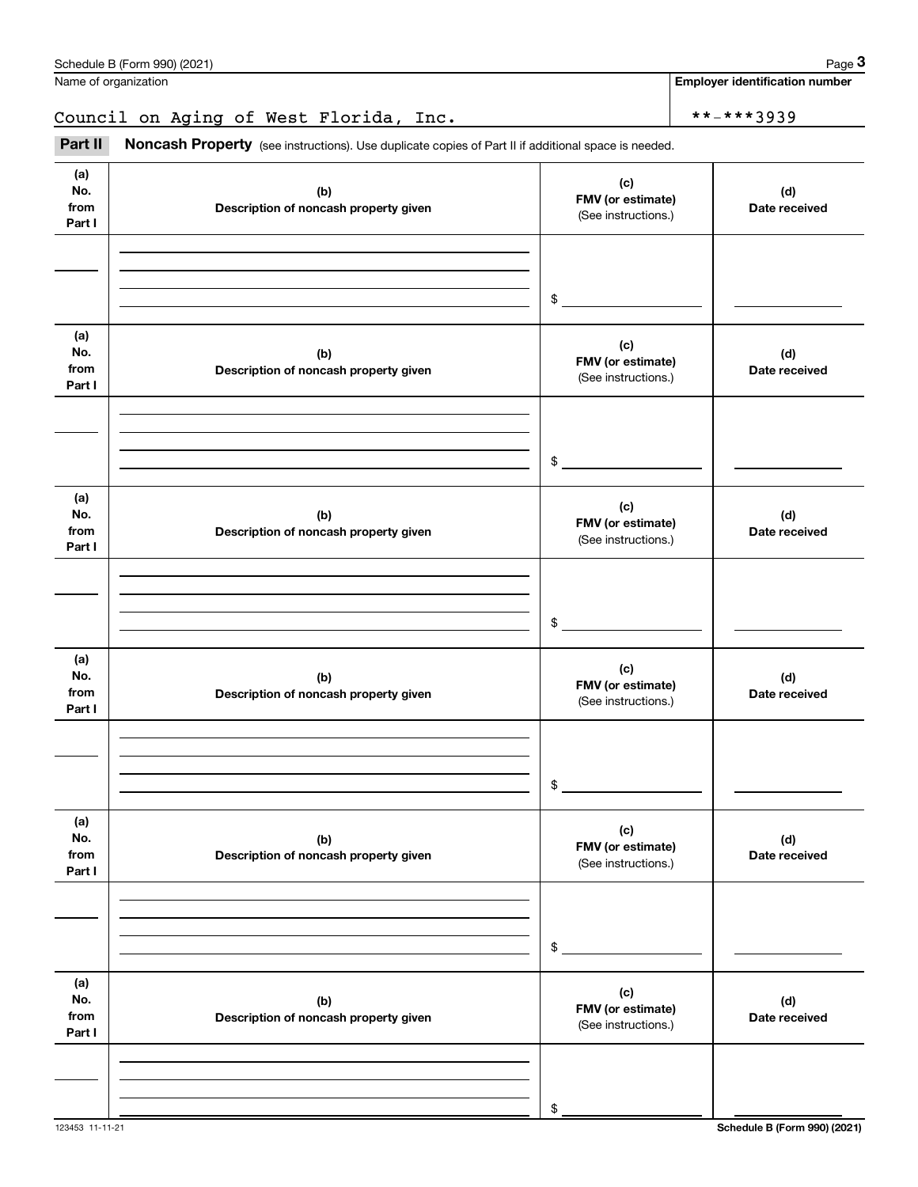Schedule B (Form 990) (2021)

Name of organization: Council on Aging of West Florida, Inc.

Employer identification number: **-***3939

**Part II** **Noncash Property** (see instructions). Use duplicate copies of Part II if additional space is needed.

| (a) No. from Part I | (b) Description of noncash property given | (c) FMV (or estimate) (See instructions.) | (d) Date received |
|---|---|---|---|
| | | $ | |

| (a) No. from Part I | (b) Description of noncash property given | (c) FMV (or estimate) (See instructions.) | (d) Date received |
|---|---|---|---|
| | | $ | |

| (a) No. from Part I | (b) Description of noncash property given | (c) FMV (or estimate) (See instructions.) | (d) Date received |
|---|---|---|---|
| | | $ | |

| (a) No. from Part I | (b) Description of noncash property given | (c) FMV (or estimate) (See instructions.) | (d) Date received |
|---|---|---|---|
| | | $ | |

| (a) No. from Part I | (b) Description of noncash property given | (c) FMV (or estimate) (See instructions.) | (d) Date received |
|---|---|---|---|
| | | $ | |

| (a) No. from Part I | (b) Description of noncash property given | (c) FMV (or estimate) (See instructions.) | (d) Date received |
|---|---|---|---|
| | | $ | |

123453 11-11-21

Schedule B (Form 990) (2021)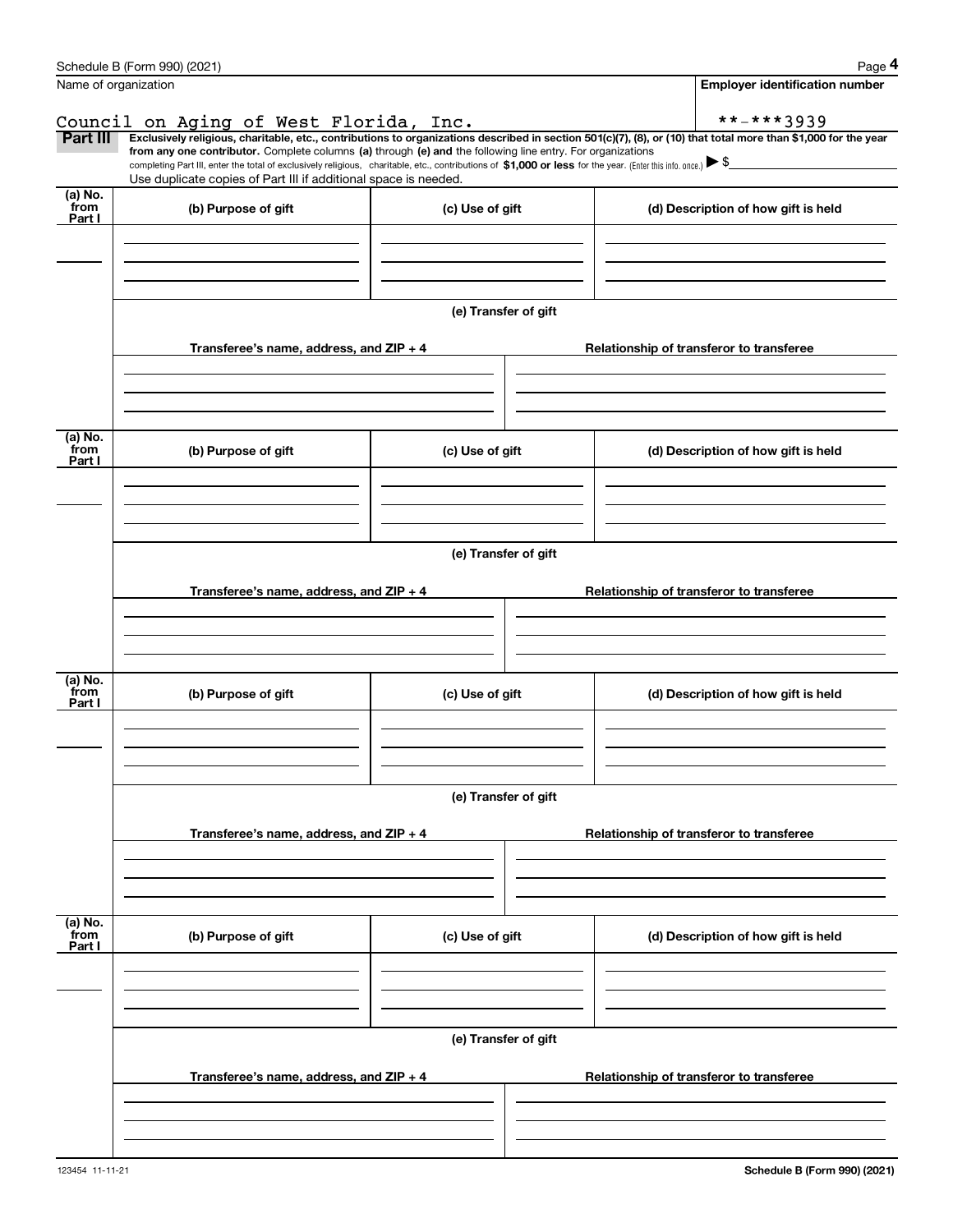Schedule B (Form 990) (2021)

Name of organization

Council on Aging of West Florida, Inc.

Employer identification number

**-***3939

**Part III** **Exclusively religious, charitable, etc., contributions to organizations described in section 501(c)(7), (8), or (10) that total more than $1,000 for the year from any one contributor.** Complete columns **(a)** through **(e) and** the following line entry. For organizations completing Part III, enter the total of exclusively religious, charitable, etc., contributions of **$1,000 or less** for the year. (Enter this info. once.) ▶ $

Use duplicate copies of Part III if additional space is needed.

| (a) No. from Part I | (b) Purpose of gift | (c) Use of gift | (d) Description of how gift is held |
|---|---|---|---|
| | | | |

**(e) Transfer of gift**

| Transferee's name, address, and ZIP + 4 | Relationship of transferor to transferee |
|---|---|
| | |

| (a) No. from Part I | (b) Purpose of gift | (c) Use of gift | (d) Description of how gift is held |
|---|---|---|---|
| | | | |

**(e) Transfer of gift**

| Transferee's name, address, and ZIP + 4 | Relationship of transferor to transferee |
|---|---|
| | |

| (a) No. from Part I | (b) Purpose of gift | (c) Use of gift | (d) Description of how gift is held |
|---|---|---|---|
| | | | |

**(e) Transfer of gift**

| Transferee's name, address, and ZIP + 4 | Relationship of transferor to transferee |
|---|---|
| | |

| (a) No. from Part I | (b) Purpose of gift | (c) Use of gift | (d) Description of how gift is held |
|---|---|---|---|
| | | | |

**(e) Transfer of gift**

| Transferee's name, address, and ZIP + 4 | Relationship of transferor to transferee |
|---|---|
| | |

123454 11-11-21

**Schedule B (Form 990) (2021)**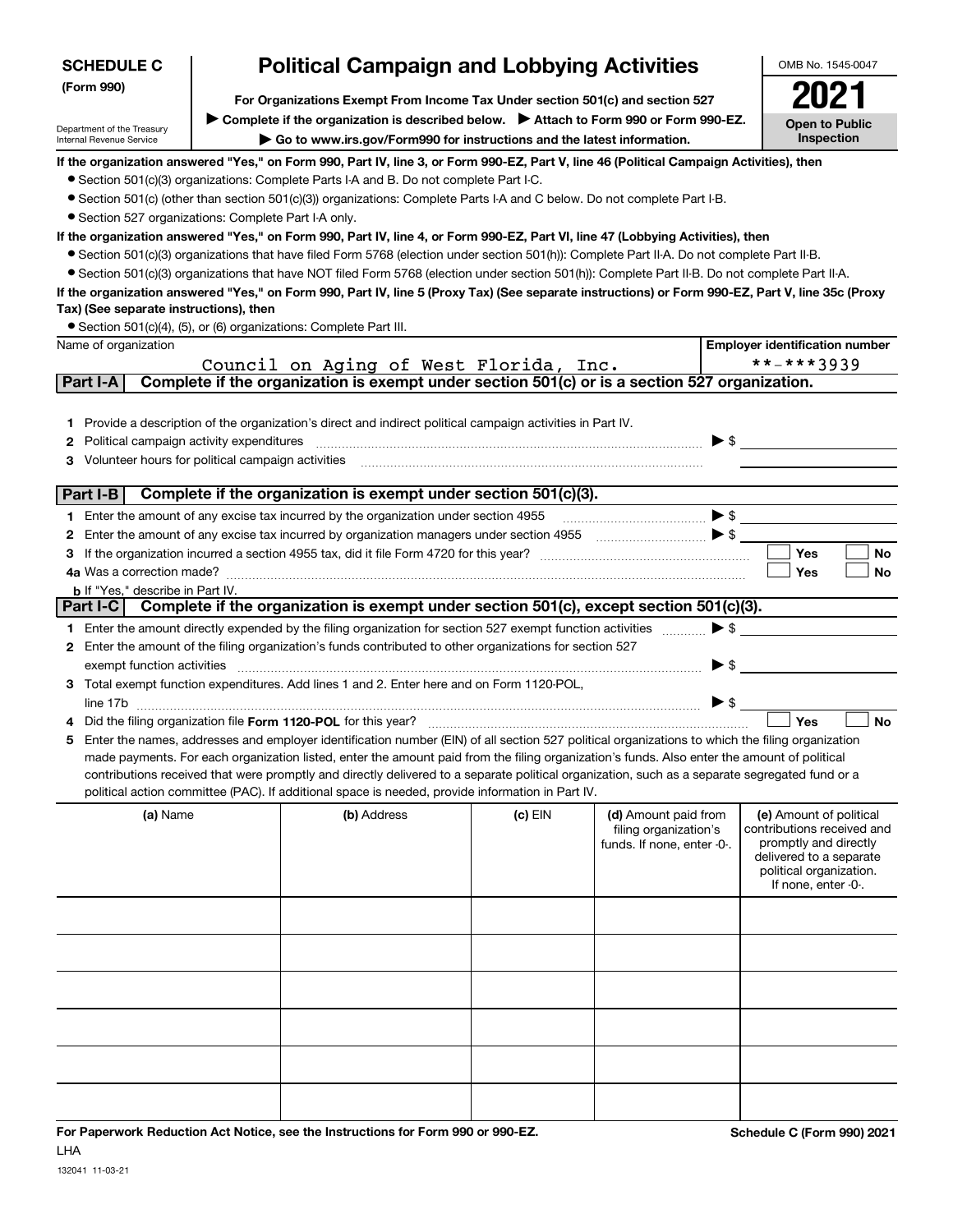**SCHEDULE C (Form 990)**

Department of the Treasury
Internal Revenue Service

# Political Campaign and Lobbying Activities

**For Organizations Exempt From Income Tax Under section 501(c) and section 527**

▶ **Complete if the organization is described below.** ▶ **Attach to Form 990 or Form 990-EZ.**

▶ **Go to www.irs.gov/Form990 for instructions and the latest information.**

OMB No. 1545-0047

**2021**

**Open to Public Inspection**

**If the organization answered "Yes," on Form 990, Part IV, line 3, or Form 990-EZ, Part V, line 46 (Political Campaign Activities), then**

- Section 501(c)(3) organizations: Complete Parts I-A and B. Do not complete Part I-C.
- Section 501(c) (other than section 501(c)(3)) organizations: Complete Parts I-A and C below. Do not complete Part I-B.
- Section 527 organizations: Complete Part I-A only.

**If the organization answered "Yes," on Form 990, Part IV, line 4, or Form 990-EZ, Part VI, line 47 (Lobbying Activities), then**

- Section 501(c)(3) organizations that have filed Form 5768 (election under section 501(h)): Complete Part II-A. Do not complete Part II-B.
- Section 501(c)(3) organizations that have NOT filed Form 5768 (election under section 501(h)): Complete Part II-B. Do not complete Part II-A.

**If the organization answered "Yes," on Form 990, Part IV, line 5 (Proxy Tax) (See separate instructions) or Form 990-EZ, Part V, line 35c (Proxy Tax) (See separate instructions), then**

- Section 501(c)(4), (5), or (6) organizations: Complete Part III.

| Name of organization | Employer identification number |
|---|---|
| Council on Aging of West Florida, Inc. | **-***3939 |

## Part I-A Complete if the organization is exempt under section 501(c) or is a section 527 organization.

1. Provide a description of the organization's direct and indirect political campaign activities in Part IV.
2. Political campaign activity expenditures ▶ $
3. Volunteer hours for political campaign activities

## Part I-B Complete if the organization is exempt under section 501(c)(3).

1. Enter the amount of any excise tax incurred by the organization under section 4955 ▶ $
2. Enter the amount of any excise tax incurred by organization managers under section 4955 ▶ $
3. If the organization incurred a section 4955 tax, did it file Form 4720 for this year? ☐ Yes ☐ No

4a. Was a correction made? ☐ Yes ☐ No

b. If "Yes," describe in Part IV.

## Part I-C Complete if the organization is exempt under section 501(c), except section 501(c)(3).

1. Enter the amount directly expended by the filing organization for section 527 exempt function activities ▶ $
2. Enter the amount of the filing organization's funds contributed to other organizations for section 527 exempt function activities ▶ $
3. Total exempt function expenditures. Add lines 1 and 2. Enter here and on Form 1120-POL, line 17b ▶ $
4. Did the filing organization file **Form 1120-POL** for this year? ☐ Yes ☐ No
5. Enter the names, addresses and employer identification number (EIN) of all section 527 political organizations to which the filing organization made payments. For each organization listed, enter the amount paid from the filing organization's funds. Also enter the amount of political contributions received that were promptly and directly delivered to a separate political organization, such as a separate segregated fund or a political action committee (PAC). If additional space is needed, provide information in Part IV.

| (a) Name | (b) Address | (c) EIN | (d) Amount paid from filing organization's funds. If none, enter -0-. | (e) Amount of political contributions received and promptly and directly delivered to a separate political organization. If none, enter -0-. |
|---|---|---|---|---|
| | | | | |
| | | | | |
| | | | | |
| | | | | |
| | | | | |
| | | | | |

**For Paperwork Reduction Act Notice, see the Instructions for Form 990 or 990-EZ.** **Schedule C (Form 990) 2021**

LHA

132041 11-03-21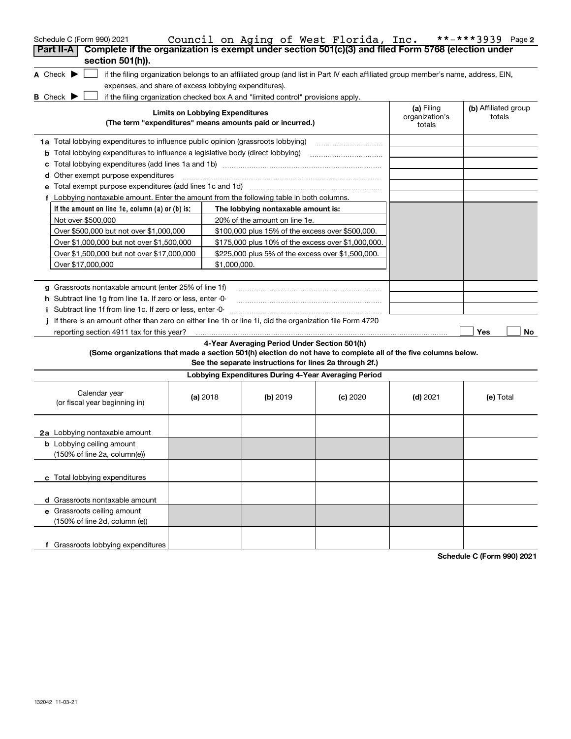Schedule C (Form 990) 2021 Council on Aging of West Florida, Inc. **-***3939 Page 2

**Part II-A** **Complete if the organization is exempt under section 501(c)(3) and filed Form 5768 (election under section 501(h)).**

**A** Check ▶ ☐ if the filing organization belongs to an affiliated group (and list in Part IV each affiliated group member's name, address, EIN, expenses, and share of excess lobbying expenditures).

**B** Check ▶ ☐ if the filing organization checked box A and "limited control" provisions apply.

| **Limits on Lobbying Expenditures** (The term "expenditures" means amounts paid or incurred.) | **(a)** Filing organization's totals | **(b)** Affiliated group totals |
|---|---|---|
| **1a** Total lobbying expenditures to influence public opinion (grassroots lobbying) | | |
| **b** Total lobbying expenditures to influence a legislative body (direct lobbying) | | |
| **c** Total lobbying expenditures (add lines 1a and 1b) | | |
| **d** Other exempt purpose expenditures | | |
| **e** Total exempt purpose expenditures (add lines 1c and 1d) | | |
| **f** Lobbying nontaxable amount. Enter the amount from the following table in both columns. | | |

| If the amount on line 1e, column (a) or (b) is: | The lobbying nontaxable amount is: |
|---|---|
| Not over $500,000 | 20% of the amount on line 1e. |
| Over $500,000 but not over $1,000,000 | $100,000 plus 15% of the excess over $500,000. |
| Over $1,000,000 but not over $1,500,000 | $175,000 plus 10% of the excess over $1,000,000. |
| Over $1,500,000 but not over $17,000,000 | $225,000 plus 5% of the excess over $1,500,000. |
| Over $17,000,000 | $1,000,000. |

| | (a) | (b) |
|---|---|---|
| **g** Grassroots nontaxable amount (enter 25% of line 1f) | | |
| **h** Subtract line 1g from line 1a. If zero or less, enter -0- | | |
| **i** Subtract line 1f from line 1c. If zero or less, enter -0- | | |

**j** If there is an amount other than zero on either line 1h or line 1i, did the organization file Form 4720 reporting section 4911 tax for this year? ☐ Yes ☐ No

**4-Year Averaging Period Under Section 501(h)**
**(Some organizations that made a section 501(h) election do not have to complete all of the five columns below. See the separate instructions for lines 2a through 2f.)**

**Lobbying Expenditures During 4-Year Averaging Period**

| Calendar year (or fiscal year beginning in) | **(a)** 2018 | **(b)** 2019 | **(c)** 2020 | **(d)** 2021 | **(e)** Total |
|---|---|---|---|---|---|
| **2a** Lobbying nontaxable amount | | | | | |
| **b** Lobbying ceiling amount (150% of line 2a, column(e)) | | | | | |
| **c** Total lobbying expenditures | | | | | |
| **d** Grassroots nontaxable amount | | | | | |
| **e** Grassroots ceiling amount (150% of line 2d, column (e)) | | | | | |
| **f** Grassroots lobbying expenditures | | | | | |

**Schedule C (Form 990) 2021**

132042 11-03-21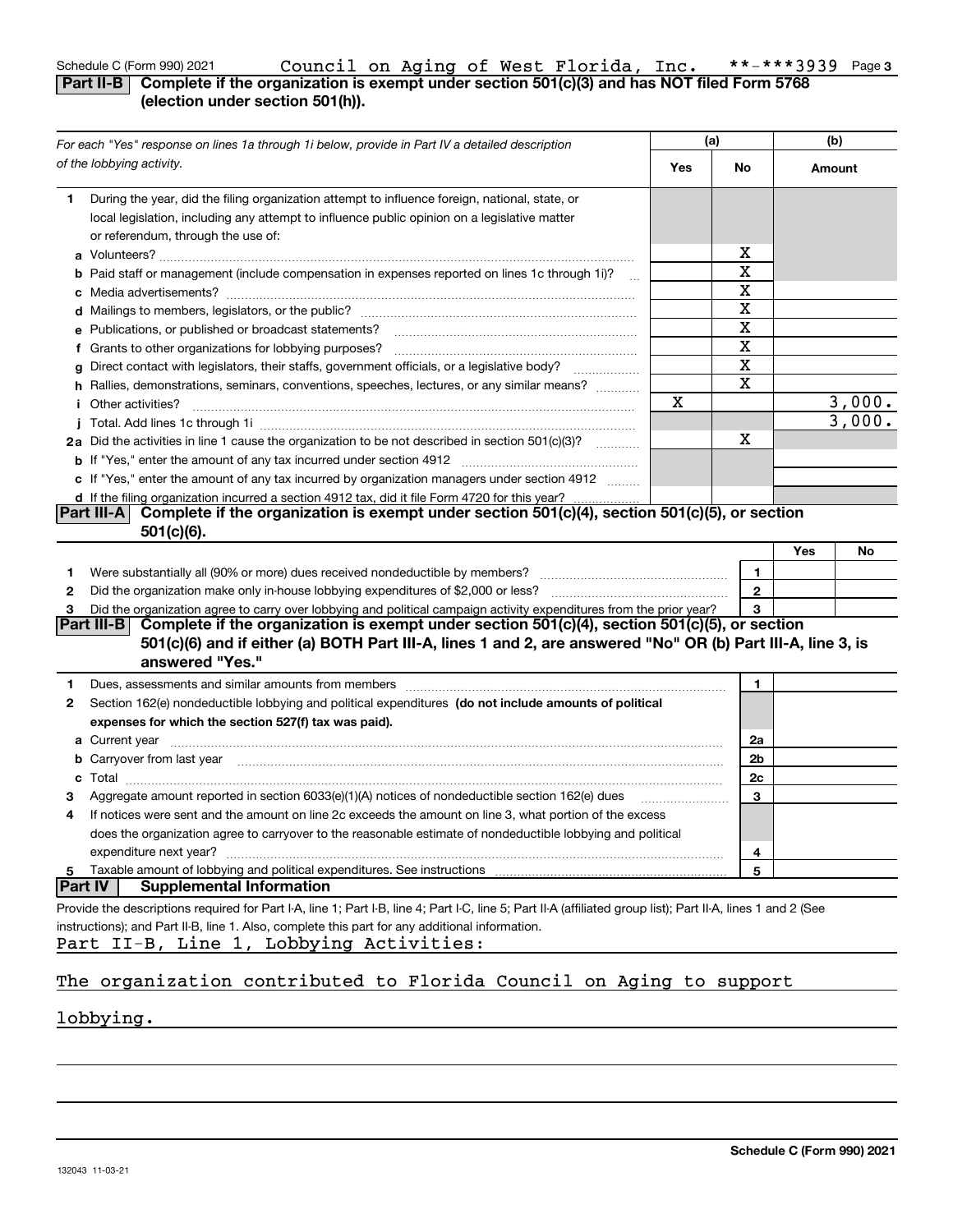Schedule C (Form 990) 2021 Council on Aging of West Florida, Inc. **-***3939 Page 3

## Part II-B Complete if the organization is exempt under section 501(c)(3) and has NOT filed Form 5768 (election under section 501(h)).

| For each "Yes" response on lines 1a through 1i below, provide in Part IV a detailed description of the lobbying activity. | (a) Yes | (a) No | (b) Amount |
|---|---|---|---|
| **1** During the year, did the filing organization attempt to influence foreign, national, state, or local legislation, including any attempt to influence public opinion on a legislative matter or referendum, through the use of: | | | |
| **a** Volunteers? | | X | |
| **b** Paid staff or management (include compensation in expenses reported on lines 1c through 1i)? | | X | |
| **c** Media advertisements? | | X | |
| **d** Mailings to members, legislators, or the public? | | X | |
| **e** Publications, or published or broadcast statements? | | X | |
| **f** Grants to other organizations for lobbying purposes? | | X | |
| **g** Direct contact with legislators, their staffs, government officials, or a legislative body? | | X | |
| **h** Rallies, demonstrations, seminars, conventions, speeches, lectures, or any similar means? | | X | |
| **i** Other activities? | X | | 3,000. |
| **j** Total. Add lines 1c through 1i | | | 3,000. |
| **2a** Did the activities in line 1 cause the organization to be not described in section 501(c)(3)? | | X | |
| **b** If "Yes," enter the amount of any tax incurred under section 4912 | | | |
| **c** If "Yes," enter the amount of any tax incurred by organization managers under section 4912 | | | |
| **d** If the filing organization incurred a section 4912 tax, did it file Form 4720 for this year? | | | |

## Part III-A Complete if the organization is exempt under section 501(c)(4), section 501(c)(5), or section 501(c)(6).

| | | | Yes | No |
|---|---|---|---|---|
| **1** | Were substantially all (90% or more) dues received nondeductible by members? | 1 | | |
| **2** | Did the organization make only in-house lobbying expenditures of $2,000 or less? | 2 | | |
| **3** | Did the organization agree to carry over lobbying and political campaign activity expenditures from the prior year? | 3 | | |

## Part III-B Complete if the organization is exempt under section 501(c)(4), section 501(c)(5), or section 501(c)(6) and if either (a) BOTH Part III-A, lines 1 and 2, are answered "No" OR (b) Part III-A, line 3, is answered "Yes."

| | | | |
|---|---|---|---|
| **1** | Dues, assessments and similar amounts from members | 1 | |
| **2** | Section 162(e) nondeductible lobbying and political expenditures **(do not include amounts of political expenses for which the section 527(f) tax was paid).** | | |
| **a** | Current year | 2a | |
| **b** | Carryover from last year | 2b | |
| **c** | Total | 2c | |
| **3** | Aggregate amount reported in section 6033(e)(1)(A) notices of nondeductible section 162(e) dues | 3 | |
| **4** | If notices were sent and the amount on line 2c exceeds the amount on line 3, what portion of the excess does the organization agree to carryover to the reasonable estimate of nondeductible lobbying and political expenditure next year? | 4 | |
| **5** | Taxable amount of lobbying and political expenditures. See instructions | 5 | |

## Part IV Supplemental Information

Provide the descriptions required for Part I-A, line 1; Part I-B, line 4; Part I-C, line 5; Part II-A (affiliated group list); Part II-A, lines 1 and 2 (See instructions); and Part II-B, line 1. Also, complete this part for any additional information.

Part II-B, Line 1, Lobbying Activities:

The organization contributed to Florida Council on Aging to support lobbying.

132043 11-03-21 Schedule C (Form 990) 2021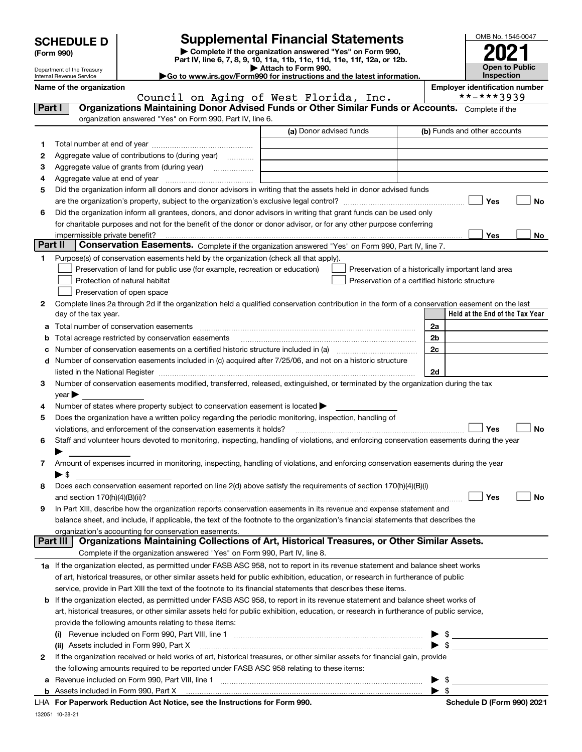# SCHEDULE D (Form 990)

Department of the Treasury
Internal Revenue Service

## Supplemental Financial Statements

▶ Complete if the organization answered "Yes" on Form 990, Part IV, line 6, 7, 8, 9, 10, 11a, 11b, 11c, 11d, 11e, 11f, 12a, or 12b.
▶ Attach to Form 990.
▶Go to www.irs.gov/Form990 for instructions and the latest information.

OMB No. 1545-0047

**2021**

**Open to Public Inspection**

**Name of the organization**
Council on Aging of West Florida, Inc.

**Employer identification number**
**-***3939

## Part I — Organizations Maintaining Donor Advised Funds or Other Similar Funds or Accounts.

Complete if the organization answered "Yes" on Form 990, Part IV, line 6.

| | | (a) Donor advised funds | (b) Funds and other accounts |
|---|---|---|---|
| 1 | Total number at end of year | | |
| 2 | Aggregate value of contributions to (during year) | | |
| 3 | Aggregate value of grants from (during year) | | |
| 4 | Aggregate value at end of year | | |

5 Did the organization inform all donors and donor advisors in writing that the assets held in donor advised funds are the organization's property, subject to the organization's exclusive legal control? ☐ Yes ☐ No

6 Did the organization inform all grantees, donors, and donor advisors in writing that grant funds can be used only for charitable purposes and not for the benefit of the donor or donor advisor, or for any other purpose conferring impermissible private benefit? ☐ Yes ☐ No

## Part II — Conservation Easements.

Complete if the organization answered "Yes" on Form 990, Part IV, line 7.

1 Purpose(s) of conservation easements held by the organization (check all that apply).

- ☐ Preservation of land for public use (for example, recreation or education)
- ☐ Protection of natural habitat
- ☐ Preservation of open space
- ☐ Preservation of a historically important land area
- ☐ Preservation of a certified historic structure

2 Complete lines 2a through 2d if the organization held a qualified conservation contribution in the form of a conservation easement on the last day of the tax year.

| | | | Held at the End of the Tax Year |
|---|---|---|---|
| a | Total number of conservation easements | 2a | |
| b | Total acreage restricted by conservation easements | 2b | |
| c | Number of conservation easements on a certified historic structure included in (a) | 2c | |
| d | Number of conservation easements included in (c) acquired after 7/25/06, and not on a historic structure listed in the National Register | 2d | |

3 Number of conservation easements modified, transferred, released, extinguished, or terminated by the organization during the tax year ▶

4 Number of states where property subject to conservation easement is located ▶

5 Does the organization have a written policy regarding the periodic monitoring, inspection, handling of violations, and enforcement of the conservation easements it holds? ☐ Yes ☐ No

6 Staff and volunteer hours devoted to monitoring, inspecting, handling of violations, and enforcing conservation easements during the year ▶

7 Amount of expenses incurred in monitoring, inspecting, handling of violations, and enforcing conservation easements during the year ▶ $

8 Does each conservation easement reported on line 2(d) above satisfy the requirements of section 170(h)(4)(B)(i) and section 170(h)(4)(B)(ii)? ☐ Yes ☐ No

9 In Part XIII, describe how the organization reports conservation easements in its revenue and expense statement and balance sheet, and include, if applicable, the text of the footnote to the organization's financial statements that describes the organization's accounting for conservation easements.

## Part III — Organizations Maintaining Collections of Art, Historical Treasures, or Other Similar Assets.

Complete if the organization answered "Yes" on Form 990, Part IV, line 8.

1a If the organization elected, as permitted under FASB ASC 958, not to report in its revenue statement and balance sheet works of art, historical treasures, or other similar assets held for public exhibition, education, or research in furtherance of public service, provide in Part XIII the text of the footnote to its financial statements that describes these items.

b If the organization elected, as permitted under FASB ASC 958, to report in its revenue statement and balance sheet works of art, historical treasures, or other similar assets held for public exhibition, education, or research in furtherance of public service, provide the following amounts relating to these items:

(i) Revenue included on Form 990, Part VIII, line 1 ▶ $

(ii) Assets included in Form 990, Part X ▶ $

2 If the organization received or held works of art, historical treasures, or other similar assets for financial gain, provide the following amounts required to be reported under FASB ASC 958 relating to these items:

a Revenue included on Form 990, Part VIII, line 1 ▶ $

b Assets included in Form 990, Part X ▶ $

LHA For Paperwork Reduction Act Notice, see the Instructions for Form 990. Schedule D (Form 990) 2021

132051 10-28-21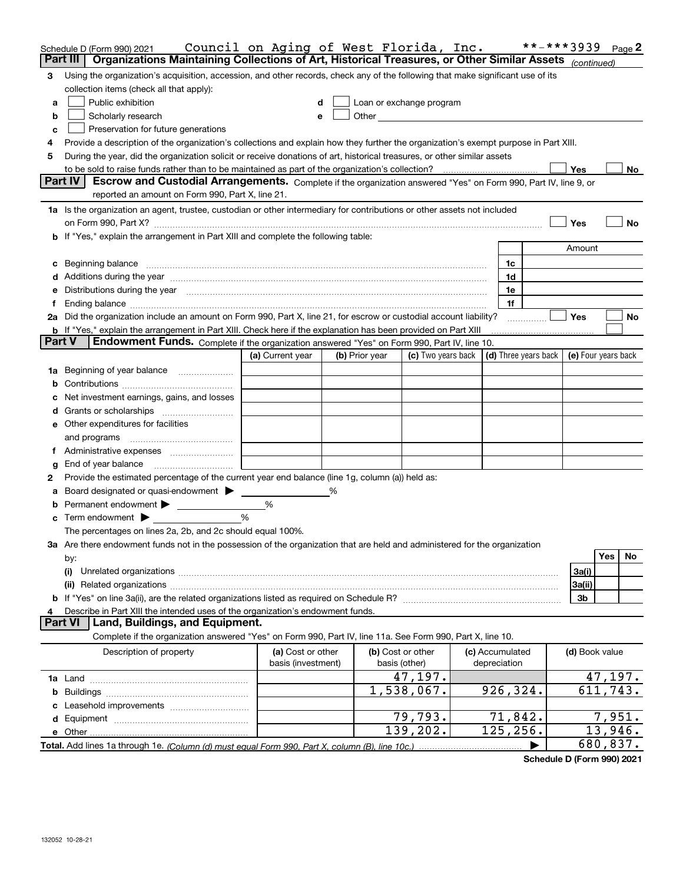Schedule D (Form 990) 2021 Council on Aging of West Florida, Inc. **-***3939 Page 2

## Part III Organizations Maintaining Collections of Art, Historical Treasures, or Other Similar Assets *(continued)*

3 Using the organization's acquisition, accession, and other records, check any of the following that make significant use of its collection items (check all that apply):

a ☐ Public exhibition
b ☐ Scholarly research
c ☐ Preservation for future generations
d ☐ Loan or exchange program
e ☐ Other

4 Provide a description of the organization's collections and explain how they further the organization's exempt purpose in Part XIII.

5 During the year, did the organization solicit or receive donations of art, historical treasures, or other similar assets to be sold to raise funds rather than to be maintained as part of the organization's collection? ☐ Yes ☐ No

## Part IV Escrow and Custodial Arrangements.

Complete if the organization answered "Yes" on Form 990, Part IV, line 9, or reported an amount on Form 990, Part X, line 21.

1a Is the organization an agent, trustee, custodian or other intermediary for contributions or other assets not included on Form 990, Part X? ☐ Yes ☐ No

b If "Yes," explain the arrangement in Part XIII and complete the following table:

| | | Amount |
|---|---|---|
| c Beginning balance | 1c | |
| d Additions during the year | 1d | |
| e Distributions during the year | 1e | |
| f Ending balance | 1f | |

2a Did the organization include an amount on Form 990, Part X, line 21, for escrow or custodial account liability? ☐ Yes ☐ No

b If "Yes," explain the arrangement in Part XIII. Check here if the explanation has been provided on Part XIII ☐

## Part V Endowment Funds.

Complete if the organization answered "Yes" on Form 990, Part IV, line 10.

| | (a) Current year | (b) Prior year | (c) Two years back | (d) Three years back | (e) Four years back |
|---|---|---|---|---|---|
| 1a Beginning of year balance | | | | | |
| b Contributions | | | | | |
| c Net investment earnings, gains, and losses | | | | | |
| d Grants or scholarships | | | | | |
| e Other expenditures for facilities and programs | | | | | |
| f Administrative expenses | | | | | |
| g End of year balance | | | | | |

2 Provide the estimated percentage of the current year end balance (line 1g, column (a)) held as:

a Board designated or quasi-endowment ▶ %
b Permanent endowment ▶ %
c Term endowment ▶ %

The percentages on lines 2a, 2b, and 2c should equal 100%.

3a Are there endowment funds not in the possession of the organization that are held and administered for the organization by:

| | | Yes | No |
|---|---|---|---|
| (i) Unrelated organizations | 3a(i) | | |
| (ii) Related organizations | 3a(ii) | | |
| b If "Yes" on line 3a(ii), are the related organizations listed as required on Schedule R? | 3b | | |

4 Describe in Part XIII the intended uses of the organization's endowment funds.

## Part VI Land, Buildings, and Equipment.

Complete if the organization answered "Yes" on Form 990, Part IV, line 11a. See Form 990, Part X, line 10.

| Description of property | (a) Cost or other basis (investment) | (b) Cost or other basis (other) | (c) Accumulated depreciation | (d) Book value |
|---|---|---|---|---|
| 1a Land | | 47,197. | | 47,197. |
| b Buildings | | 1,538,067. | 926,324. | 611,743. |
| c Leasehold improvements | | | | |
| d Equipment | | 79,793. | 71,842. | 7,951. |
| e Other | | 139,202. | 125,256. | 13,946. |
| **Total.** Add lines 1a through 1e. *(Column (d) must equal Form 990, Part X, column (B), line 10c.)* ▶ | | | | 680,837. |

**Schedule D (Form 990) 2021**

132052 10-28-21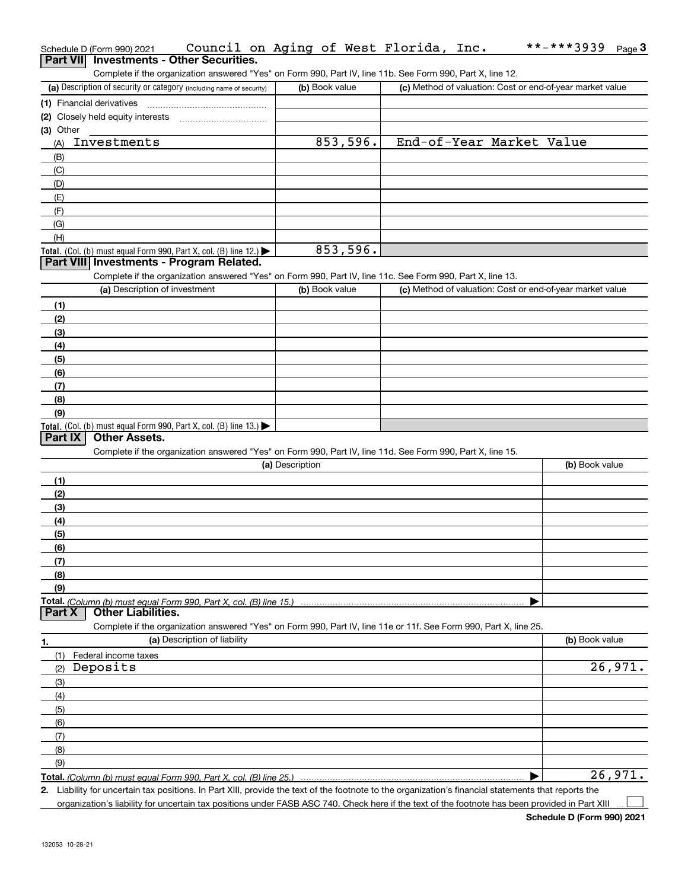Schedule D (Form 990) 2021 Council on Aging of West Florida, Inc. **-***3939

## Part VII Investments - Other Securities.

Complete if the organization answered "Yes" on Form 990, Part IV, line 11b. See Form 990, Part X, line 12.

| (a) Description of security or category (including name of security) | (b) Book value | (c) Method of valuation: Cost or end-of-year market value |
|---|---|---|
| (1) Financial derivatives | | |
| (2) Closely held equity interests | | |
| (3) Other | | |
| (A) Investments | 853,596. | End-of-Year Market Value |
| (B) | | |
| (C) | | |
| (D) | | |
| (E) | | |
| (F) | | |
| (G) | | |
| (H) | | |
| **Total.** (Col. (b) must equal Form 990, Part X, col. (B) line 12.) ▶ | 853,596. | |

## Part VIII Investments - Program Related.

Complete if the organization answered "Yes" on Form 990, Part IV, line 11c. See Form 990, Part X, line 13.

| (a) Description of investment | (b) Book value | (c) Method of valuation: Cost or end-of-year market value |
|---|---|---|
| (1) | | |
| (2) | | |
| (3) | | |
| (4) | | |
| (5) | | |
| (6) | | |
| (7) | | |
| (8) | | |
| (9) | | |
| **Total.** (Col. (b) must equal Form 990, Part X, col. (B) line 13.) ▶ | | |

## Part IX Other Assets.

Complete if the organization answered "Yes" on Form 990, Part IV, line 11d. See Form 990, Part X, line 15.

| (a) Description | (b) Book value |
|---|---|
| (1) | |
| (2) | |
| (3) | |
| (4) | |
| (5) | |
| (6) | |
| (7) | |
| (8) | |
| (9) | |
| **Total.** *(Column (b) must equal Form 990, Part X, col. (B) line 15.)* ▶ | |

## Part X Other Liabilities.

Complete if the organization answered "Yes" on Form 990, Part IV, line 11e or 11f. See Form 990, Part X, line 25.

| 1. (a) Description of liability | (b) Book value |
|---|---|
| (1) Federal income taxes | |
| (2) Deposits | 26,971. |
| (3) | |
| (4) | |
| (5) | |
| (6) | |
| (7) | |
| (8) | |
| (9) | |
| **Total.** *(Column (b) must equal Form 990, Part X, col. (B) line 25.)* ▶ | 26,971. |

2. Liability for uncertain tax positions. In Part XIII, provide the text of the footnote to the organization's financial statements that reports the organization's liability for uncertain tax positions under FASB ASC 740. Check here if the text of the footnote has been provided in Part XIII ☐

**Schedule D (Form 990) 2021**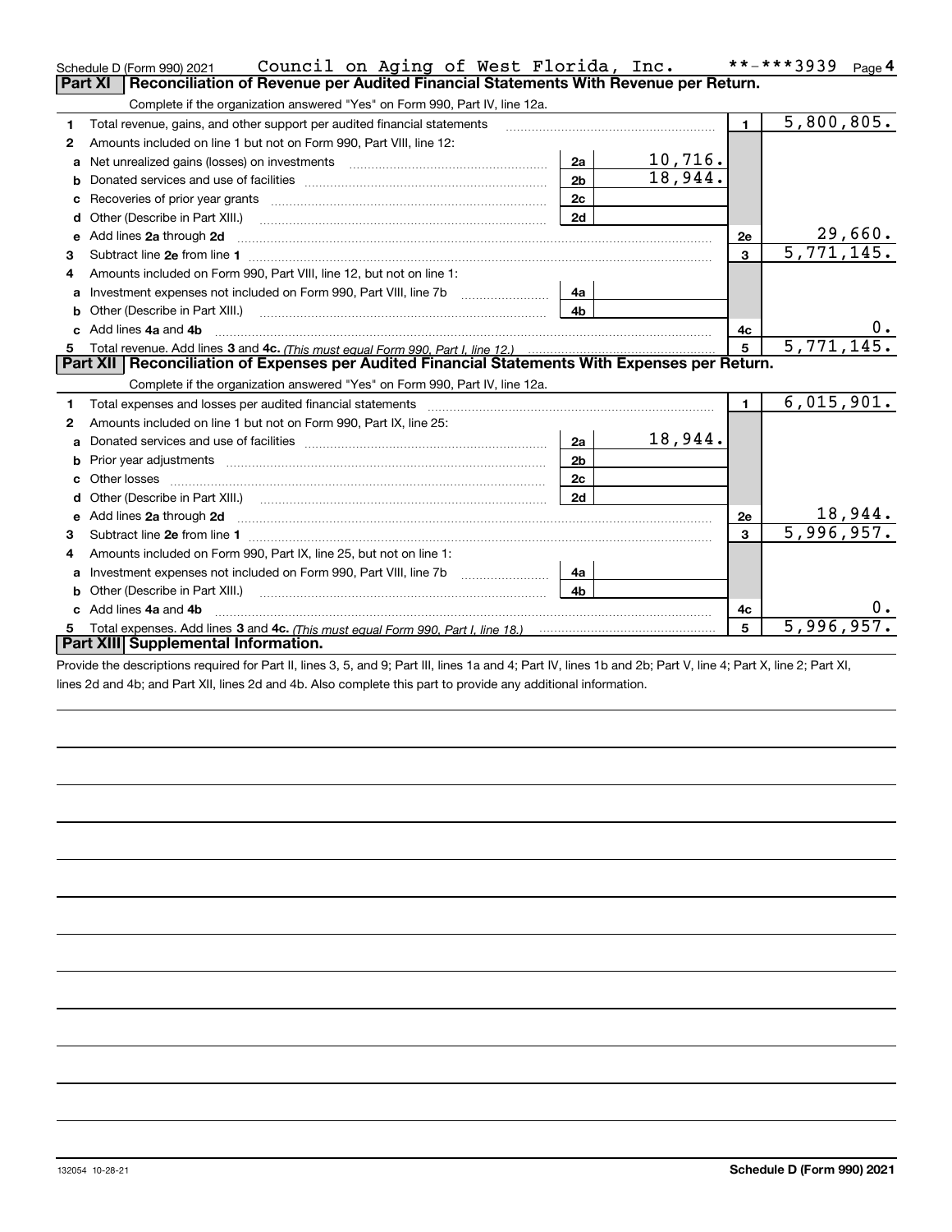Schedule D (Form 990) 2021 Council on Aging of West Florida, Inc. **-***3939 Page 4

## Part XI Reconciliation of Revenue per Audited Financial Statements With Revenue per Return.

Complete if the organization answered "Yes" on Form 990, Part IV, line 12a.

| | | | | | |
|---|---|---|---|---|---|
| 1 | Total revenue, gains, and other support per audited financial statements | | | 1 | 5,800,805. |
| 2 | Amounts included on line 1 but not on Form 990, Part VIII, line 12: | | | | |
| a | Net unrealized gains (losses) on investments | 2a | 10,716. | | |
| b | Donated services and use of facilities | 2b | 18,944. | | |
| c | Recoveries of prior year grants | 2c | | | |
| d | Other (Describe in Part XIII.) | 2d | | | |
| e | Add lines 2a through 2d | | | 2e | 29,660. |
| 3 | Subtract line 2e from line 1 | | | 3 | 5,771,145. |
| 4 | Amounts included on Form 990, Part VIII, line 12, but not on line 1: | | | | |
| a | Investment expenses not included on Form 990, Part VIII, line 7b | 4a | | | |
| b | Other (Describe in Part XIII.) | 4b | | | |
| c | Add lines 4a and 4b | | | 4c | 0. |
| 5 | Total revenue. Add lines 3 and 4c. *(This must equal Form 990, Part I, line 12.)* | | | 5 | 5,771,145. |

## Part XII Reconciliation of Expenses per Audited Financial Statements With Expenses per Return.

Complete if the organization answered "Yes" on Form 990, Part IV, line 12a.

| | | | | | |
|---|---|---|---|---|---|
| 1 | Total expenses and losses per audited financial statements | | | 1 | 6,015,901. |
| 2 | Amounts included on line 1 but not on Form 990, Part IX, line 25: | | | | |
| a | Donated services and use of facilities | 2a | 18,944. | | |
| b | Prior year adjustments | 2b | | | |
| c | Other losses | 2c | | | |
| d | Other (Describe in Part XIII.) | 2d | | | |
| e | Add lines 2a through 2d | | | 2e | 18,944. |
| 3 | Subtract line 2e from line 1 | | | 3 | 5,996,957. |
| 4 | Amounts included on Form 990, Part IX, line 25, but not on line 1: | | | | |
| a | Investment expenses not included on Form 990, Part VIII, line 7b | 4a | | | |
| b | Other (Describe in Part XIII.) | 4b | | | |
| c | Add lines 4a and 4b | | | 4c | 0. |
| 5 | Total expenses. Add lines 3 and 4c. *(This must equal Form 990, Part I, line 18.)* | | | 5 | 5,996,957. |

## Part XIII Supplemental Information.

Provide the descriptions required for Part II, lines 3, 5, and 9; Part III, lines 1a and 4; Part IV, lines 1b and 2b; Part V, line 4; Part X, line 2; Part XI, lines 2d and 4b; and Part XII, lines 2d and 4b. Also complete this part to provide any additional information.

132054 10-28-21 **Schedule D (Form 990) 2021**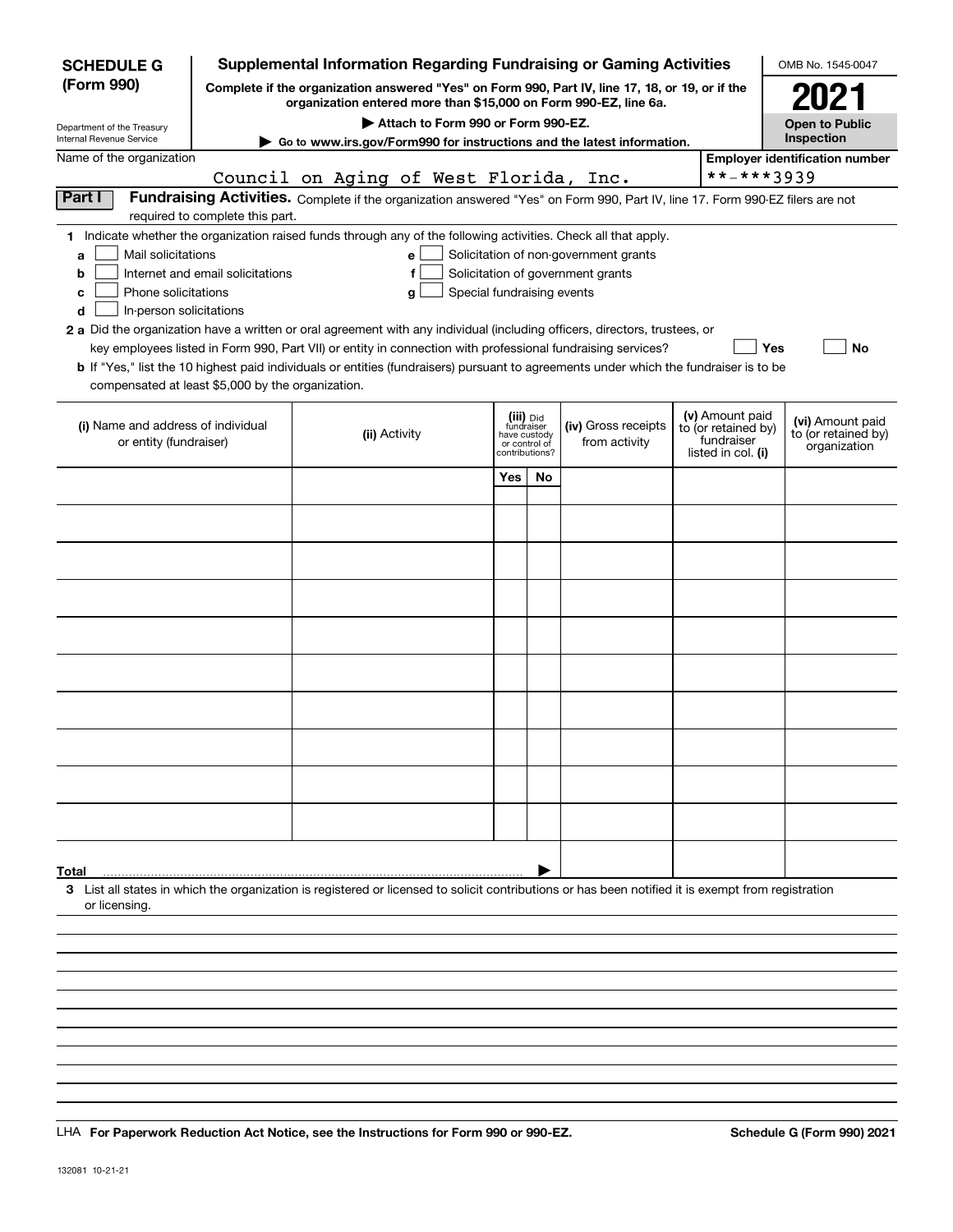**SCHEDULE G (Form 990)**

Department of the Treasury
Internal Revenue Service

# Supplemental Information Regarding Fundraising or Gaming Activities

**Complete if the organization answered "Yes" on Form 990, Part IV, line 17, 18, or 19, or if the organization entered more than $15,000 on Form 990-EZ, line 6a.**

**▶ Attach to Form 990 or Form 990-EZ.**

**▶ Go to www.irs.gov/Form990 for instructions and the latest information.**

OMB No. 1545-0047

**2021**

**Open to Public Inspection**

Name of the organization: Council on Aging of West Florida, Inc.

Employer identification number: **-***3939

**Part I** **Fundraising Activities.** Complete if the organization answered "Yes" on Form 990, Part IV, line 17. Form 990-EZ filers are not required to complete this part.

**1** Indicate whether the organization raised funds through any of the following activities. Check all that apply.

- **a** ☐ Mail solicitations
- **b** ☐ Internet and email solicitations
- **c** ☐ Phone solicitations
- **d** ☐ In-person solicitations
- **e** ☐ Solicitation of non-government grants
- **f** ☐ Solicitation of government grants
- **g** ☐ Special fundraising events

**2 a** Did the organization have a written or oral agreement with any individual (including officers, directors, trustees, or key employees listed in Form 990, Part VII) or entity in connection with professional fundraising services? ☐ **Yes** ☐ **No**

**b** If "Yes," list the 10 highest paid individuals or entities (fundraisers) pursuant to agreements under which the fundraiser is to be compensated at least $5,000 by the organization.

| (i) Name and address of individual or entity (fundraiser) | (ii) Activity | (iii) Did fundraiser have custody or control of contributions? | | (iv) Gross receipts from activity | (v) Amount paid to (or retained by) fundraiser listed in col. (i) | (vi) Amount paid to (or retained by) organization |
|---|---|---|---|---|---|---|
| | | Yes | No | | | |
| | | | | | | |
| | | | | | | |
| | | | | | | |
| | | | | | | |
| | | | | | | |
| | | | | | | |
| | | | | | | |
| | | | | | | |
| | | | | | | |
| | | | | | | |
| **Total** ▶ | | | | | | |

**3** List all states in which the organization is registered or licensed to solicit contributions or has been notified it is exempt from registration or licensing.

LHA **For Paperwork Reduction Act Notice, see the Instructions for Form 990 or 990-EZ.** **Schedule G (Form 990) 2021**

132081 10-21-21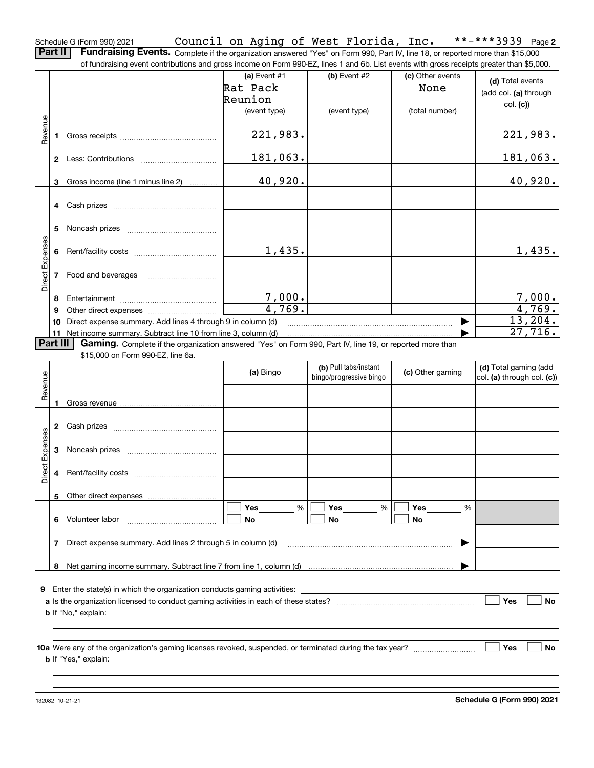Schedule G (Form 990) 2021 Council on Aging of West Florida, Inc. \*\*-\*\*\*3939 Page 2

**Part II** **Fundraising Events.** Complete if the organization answered "Yes" on Form 990, Part IV, line 18, or reported more than $15,000 of fundraising event contributions and gross income on Form 990-EZ, lines 1 and 6b. List events with gross receipts greater than $5,000.

| | | (a) Event #1 Rat Pack Reunion (event type) | (b) Event #2 (event type) | (c) Other events None (total number) | (d) Total events (add col. (a) through col. (c)) |
|---|---|---|---|---|---|
| Revenue | 1 Gross receipts | 221,983. | | | 221,983. |
| | 2 Less: Contributions | 181,063. | | | 181,063. |
| | 3 Gross income (line 1 minus line 2) | 40,920. | | | 40,920. |
| Direct Expenses | 4 Cash prizes | | | | |
| | 5 Noncash prizes | | | | |
| | 6 Rent/facility costs | 1,435. | | | 1,435. |
| | 7 Food and beverages | | | | |
| | 8 Entertainment | 7,000. | | | 7,000. |
| | 9 Other direct expenses | 4,769. | | | 4,769. |
| | 10 Direct expense summary. Add lines 4 through 9 in column (d) | | | | 13,204. |
| | 11 Net income summary. Subtract line 10 from line 3, column (d) | | | | 27,716. |

**Part III** **Gaming.** Complete if the organization answered "Yes" on Form 990, Part IV, line 19, or reported more than $15,000 on Form 990-EZ, line 6a.

| | | (a) Bingo | (b) Pull tabs/instant bingo/progressive bingo | (c) Other gaming | (d) Total gaming (add col. (a) through col. (c)) |
|---|---|---|---|---|---|
| Revenue | 1 Gross revenue | | | | |
| Direct Expenses | 2 Cash prizes | | | | |
| | 3 Noncash prizes | | | | |
| | 4 Rent/facility costs | | | | |
| | 5 Other direct expenses | | | | |
| | 6 Volunteer labor | Yes ___ % No | Yes ___ % No | Yes ___ % No | |
| | 7 Direct expense summary. Add lines 2 through 5 in column (d) | | | | |
| | 8 Net gaming income summary. Subtract line 7 from line 1, column (d) | | | | |

9 Enter the state(s) in which the organization conducts gaming activities:

a Is the organization licensed to conduct gaming activities in each of these states? Yes No

b If "No," explain:

10a Were any of the organization's gaming licenses revoked, suspended, or terminated during the tax year? Yes No

b If "Yes," explain:

132082 10-21-21 **Schedule G (Form 990) 2021**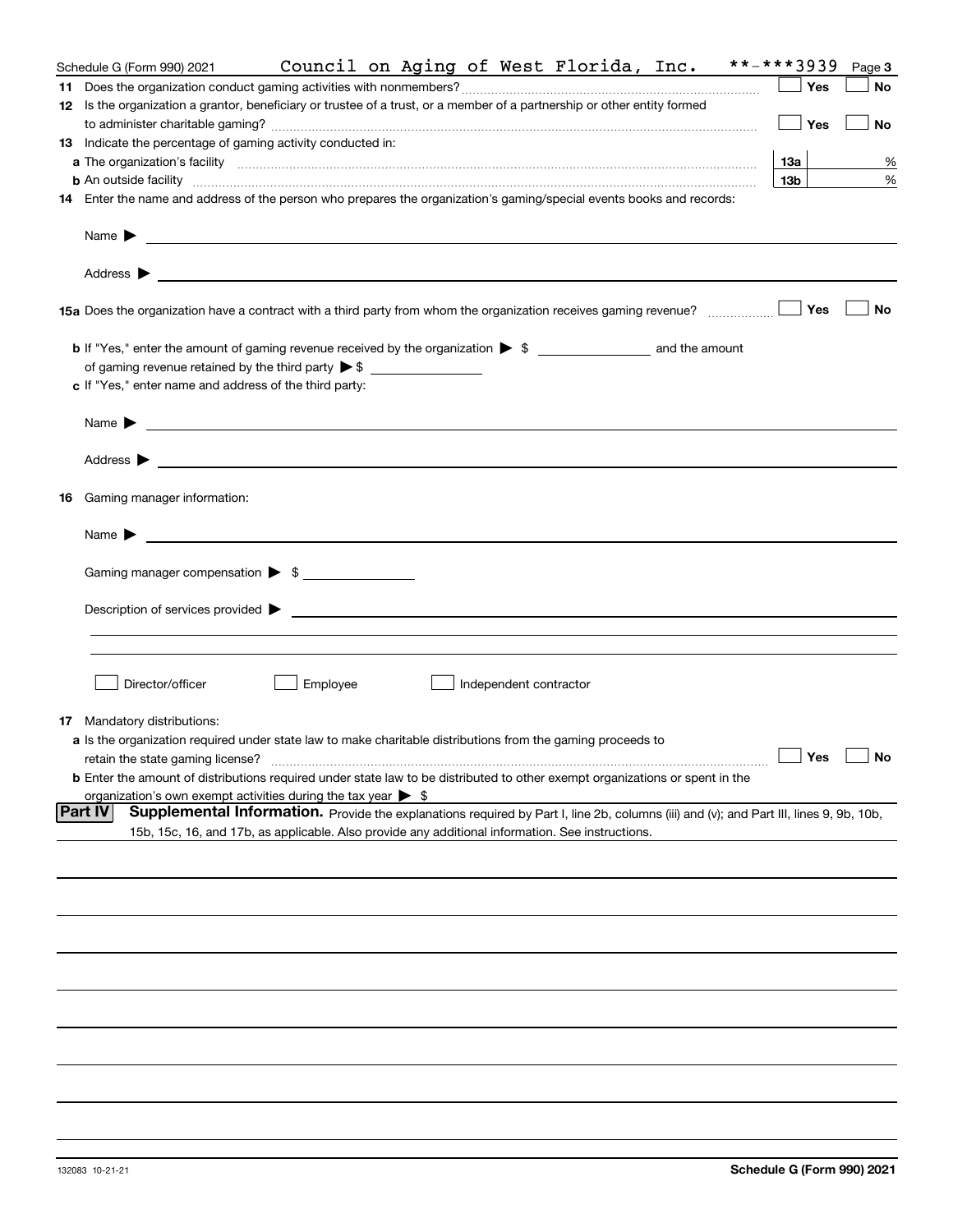Schedule G (Form 990) 2021 Council on Aging of West Florida, Inc. **-***3939 Page 3

**11** Does the organization conduct gaming activities with nonmembers? ☐ Yes ☐ No

**12** Is the organization a grantor, beneficiary or trustee of a trust, or a member of a partnership or other entity formed to administer charitable gaming? ☐ Yes ☐ No

**13** Indicate the percentage of gaming activity conducted in:

**a** The organization's facility **13a** %

**b** An outside facility **13b** %

**14** Enter the name and address of the person who prepares the organization's gaming/special events books and records:

Name ▶

Address ▶

**15a** Does the organization have a contract with a third party from whom the organization receives gaming revenue? ☐ Yes ☐ No

**b** If "Yes," enter the amount of gaming revenue received by the organization ▶ $ ____________ and the amount of gaming revenue retained by the third party ▶ $ ____________

**c** If "Yes," enter name and address of the third party:

Name ▶

Address ▶

**16** Gaming manager information:

Name ▶

Gaming manager compensation ▶ $ ____________

Description of services provided ▶

☐ Director/officer ☐ Employee ☐ Independent contractor

**17** Mandatory distributions:

**a** Is the organization required under state law to make charitable distributions from the gaming proceeds to retain the state gaming license? ☐ Yes ☐ No

**b** Enter the amount of distributions required under state law to be distributed to other exempt organizations or spent in the organization's own exempt activities during the tax year ▶ $

**Part IV** **Supplemental Information.** Provide the explanations required by Part I, line 2b, columns (iii) and (v); and Part III, lines 9, 9b, 10b, 15b, 15c, 16, and 17b, as applicable. Also provide any additional information. See instructions.

132083 10-21-21 **Schedule G (Form 990) 2021**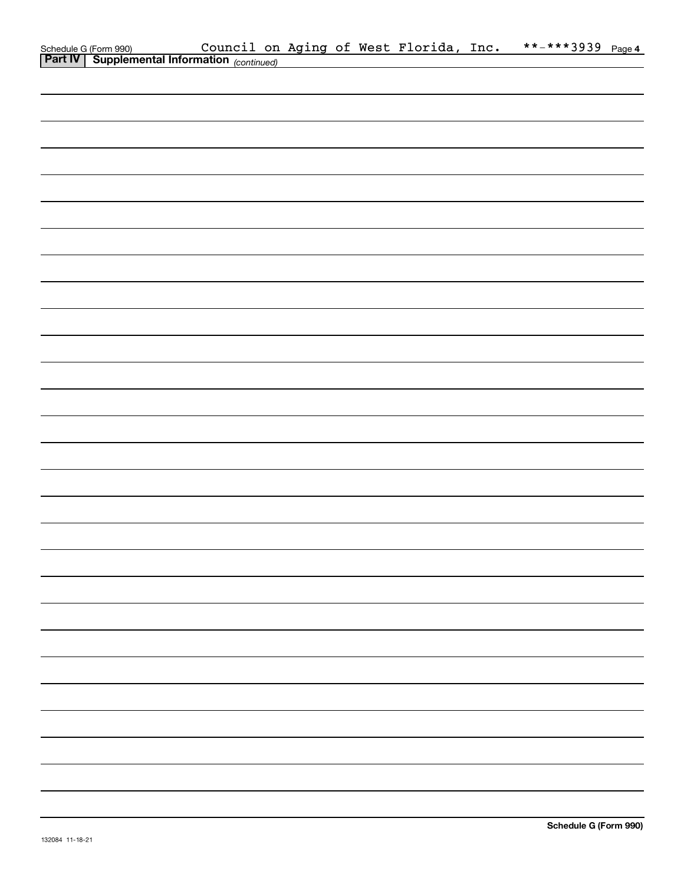Schedule G (Form 990) Council on Aging of West Florida, Inc. **-***3939 Page 4

**Part IV | Supplemental Information** *(continued)*

**Schedule G (Form 990)**

132084 11-18-21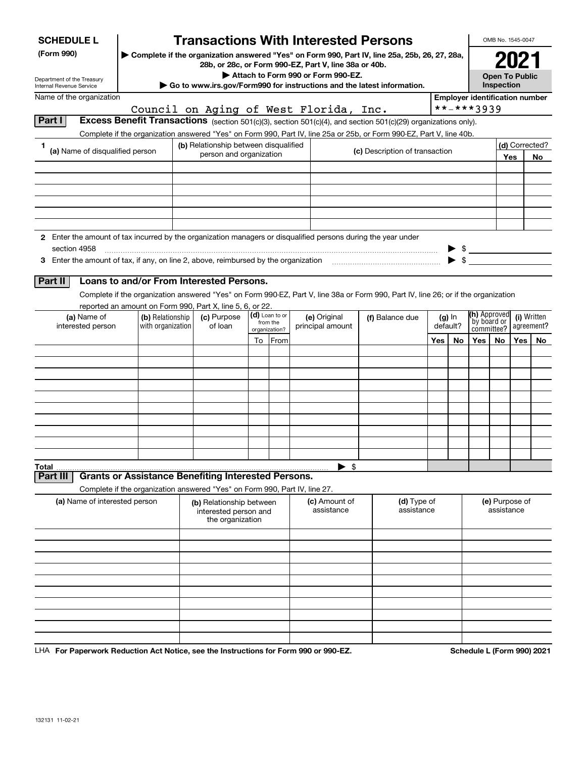**SCHEDULE L (Form 990)**

Department of the Treasury
Internal Revenue Service

# Transactions With Interested Persons

▶ Complete if the organization answered "Yes" on Form 990, Part IV, line 25a, 25b, 26, 27, 28a, 28b, or 28c, or Form 990-EZ, Part V, line 38a or 40b.

▶ Attach to Form 990 or Form 990-EZ.

▶ Go to www.irs.gov/Form990 for instructions and the latest information.

OMB No. 1545-0047

**2021**

**Open To Public Inspection**

Name of the organization: Council on Aging of West Florida, Inc.

Employer identification number: **-***3939

## Part I Excess Benefit Transactions (section 501(c)(3), section 501(c)(4), and section 501(c)(29) organizations only).

Complete if the organization answered "Yes" on Form 990, Part IV, line 25a or 25b, or Form 990-EZ, Part V, line 40b.

| 1 (a) Name of disqualified person | (b) Relationship between disqualified person and organization | (c) Description of transaction | (d) Corrected? Yes | No |
|---|---|---|---|---|
| | | | | |
| | | | | |
| | | | | |
| | | | | |
| | | | | |
| | | | | |

2 Enter the amount of tax incurred by the organization managers or disqualified persons during the year under section 4958 ▶ $

3 Enter the amount of tax, if any, on line 2, above, reimbursed by the organization ▶ $

## Part II Loans to and/or From Interested Persons.

Complete if the organization answered "Yes" on Form 990-EZ, Part V, line 38a or Form 990, Part IV, line 26; or if the organization reported an amount on Form 990, Part X, line 5, 6, or 22.

| (a) Name of interested person | (b) Relationship with organization | (c) Purpose of loan | (d) Loan to or from the organization? To | From | (e) Original principal amount | (f) Balance due | (g) In default? Yes | No | (h) Approved by board or committee? Yes | No | (i) Written agreement? Yes | No |
|---|---|---|---|---|---|---|---|---|---|---|---|---|
| | | | | | | | | | | | | |
| | | | | | | | | | | | | |
| | | | | | | | | | | | | |
| | | | | | | | | | | | | |
| | | | | | | | | | | | | |
| | | | | | | | | | | | | |
| | | | | | | | | | | | | |
| | | | | | | | | | | | | |
| | | | | | | | | | | | | |
| | | | | | | | | | | | | |
| Total | | | | | ▶ $ | | | | | | | |

## Part III Grants or Assistance Benefiting Interested Persons.

Complete if the organization answered "Yes" on Form 990, Part IV, line 27.

| (a) Name of interested person | (b) Relationship between interested person and the organization | (c) Amount of assistance | (d) Type of assistance | (e) Purpose of assistance |
|---|---|---|---|---|
| | | | | |
| | | | | |
| | | | | |
| | | | | |
| | | | | |
| | | | | |
| | | | | |
| | | | | |
| | | | | |
| | | | | |

LHA For Paperwork Reduction Act Notice, see the Instructions for Form 990 or 990-EZ.

Schedule L (Form 990) 2021

132131 11-02-21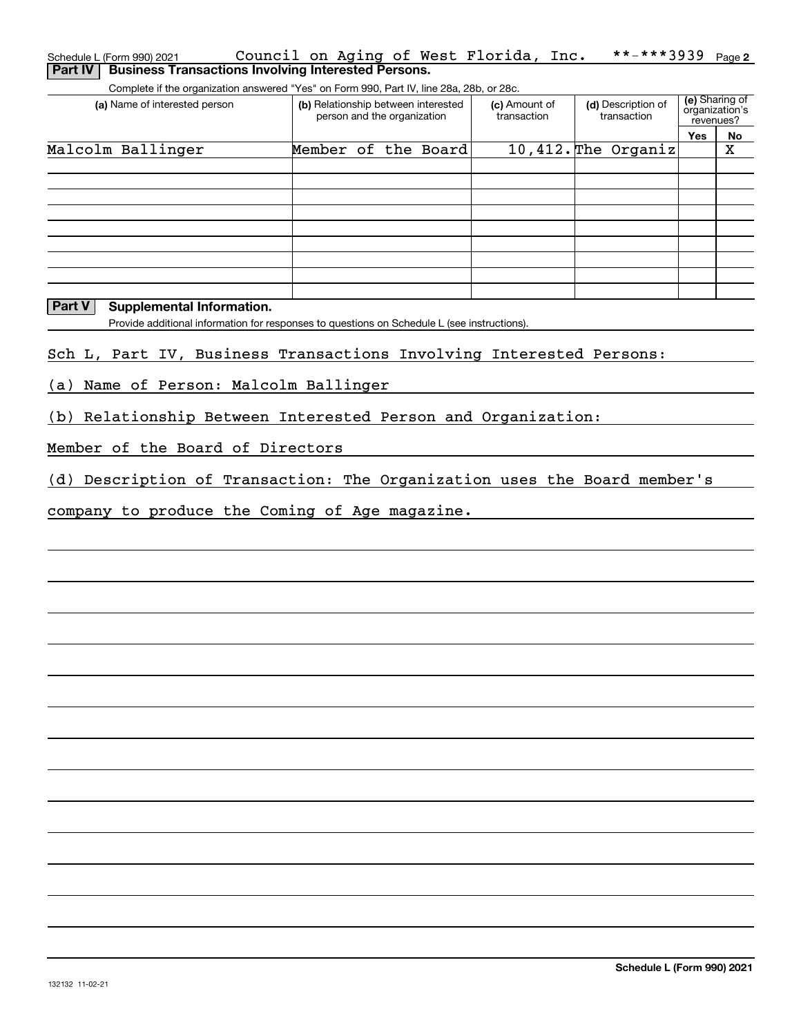Schedule L (Form 990) 2021 Council on Aging of West Florida, Inc. **-***3939 Page 2

**Part IV | Business Transactions Involving Interested Persons.**

Complete if the organization answered "Yes" on Form 990, Part IV, line 28a, 28b, or 28c.

| (a) Name of interested person | (b) Relationship between interested person and the organization | (c) Amount of transaction | (d) Description of transaction | (e) Sharing of organization's revenues? Yes | No |
|---|---|---|---|---|---|
| Malcolm Ballinger | Member of the Board | 10,412. | The Organiz | | X |
| | | | | | |
| | | | | | |
| | | | | | |
| | | | | | |
| | | | | | |
| | | | | | |
| | | | | | |
| | | | | | |

**Part V | Supplemental Information.**

Provide additional information for responses to questions on Schedule L (see instructions).

Sch L, Part IV, Business Transactions Involving Interested Persons:

(a) Name of Person: Malcolm Ballinger

(b) Relationship Between Interested Person and Organization:

Member of the Board of Directors

(d) Description of Transaction: The Organization uses the Board member's

company to produce the Coming of Age magazine.

132132 11-02-21

**Schedule L (Form 990) 2021**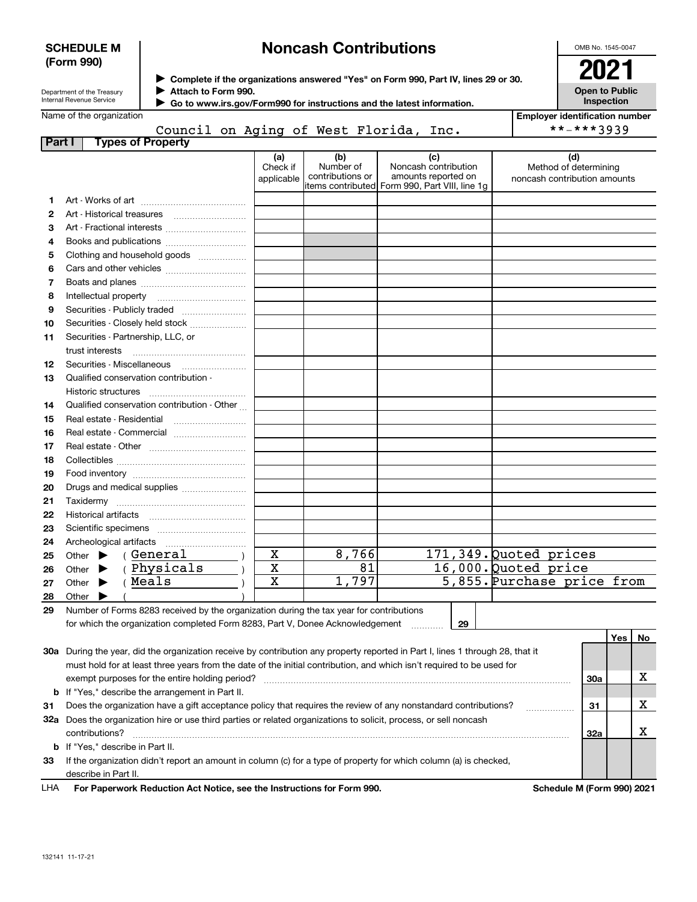**SCHEDULE M (Form 990)**

Department of the Treasury
Internal Revenue Service

# Noncash Contributions

▶ Complete if the organizations answered "Yes" on Form 990, Part IV, lines 29 or 30.
▶ Attach to Form 990.
▶ Go to www.irs.gov/Form990 for instructions and the latest information.

OMB No. 1545-0047

**2021**

**Open to Public Inspection**

Name of the organization: Council on Aging of West Florida, Inc.

Employer identification number: **-***3939

## Part I Types of Property

| | | (a) Check if applicable | (b) Number of contributions or items contributed | (c) Noncash contribution amounts reported on Form 990, Part VIII, line 1g | (d) Method of determining noncash contribution amounts |
|---|---|---|---|---|---|
| 1 | Art - Works of art | | | | |
| 2 | Art - Historical treasures | | | | |
| 3 | Art - Fractional interests | | | | |
| 4 | Books and publications | | | | |
| 5 | Clothing and household goods | | | | |
| 6 | Cars and other vehicles | | | | |
| 7 | Boats and planes | | | | |
| 8 | Intellectual property | | | | |
| 9 | Securities - Publicly traded | | | | |
| 10 | Securities - Closely held stock | | | | |
| 11 | Securities - Partnership, LLC, or trust interests | | | | |
| 12 | Securities - Miscellaneous | | | | |
| 13 | Qualified conservation contribution - Historic structures | | | | |
| 14 | Qualified conservation contribution - Other | | | | |
| 15 | Real estate - Residential | | | | |
| 16 | Real estate - Commercial | | | | |
| 17 | Real estate - Other | | | | |
| 18 | Collectibles | | | | |
| 19 | Food inventory | | | | |
| 20 | Drugs and medical supplies | | | | |
| 21 | Taxidermy | | | | |
| 22 | Historical artifacts | | | | |
| 23 | Scientific specimens | | | | |
| 24 | Archeological artifacts | | | | |
| 25 | Other ▶ ( General ) | X | 8,766 | 171,349. | Quoted prices |
| 26 | Other ▶ ( Physicals ) | X | 81 | 16,000. | Quoted price |
| 27 | Other ▶ ( Meals ) | X | 1,797 | 5,855. | Purchase price from |
| 28 | Other ▶ ( ) | | | | |

29 Number of Forms 8283 received by the organization during the tax year for contributions for which the organization completed Form 8283, Part V, Donee Acknowledgement ....... 29

| | | | Yes | No |
|---|---|---|---|---|
| 30a | During the year, did the organization receive by contribution any property reported in Part I, lines 1 through 28, that it must hold for at least three years from the date of the initial contribution, and which isn't required to be used for exempt purposes for the entire holding period? | 30a | | X |
| b | If "Yes," describe the arrangement in Part II. | | | |
| 31 | Does the organization have a gift acceptance policy that requires the review of any nonstandard contributions? | 31 | | X |
| 32a | Does the organization hire or use third parties or related organizations to solicit, process, or sell noncash contributions? | 32a | | X |
| b | If "Yes," describe in Part II. | | | |
| 33 | If the organization didn't report an amount in column (c) for a type of property for which column (a) is checked, describe in Part II. | | | |

LHA For Paperwork Reduction Act Notice, see the Instructions for Form 990. Schedule M (Form 990) 2021

132141 11-17-21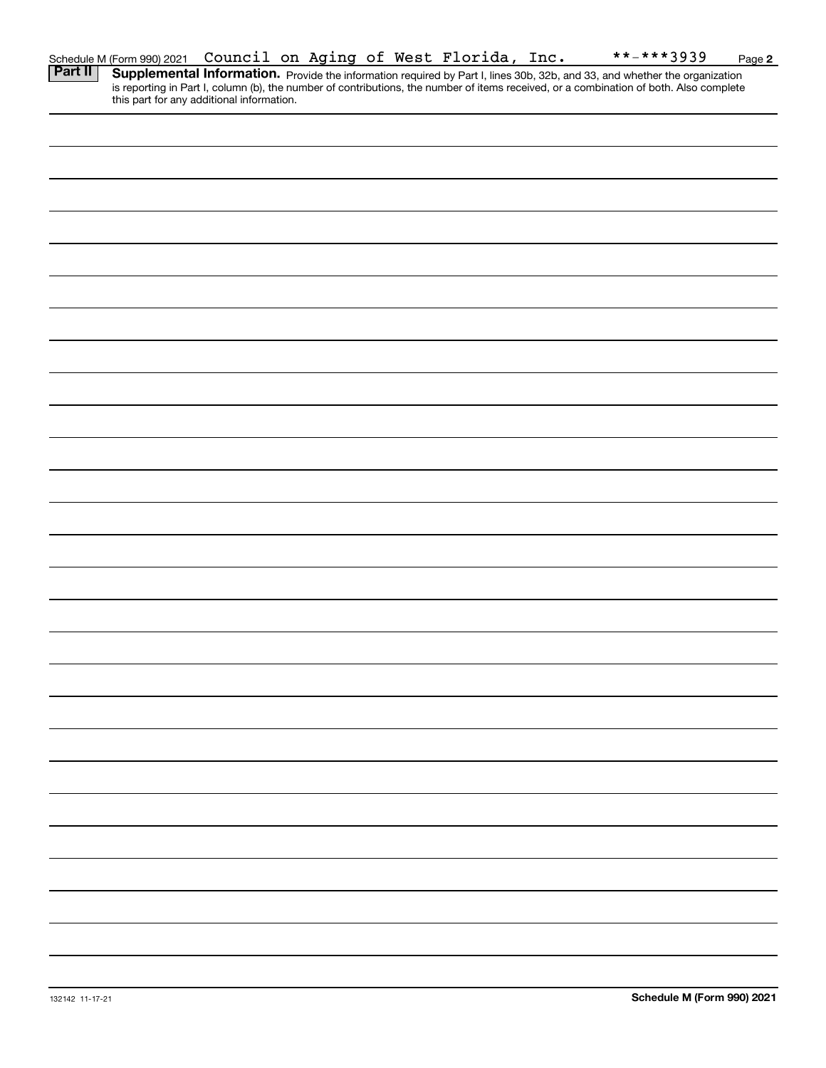Schedule M (Form 990) 2021 Council on Aging of West Florida, Inc. **-***3939

**Part II** **Supplemental Information.** Provide the information required by Part I, lines 30b, 32b, and 33, and whether the organization is reporting in Part I, column (b), the number of contributions, the number of items received, or a combination of both. Also complete this part for any additional information.

132142 11-17-21

**Schedule M (Form 990) 2021**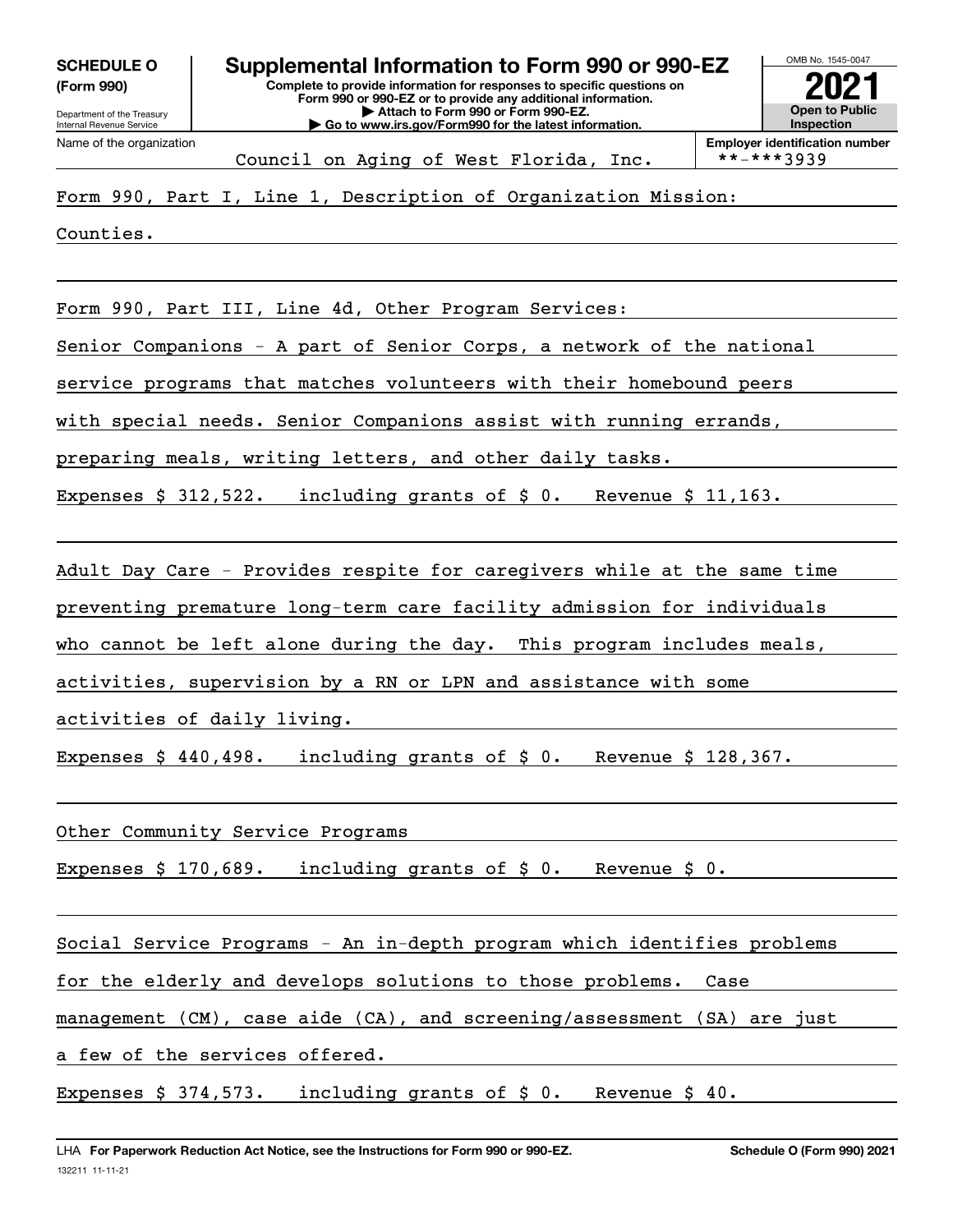**SCHEDULE O (Form 990)**

Department of the Treasury
Internal Revenue Service

# Supplemental Information to Form 990 or 990-EZ

**Complete to provide information for responses to specific questions on Form 990 or 990-EZ or to provide any additional information.**
**▶ Attach to Form 990 or Form 990-EZ.**
**▶ Go to www.irs.gov/Form990 for the latest information.**

OMB No. 1545-0047

**2021**

**Open to Public Inspection**

Name of the organization: Council on Aging of West Florida, Inc.

**Employer identification number** **-***3939

Form 990, Part I, Line 1, Description of Organization Mission:

Counties.

Form 990, Part III, Line 4d, Other Program Services:

Senior Companions - A part of Senior Corps, a network of the national service programs that matches volunteers with their homebound peers with special needs. Senior Companions assist with running errands, preparing meals, writing letters, and other daily tasks.

Expenses $ 312,522. including grants of $ 0. Revenue $ 11,163.

Adult Day Care - Provides respite for caregivers while at the same time preventing premature long-term care facility admission for individuals who cannot be left alone during the day. This program includes meals, activities, supervision by a RN or LPN and assistance with some activities of daily living.

Expenses $ 440,498. including grants of $ 0. Revenue $ 128,367.

Other Community Service Programs

Expenses $ 170,689. including grants of $ 0. Revenue $ 0.

Social Service Programs - An in-depth program which identifies problems for the elderly and develops solutions to those problems. Case management (CM), case aide (CA), and screening/assessment (SA) are just a few of the services offered.

Expenses $ 374,573. including grants of $ 0. Revenue $ 40.

LHA **For Paperwork Reduction Act Notice, see the Instructions for Form 990 or 990-EZ.** **Schedule O (Form 990) 2021**

132211 11-11-21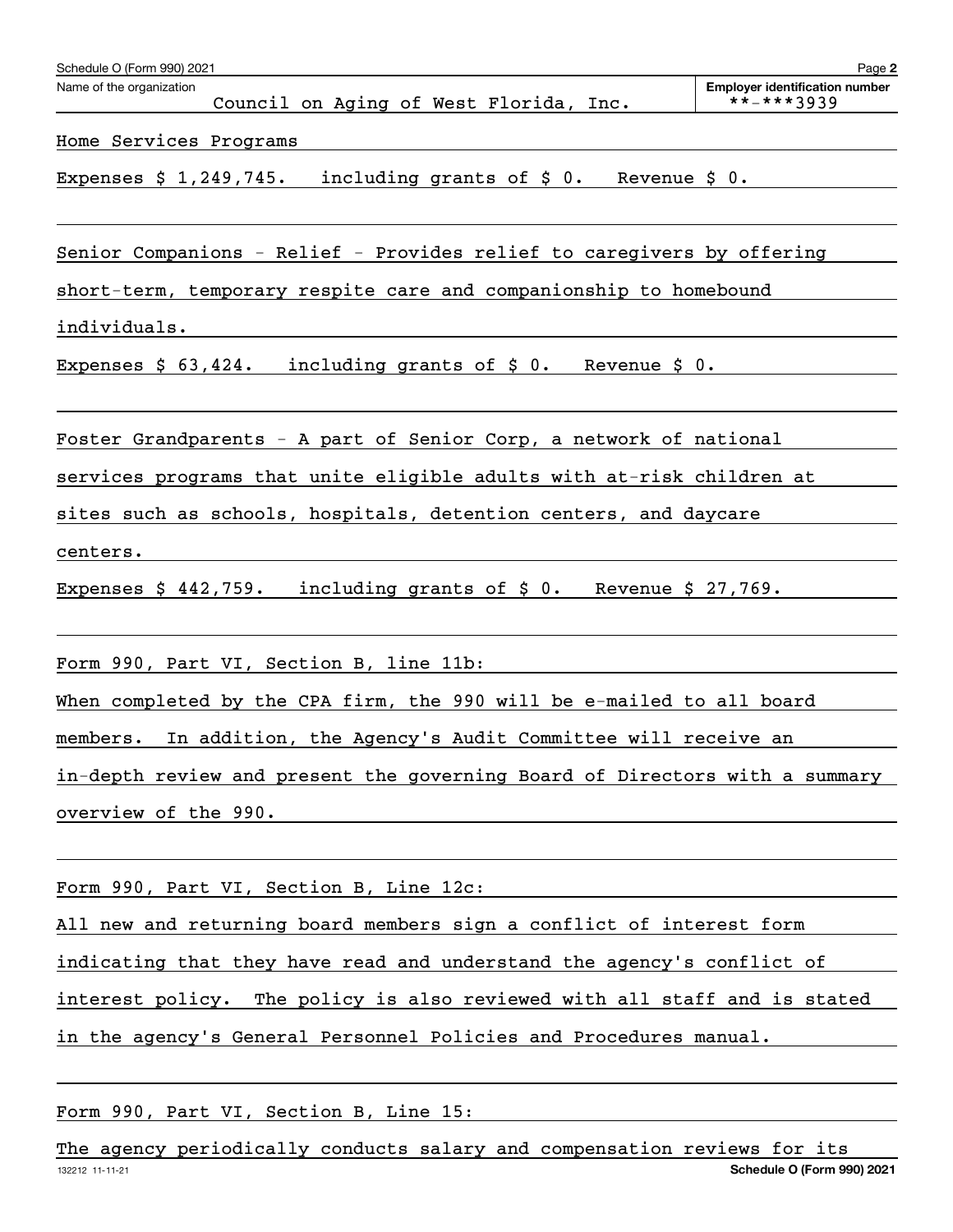Schedule O (Form 990) 2021

Name of the organization: Council on Aging of West Florida, Inc.

Employer identification number: **-***3939

Home Services Programs

Expenses $ 1,249,745. including grants of $ 0. Revenue $ 0.

Senior Companions - Relief - Provides relief to caregivers by offering short-term, temporary respite care and companionship to homebound individuals.

Expenses $ 63,424. including grants of $ 0. Revenue $ 0.

Foster Grandparents - A part of Senior Corp, a network of national services programs that unite eligible adults with at-risk children at sites such as schools, hospitals, detention centers, and daycare centers.

Expenses $ 442,759. including grants of $ 0. Revenue $ 27,769.

Form 990, Part VI, Section B, line 11b:

When completed by the CPA firm, the 990 will be e-mailed to all board members. In addition, the Agency's Audit Committee will receive an in-depth review and present the governing Board of Directors with a summary overview of the 990.

Form 990, Part VI, Section B, Line 12c:

All new and returning board members sign a conflict of interest form indicating that they have read and understand the agency's conflict of interest policy. The policy is also reviewed with all staff and is stated in the agency's General Personnel Policies and Procedures manual.

Form 990, Part VI, Section B, Line 15:

The agency periodically conducts salary and compensation reviews for its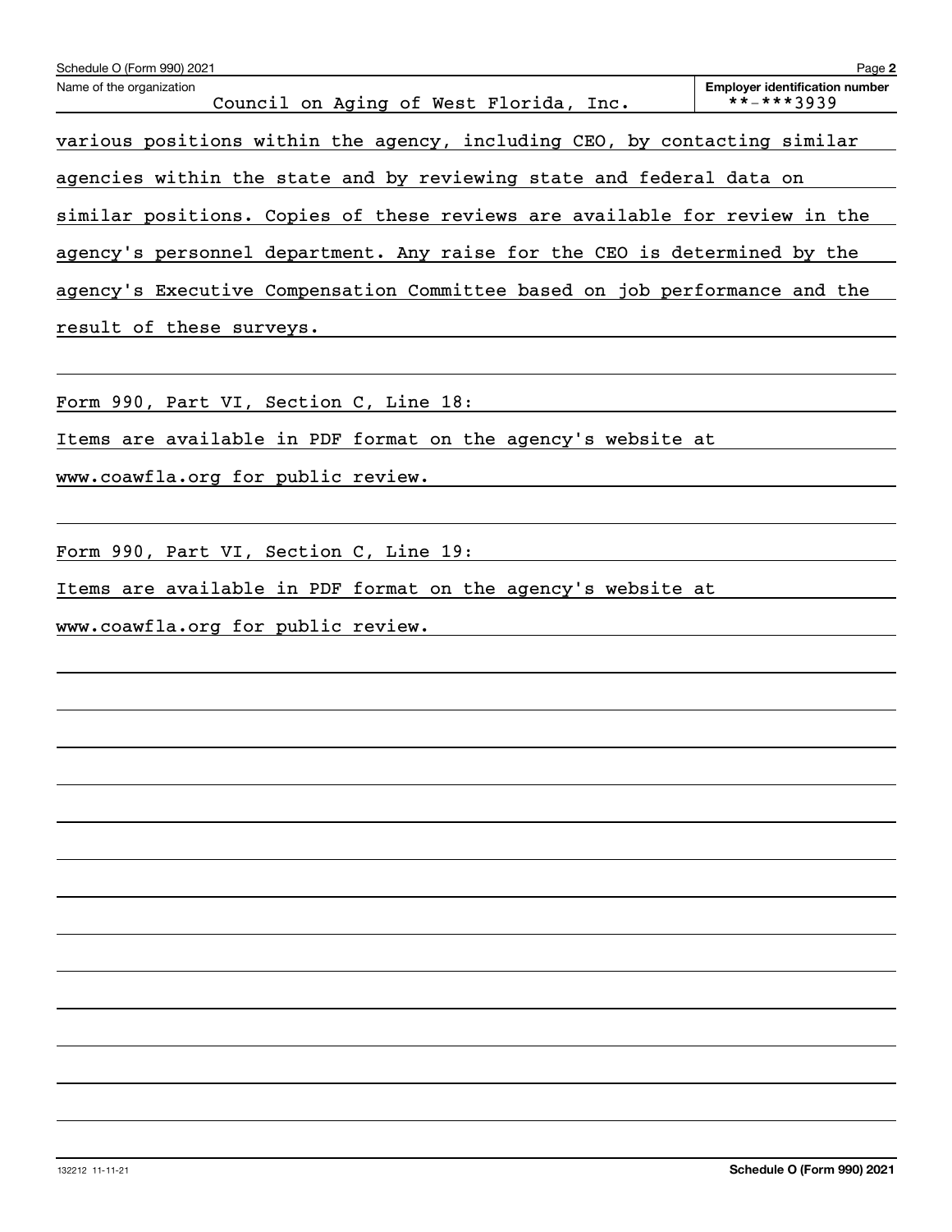Schedule O (Form 990) 2021

Name of the organization: Council on Aging of West Florida, Inc.

Employer identification number: **-***3939

various positions within the agency, including CEO, by contacting similar agencies within the state and by reviewing state and federal data on similar positions. Copies of these reviews are available for review in the agency's personnel department. Any raise for the CEO is determined by the agency's Executive Compensation Committee based on job performance and the result of these surveys.

Form 990, Part VI, Section C, Line 18:

Items are available in PDF format on the agency's website at www.coawfla.org for public review.

Form 990, Part VI, Section C, Line 19:

Items are available in PDF format on the agency's website at www.coawfla.org for public review.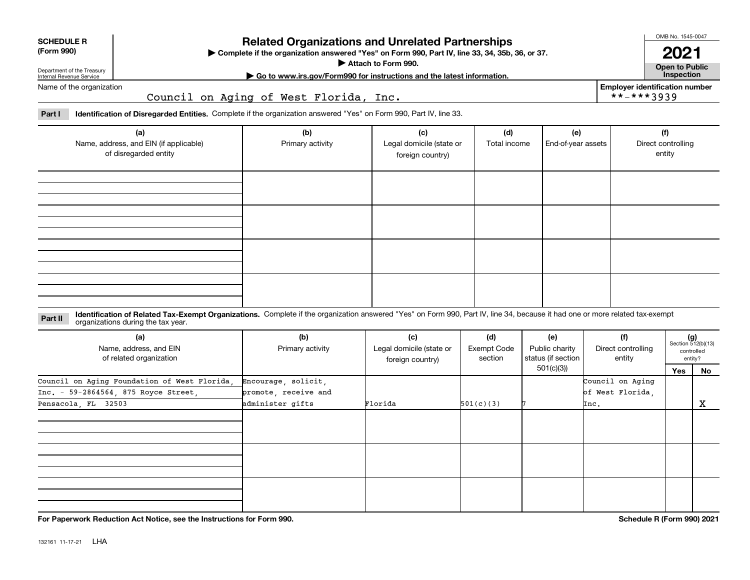**SCHEDULE R (Form 990)**

Department of the Treasury
Internal Revenue Service

# Related Organizations and Unrelated Partnerships

▶ Complete if the organization answered "Yes" on Form 990, Part IV, line 33, 34, 35b, 36, or 37.
▶ Attach to Form 990.
▶ Go to www.irs.gov/Form990 for instructions and the latest information.

OMB No. 1545-0047
**2021**
**Open to Public Inspection**

Name of the organization: Council on Aging of West Florida, Inc.

Employer identification number: **-***3939

**Part I** **Identification of Disregarded Entities.** Complete if the organization answered "Yes" on Form 990, Part IV, line 33.

| (a) Name, address, and EIN (if applicable) of disregarded entity | (b) Primary activity | (c) Legal domicile (state or foreign country) | (d) Total income | (e) End-of-year assets | (f) Direct controlling entity |
|---|---|---|---|---|---|
| | | | | | |
| | | | | | |
| | | | | | |
| | | | | | |

**Part II** **Identification of Related Tax-Exempt Organizations.** Complete if the organization answered "Yes" on Form 990, Part IV, line 34, because it had one or more related tax-exempt organizations during the tax year.

| (a) Name, address, and EIN of related organization | (b) Primary activity | (c) Legal domicile (state or foreign country) | (d) Exempt Code section | (e) Public charity status (if section 501(c)(3)) | (f) Direct controlling entity | (g) Section 512(b)(13) controlled entity? Yes | No |
|---|---|---|---|---|---|---|---|
| Council on Aging Foundation of West Florida, Inc. - 59-2864564, 875 Royce Street, Pensacola, FL 32503 | Encourage, solicit, promote, receive and administer gifts | Florida | 501(c)(3) | 7 | Council on Aging of West Florida, Inc. | | X |
| | | | | | | | |
| | | | | | | | |
| | | | | | | | |

**For Paperwork Reduction Act Notice, see the Instructions for Form 990.** **Schedule R (Form 990) 2021**

132161 11-17-21 LHA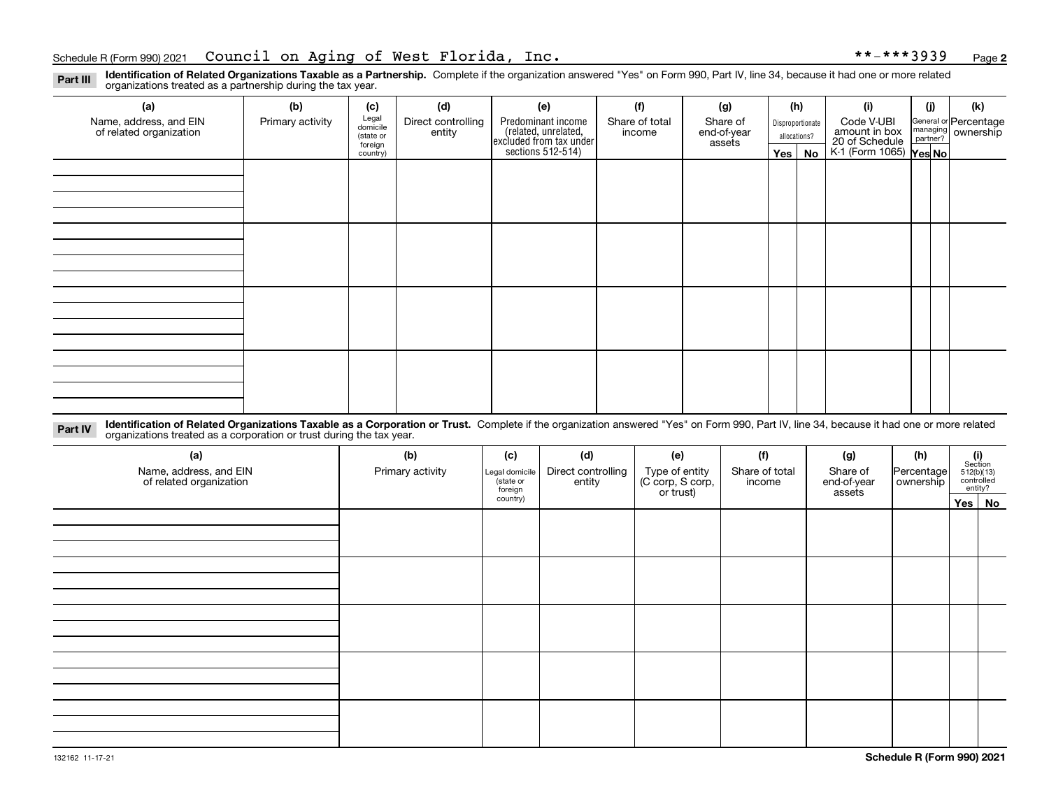Schedule R (Form 990) 2021 Council on Aging of West Florida, Inc. **-***3939 Page **2**

**Part III** **Identification of Related Organizations Taxable as a Partnership.** Complete if the organization answered "Yes" on Form 990, Part IV, line 34, because it had one or more related organizations treated as a partnership during the tax year.

| (a) Name, address, and EIN of related organization | (b) Primary activity | (c) Legal domicile (state or foreign country) | (d) Direct controlling entity | (e) Predominant income (related, unrelated, excluded from tax under sections 512-514) | (f) Share of total income | (g) Share of end-of-year assets | (h) Disproportionate allocations? | | (i) Code V-UBI amount in box 20 of Schedule K-1 (Form 1065) | (j) General or managing partner? | | (k) Percentage ownership |
|---|---|---|---|---|---|---|---|---|---|---|---|---|
| | | | | | | | Yes | No | | Yes | No | |
| | | | | | | | | | | | | |
| | | | | | | | | | | | | |
| | | | | | | | | | | | | |
| | | | | | | | | | | | | |

**Part IV** **Identification of Related Organizations Taxable as a Corporation or Trust.** Complete if the organization answered "Yes" on Form 990, Part IV, line 34, because it had one or more related organizations treated as a corporation or trust during the tax year.

| (a) Name, address, and EIN of related organization | (b) Primary activity | (c) Legal domicile (state or foreign country) | (d) Direct controlling entity | (e) Type of entity (C corp, S corp, or trust) | (f) Share of total income | (g) Share of end-of-year assets | (h) Percentage ownership | (i) Section 512(b)(13) controlled entity? | |
|---|---|---|---|---|---|---|---|---|---|
| | | | | | | | | Yes | No |
| | | | | | | | | | |
| | | | | | | | | | |
| | | | | | | | | | |
| | | | | | | | | | |
| | | | | | | | | | |

132162 11-17-21 **Schedule R (Form 990) 2021**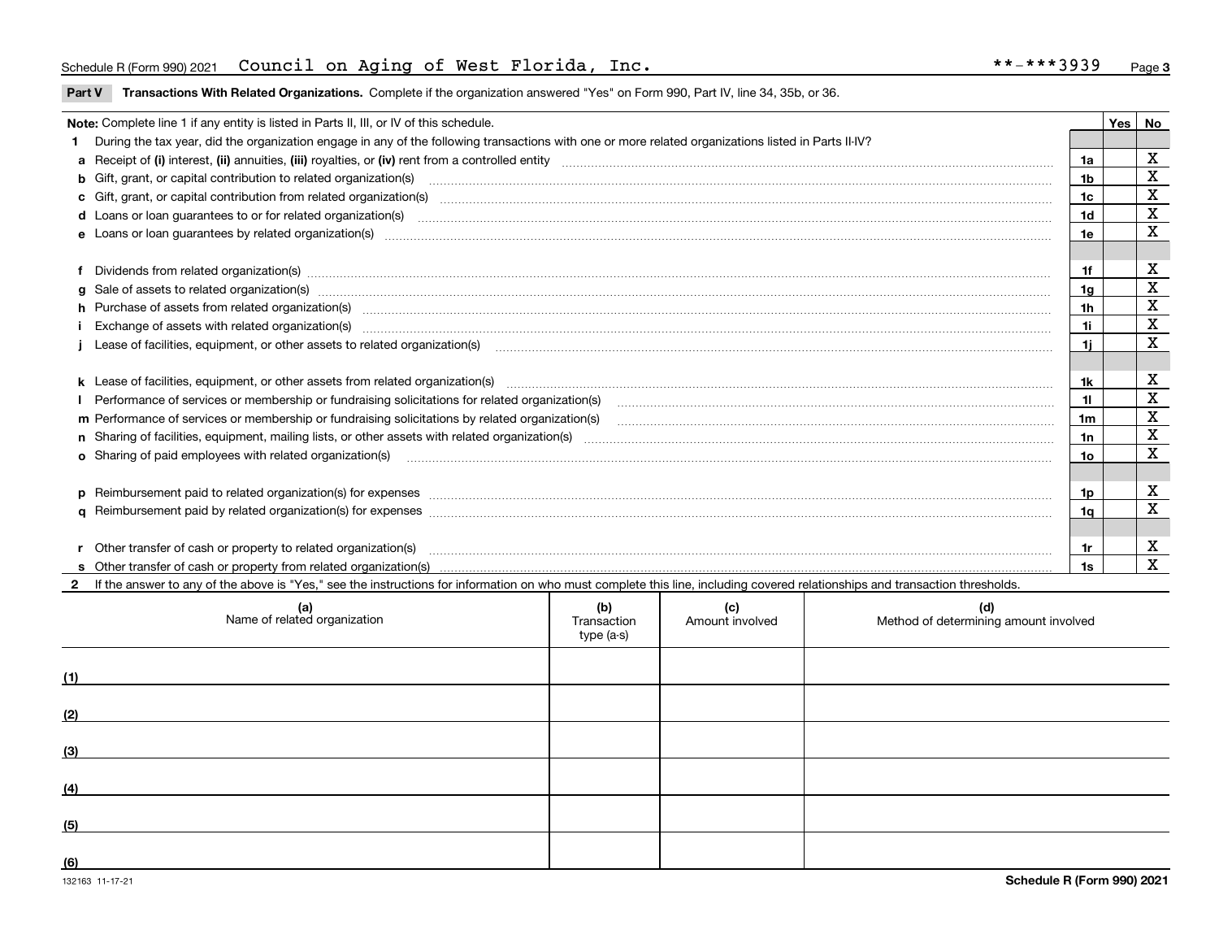Schedule R (Form 990) 2021 Council on Aging of West Florida, Inc. **-***3939

**Part V** **Transactions With Related Organizations.** Complete if the organization answered "Yes" on Form 990, Part IV, line 34, 35b, or 36.

| **Note:** Complete line 1 if any entity is listed in Parts II, III, or IV of this schedule. | | Yes | No |
|---|---|---|---|
| **1** During the tax year, did the organization engage in any of the following transactions with one or more related organizations listed in Parts II-IV? | | | |
| **a** Receipt of **(i)** interest, **(ii)** annuities, **(iii)** royalties, or **(iv)** rent from a controlled entity | 1a | | X |
| **b** Gift, grant, or capital contribution to related organization(s) | 1b | | X |
| **c** Gift, grant, or capital contribution from related organization(s) | 1c | | X |
| **d** Loans or loan guarantees to or for related organization(s) | 1d | | X |
| **e** Loans or loan guarantees by related organization(s) | 1e | | X |
| **f** Dividends from related organization(s) | 1f | | X |
| **g** Sale of assets to related organization(s) | 1g | | X |
| **h** Purchase of assets from related organization(s) | 1h | | X |
| **i** Exchange of assets with related organization(s) | 1i | | X |
| **j** Lease of facilities, equipment, or other assets to related organization(s) | 1j | | X |
| **k** Lease of facilities, equipment, or other assets from related organization(s) | 1k | | X |
| **l** Performance of services or membership or fundraising solicitations for related organization(s) | 1l | | X |
| **m** Performance of services or membership or fundraising solicitations by related organization(s) | 1m | | X |
| **n** Sharing of facilities, equipment, mailing lists, or other assets with related organization(s) | 1n | | X |
| **o** Sharing of paid employees with related organization(s) | 1o | | X |
| **p** Reimbursement paid to related organization(s) for expenses | 1p | | X |
| **q** Reimbursement paid by related organization(s) for expenses | 1q | | X |
| **r** Other transfer of cash or property to related organization(s) | 1r | | X |
| **s** Other transfer of cash or property from related organization(s) | 1s | | X |

**2** If the answer to any of the above is "Yes," see the instructions for information on who must complete this line, including covered relationships and transaction thresholds.

| (a) Name of related organization | (b) Transaction type (a-s) | (c) Amount involved | (d) Method of determining amount involved |
|---|---|---|---|
| (1) | | | |
| (2) | | | |
| (3) | | | |
| (4) | | | |
| (5) | | | |
| (6) | | | |

132163 11-17-21 **Schedule R (Form 990) 2021**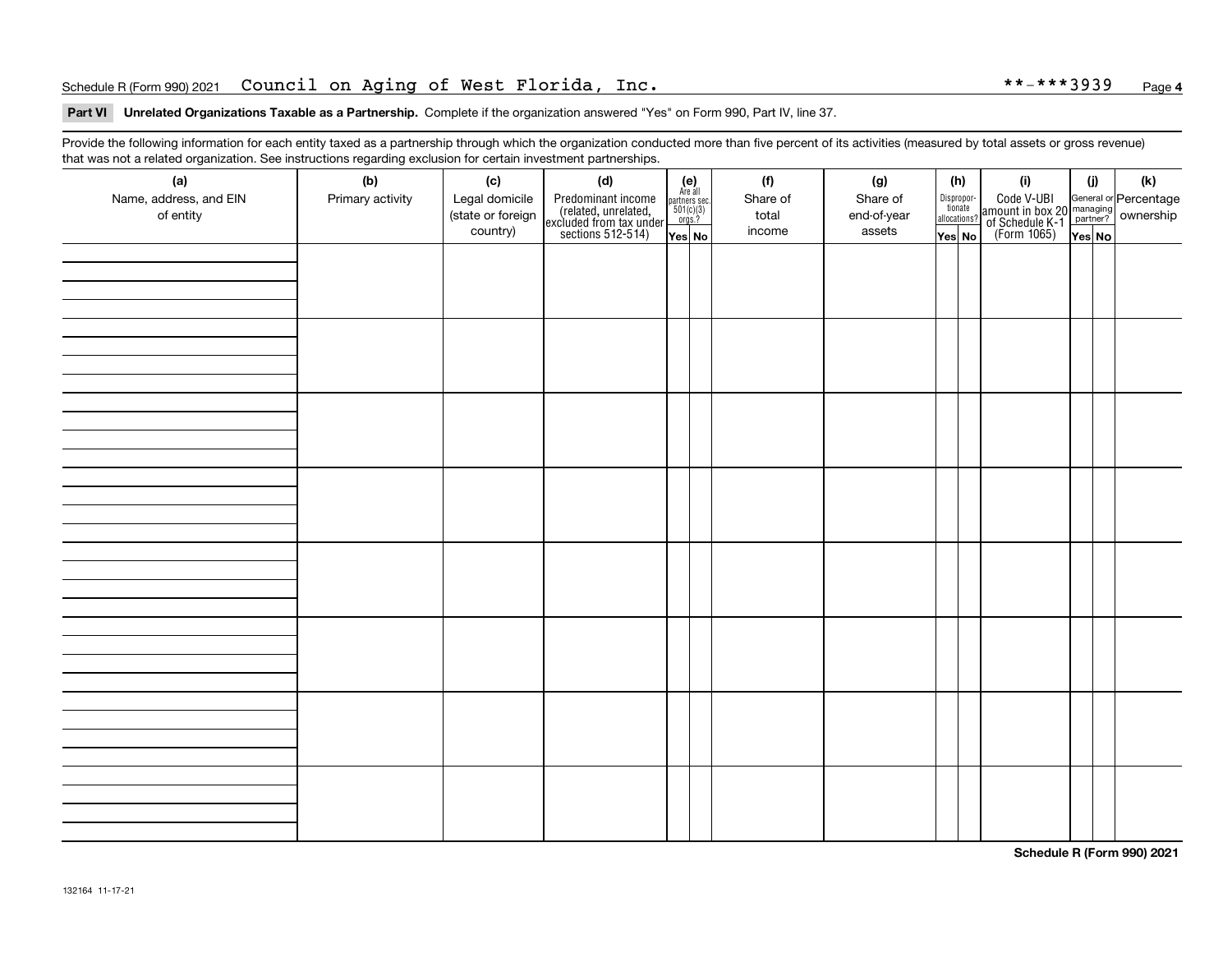Schedule R (Form 990) 2021 Council on Aging of West Florida, Inc. **-***3939

**Part VI Unrelated Organizations Taxable as a Partnership.** Complete if the organization answered "Yes" on Form 990, Part IV, line 37.

Provide the following information for each entity taxed as a partnership through which the organization conducted more than five percent of its activities (measured by total assets or gross revenue) that was not a related organization. See instructions regarding exclusion for certain investment partnerships.

| (a) Name, address, and EIN of entity | (b) Primary activity | (c) Legal domicile (state or foreign country) | (d) Predominant income (related, unrelated, excluded from tax under sections 512-514) | (e) Are all partners sec. 501(c)(3) orgs.? | | (f) Share of total income | (g) Share of end-of-year assets | (h) Disproportionate allocations? | | (i) Code V-UBI amount in box 20 of Schedule K-1 (Form 1065) | (j) General or managing partner? | | (k) Percentage ownership |
|---|---|---|---|---|---|---|---|---|---|---|---|---|---|
| | | | | Yes | No | | | Yes | No | | Yes | No | |
| | | | | | | | | | | | | | |
| | | | | | | | | | | | | | |
| | | | | | | | | | | | | | |
| | | | | | | | | | | | | | |
| | | | | | | | | | | | | | |
| | | | | | | | | | | | | | |
| | | | | | | | | | | | | | |
| | | | | | | | | | | | | | |

**Schedule R (Form 990) 2021**

132164 11-17-21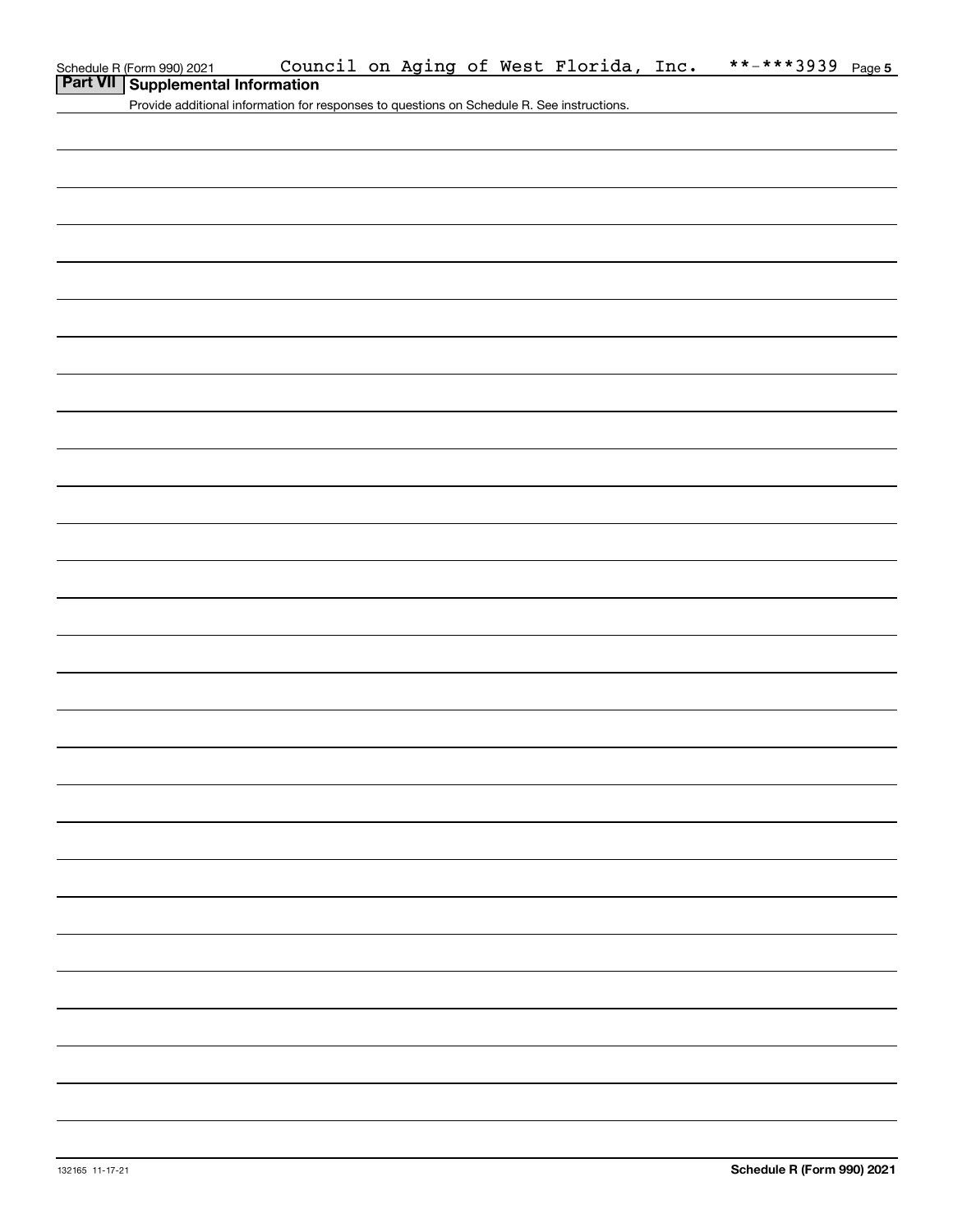Schedule R (Form 990) 2021 Council on Aging of West Florida, Inc. **-***3939 Page 5

## Part VII Supplemental Information

Provide additional information for responses to questions on Schedule R. See instructions.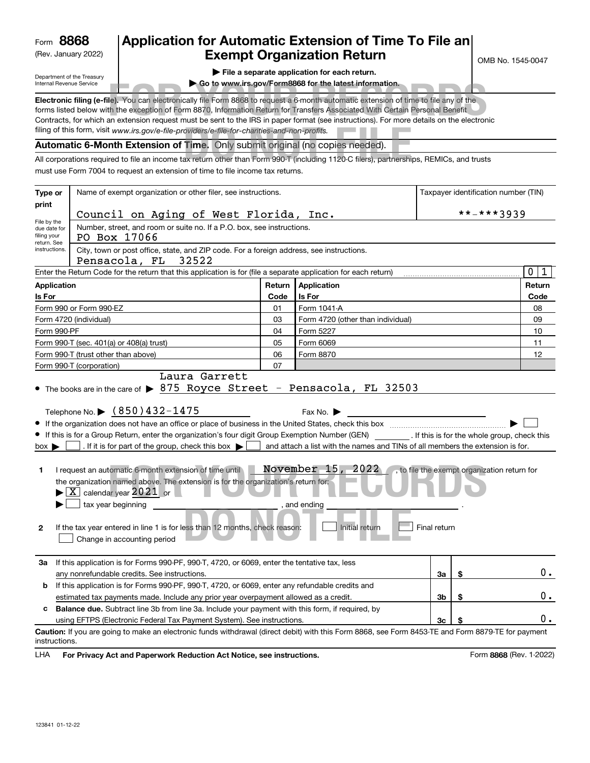Form **8868**
(Rev. January 2022)
Department of the Treasury
Internal Revenue Service

# Application for Automatic Extension of Time To File an Exempt Organization Return

OMB No. 1545-0047

▶ File a separate application for each return.
▶ Go to www.irs.gov/Form8868 for the latest information.

FOR YOUR RECORDS DO NOT FILE

**Electronic filing (e-file).** You can electronically file Form 8868 to request a 6-month automatic extension of time to file any of the forms listed below with the exception of Form 8870, Information Return for Transfers Associated With Certain Personal Benefit Contracts, for which an extension request must be sent to the IRS in paper format (see instructions). For more details on the electronic filing of this form, visit *www.irs.gov/e-file-providers/e-file-for-charities-and-non-profits.*

**Automatic 6-Month Extension of Time.** Only submit original (no copies needed).

All corporations required to file an income tax return other than Form 990-T (including 1120-C filers), partnerships, REMICs, and trusts must use Form 7004 to request an extension of time to file income tax returns.

| Type or print | Name of exempt organization or other filer, see instructions. | Taxpayer identification number (TIN) |
|---|---|---|
| File by the due date for filing your return. See instructions. | Council on Aging of West Florida, Inc. | **-***3939 |
| | Number, street, and room or suite no. If a P.O. box, see instructions. PO Box 17066 | |
| | City, town or post office, state, and ZIP code. For a foreign address, see instructions. Pensacola, FL 32522 | |

Enter the Return Code for the return that this application is for (file a separate application for each return) ........ 0 1

| Application Is For | Return Code | Application Is For | Return Code |
|---|---|---|---|
| Form 990 or Form 990-EZ | 01 | Form 1041-A | 08 |
| Form 4720 (individual) | 03 | Form 4720 (other than individual) | 09 |
| Form 990-PF | 04 | Form 5227 | 10 |
| Form 990-T (sec. 401(a) or 408(a) trust) | 05 | Form 6069 | 11 |
| Form 990-T (trust other than above) | 06 | Form 8870 | 12 |
| Form 990-T (corporation) | 07 | | |

- The books are in the care of ▶ Laura Garrett 875 Royce Street - Pensacola, FL 32503

Telephone No. ▶ (850)432-1475 Fax No. ▶

- If the organization does not have an office or place of business in the United States, check this box ........ ▶ ☐
- If this is for a Group Return, enter the organization's four digit Group Exemption Number (GEN) ______ . If this is for the whole group, check this box ▶ ☐ . If it is for part of the group, check this box ▶ ☐ and attach a list with the names and TINs of all members the extension is for.

**1** I request an automatic 6-month extension of time until November 15, 2022 , to file the exempt organization return for the organization named above. The extension is for the organization's return for:
▶ ☒ calendar year 2021 or
▶ ☐ tax year beginning ______ , and ending ______ .

**2** If the tax year entered in line 1 is for less than 12 months, check reason: ☐ Initial return ☐ Final return ☐ Change in accounting period

| | | | | |
|---|---|---|---|---|
| **3a** | If this application is for Forms 990-PF, 990-T, 4720, or 6069, enter the tentative tax, less any nonrefundable credits. See instructions. | **3a** | $ | 0. |
| **b** | If this application is for Forms 990-PF, 990-T, 4720, or 6069, enter any refundable credits and estimated tax payments made. Include any prior year overpayment allowed as a credit. | **3b** | $ | 0. |
| **c** | **Balance due.** Subtract line 3b from line 3a. Include your payment with this form, if required, by using EFTPS (Electronic Federal Tax Payment System). See instructions. | **3c** | $ | 0. |

**Caution:** If you are going to make an electronic funds withdrawal (direct debit) with this Form 8868, see Form 8453-TE and Form 8879-TE for payment instructions.

LHA **For Privacy Act and Paperwork Reduction Act Notice, see instructions.** Form **8868** (Rev. 1-2022)

123841 01-12-22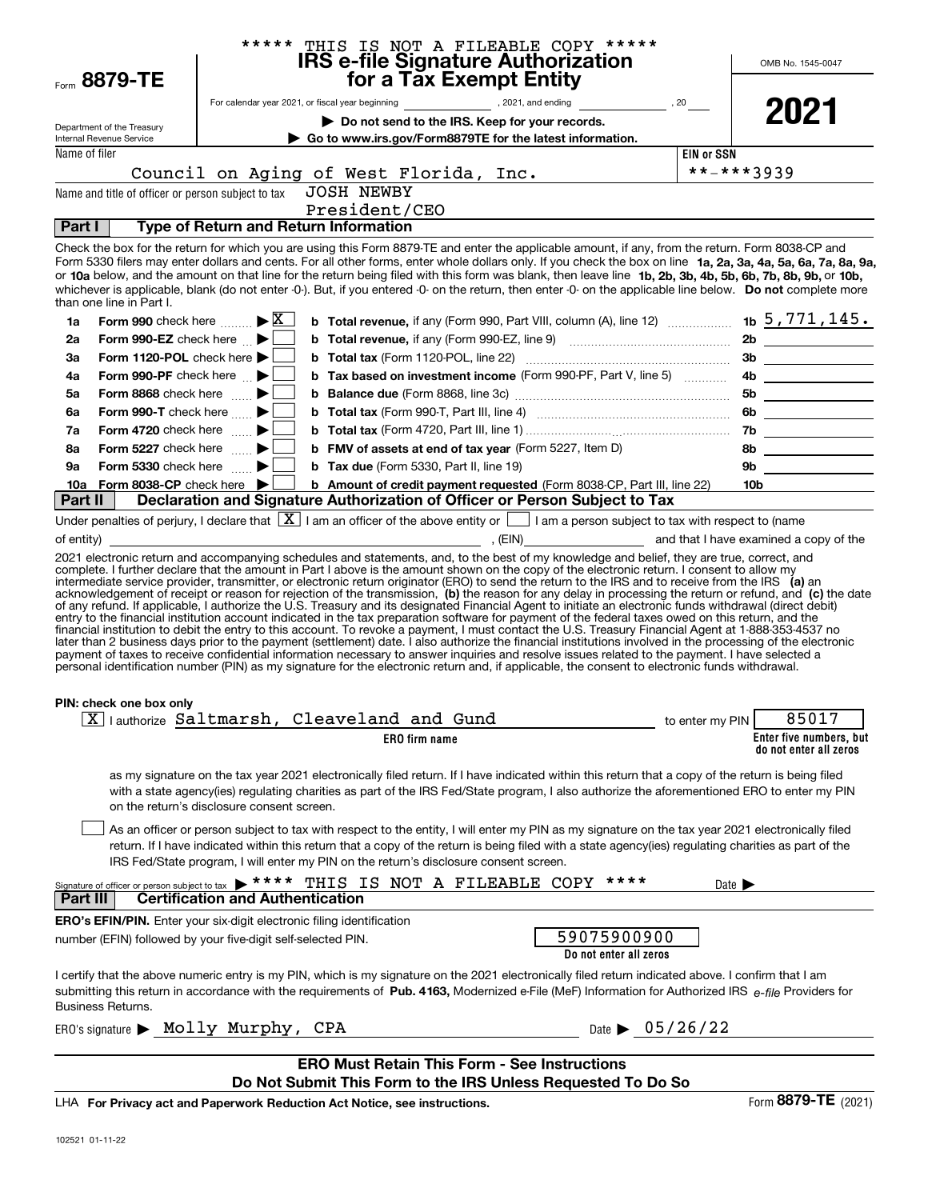***** THIS IS NOT A FILEABLE COPY *****

Form **8879-TE**

Department of the Treasury
Internal Revenue Service

# IRS e-file Signature Authorization for a Tax Exempt Entity

For calendar year 2021, or fiscal year beginning ______________, 2021, and ending ______________, 20____

▶ Do not send to the IRS. Keep for your records.

▶ Go to www.irs.gov/Form8879TE for the latest information.

OMB No. 1545-0047

**2021**

Name of filer: Council on Aging of West Florida, Inc.

EIN or SSN: **-***3939

Name and title of officer or person subject to tax: JOSH NEWBY
President/CEO

## Part I Type of Return and Return Information

Check the box for the return for which you are using this Form 8879-TE and enter the applicable amount, if any, from the return. Form 8038-CP and Form 5330 filers may enter dollars and cents. For all other forms, enter whole dollars only. If you check the box on line **1a, 2a, 3a, 4a, 5a, 6a, 7a, 8a, 9a,** or **10a** below, and the amount on that line for the return being filed with this form was blank, then leave line **1b, 2b, 3b, 4b, 5b, 6b, 7b, 8b, 9b,** or **10b,** whichever is applicable, blank (do not enter -0-). But, if you entered -0- on the return, then enter -0- on the applicable line below. **Do not** complete more than one line in Part I.

| | | | | |
|---|---|---|---|---|
| 1a | Form 990 check here ▶ [X] | b Total revenue, if any (Form 990, Part VIII, column (A), line 12) | 1b | 5,771,145. |
| 2a | Form 990-EZ check here ▶ [ ] | b Total revenue, if any (Form 990-EZ, line 9) | 2b | |
| 3a | Form 1120-POL check here ▶ [ ] | b Total tax (Form 1120-POL, line 22) | 3b | |
| 4a | Form 990-PF check here ▶ [ ] | b Tax based on investment income (Form 990-PF, Part V, line 5) | 4b | |
| 5a | Form 8868 check here ▶ [ ] | b Balance due (Form 8868, line 3c) | 5b | |
| 6a | Form 990-T check here ▶ [ ] | b Total tax (Form 990-T, Part III, line 4) | 6b | |
| 7a | Form 4720 check here ▶ [ ] | b Total tax (Form 4720, Part III, line 1) | 7b | |
| 8a | Form 5227 check here ▶ [ ] | b FMV of assets at end of tax year (Form 5227, Item D) | 8b | |
| 9a | Form 5330 check here ▶ [ ] | b Tax due (Form 5330, Part II, line 19) | 9b | |
| 10a | Form 8038-CP check here ▶ [ ] | b Amount of credit payment requested (Form 8038-CP, Part III, line 22) | 10b | |

## Part II Declaration and Signature Authorization of Officer or Person Subject to Tax

Under penalties of perjury, I declare that [X] I am an officer of the above entity or [ ] I am a person subject to tax with respect to (name of entity) ______________________, (EIN) ______________ and that I have examined a copy of the 2021 electronic return and accompanying schedules and statements, and, to the best of my knowledge and belief, they are true, correct, and complete. I further declare that the amount in Part I above is the amount shown on the copy of the electronic return. I consent to allow my intermediate service provider, transmitter, or electronic return originator (ERO) to send the return to the IRS and to receive from the IRS **(a)** an acknowledgement of receipt or reason for rejection of the transmission, **(b)** the reason for any delay in processing the return or refund, and **(c)** the date of any refund. If applicable, I authorize the U.S. Treasury and its designated Financial Agent to initiate an electronic funds withdrawal (direct debit) entry to the financial institution account indicated in the tax preparation software for payment of the federal taxes owed on this return, and the financial institution to debit the entry to this account. To revoke a payment, I must contact the U.S. Treasury Financial Agent at 1-888-353-4537 no later than 2 business days prior to the payment (settlement) date. I also authorize the financial institutions involved in the processing of the electronic payment of taxes to receive confidential information necessary to answer inquiries and resolve issues related to the payment. I have selected a personal identification number (PIN) as my signature for the electronic return and, if applicable, the consent to electronic funds withdrawal.

**PIN: check one box only**

[X] I authorize Saltmarsh, Cleaveland and Gund (ERO firm name) to enter my PIN 85017 (Enter five numbers, but do not enter all zeros)

as my signature on the tax year 2021 electronically filed return. If I have indicated within this return that a copy of the return is being filed with a state agency(ies) regulating charities as part of the IRS Fed/State program, I also authorize the aforementioned ERO to enter my PIN on the return's disclosure consent screen.

[ ] As an officer or person subject to tax with respect to the entity, I will enter my PIN as my signature on the tax year 2021 electronically filed return. If I have indicated within this return that a copy of the return is being filed with a state agency(ies) regulating charities as part of the IRS Fed/State program, I will enter my PIN on the return's disclosure consent screen.

Signature of officer or person subject to tax ▶ **** THIS IS NOT A FILEABLE COPY **** Date ▶

## Part III Certification and Authentication

**ERO's EFIN/PIN.** Enter your six-digit electronic filing identification number (EFIN) followed by your five-digit self-selected PIN. 59075900900 (Do not enter all zeros)

I certify that the above numeric entry is my PIN, which is my signature on the 2021 electronically filed return indicated above. I confirm that I am submitting this return in accordance with the requirements of **Pub. 4163,** Modernized e-File (MeF) Information for Authorized IRS *e-file* Providers for Business Returns.

ERO's signature ▶ Molly Murphy, CPA Date ▶ 05/26/22

**ERO Must Retain This Form - See Instructions**
**Do Not Submit This Form to the IRS Unless Requested To Do So**

LHA **For Privacy act and Paperwork Reduction Act Notice, see instructions.** Form **8879-TE** (2021)

102521 01-11-22